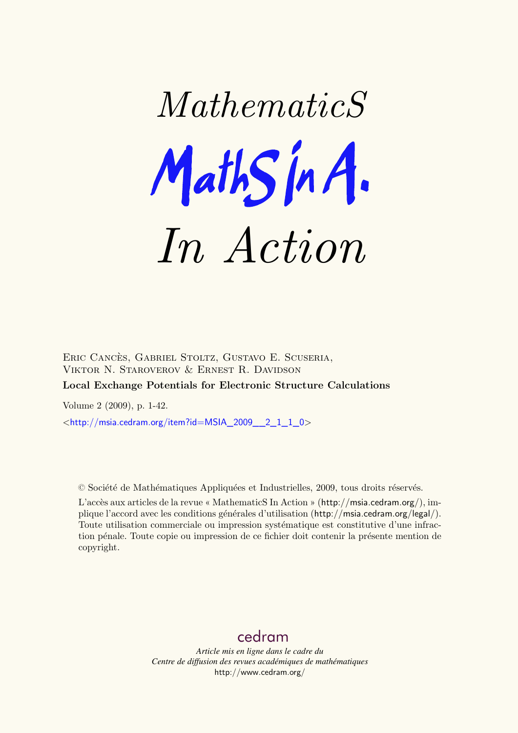# MathematicS

# MathS In A.

# In Action

Eric Cancès, Gabriel Stoltz, Gustavo E. Scuseria, Viktor N. Staroverov & Ernest R. Davidson

**Local Exchange Potentials for Electronic Structure Calculations**

Volume 2 (2009), p. 1-42.

<http://msia.cedram.org/item?id=MSIA_2009__2_1_1_0>

© Société de Mathématiques Appliquées et Industrielles, 2009, tous droits réservés.

L'accès aux articles de la revue « MathematicS In Action » (http://msia.cedram.org/), implique l'accord avec les conditions générales d'utilisation (http://msia.cedram.org/legal/). Toute utilisation commerciale ou impression systématique est constitutive d'une infraction pénale. Toute copie ou impression de ce fichier doit contenir la présente mention de copyright.

cedram

*Article mis en ligne dans le cadre du*
*Centre de diffusion des revues académiques de mathématiques*
http://www.cedram.org/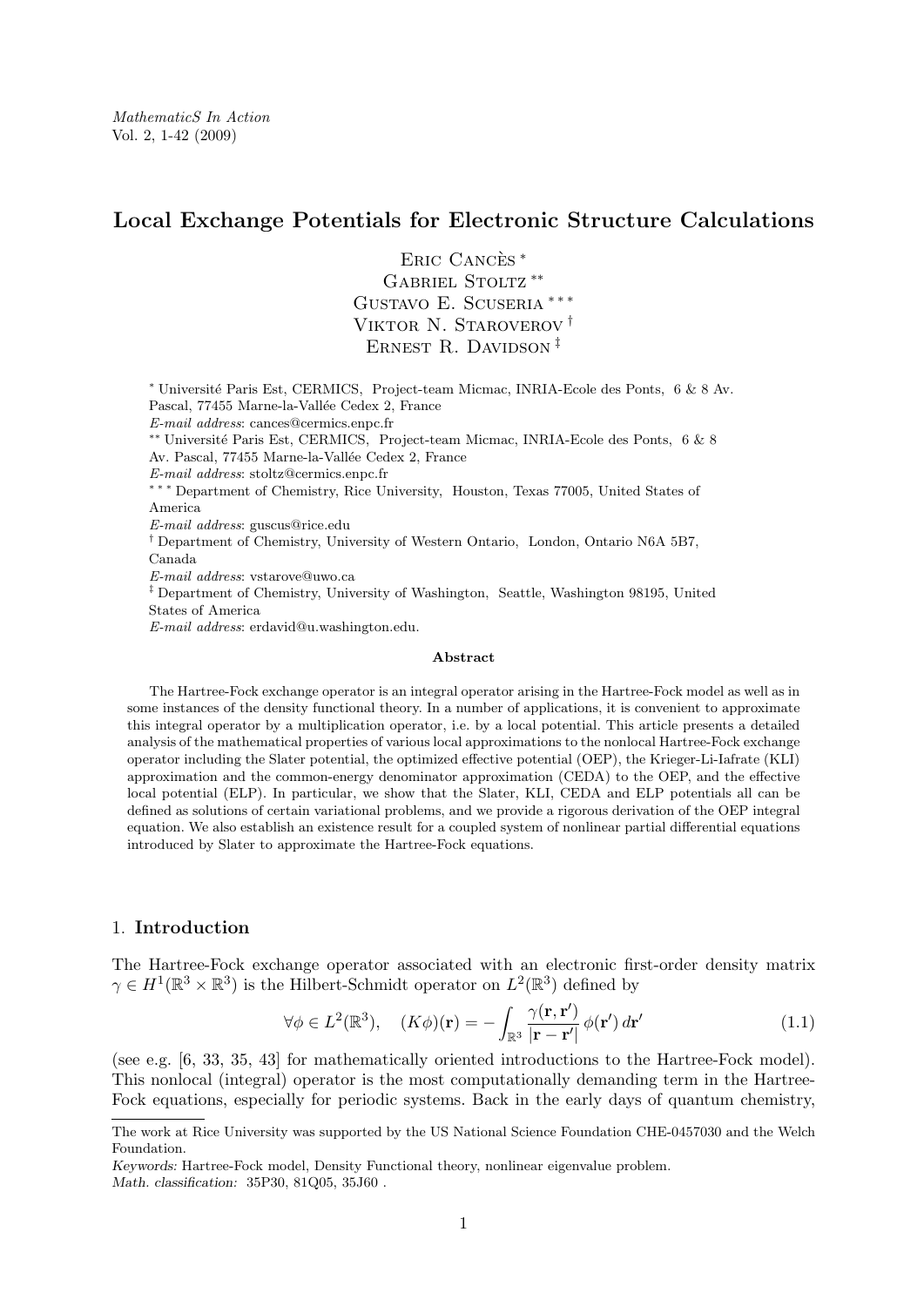*MathematicS In Action*
Vol. 2, 1-42 (2009)

# Local Exchange Potentials for Electronic Structure Calculations

Eric Cancès [*]
Gabriel Stoltz [**]
Gustavo E. Scuseria [***]
Viktor N. Staroverov [†]
Ernest R. Davidson [‡]

[*] Université Paris Est, CERMICS, Project-team Micmac, INRIA-Ecole des Ponts, 6 & 8 Av. Pascal, 77455 Marne-la-Vallée Cedex 2, France
*E-mail address*: cances@cermics.enpc.fr
[**] Université Paris Est, CERMICS, Project-team Micmac, INRIA-Ecole des Ponts, 6 & 8 Av. Pascal, 77455 Marne-la-Vallée Cedex 2, France
*E-mail address*: stoltz@cermics.enpc.fr
[***] Department of Chemistry, Rice University, Houston, Texas 77005, United States of America
*E-mail address*: guscus@rice.edu
[†] Department of Chemistry, University of Western Ontario, London, Ontario N6A 5B7, Canada
*E-mail address*: vstarove@uwo.ca
[‡] Department of Chemistry, University of Washington, Seattle, Washington 98195, United States of America
*E-mail address*: erdavid@u.washington.edu.

**Abstract**

The Hartree-Fock exchange operator is an integral operator arising in the Hartree-Fock model as well as in some instances of the density functional theory. In a number of applications, it is convenient to approximate this integral operator by a multiplication operator, i.e. by a local potential. This article presents a detailed analysis of the mathematical properties of various local approximations to the nonlocal Hartree-Fock exchange operator including the Slater potential, the optimized effective potential (OEP), the Krieger-Li-Iafrate (KLI) approximation and the common-energy denominator approximation (CEDA) to the OEP, and the effective local potential (ELP). In particular, we show that the Slater, KLI, CEDA and ELP potentials all can be defined as solutions of certain variational problems, and we provide a rigorous derivation of the OEP integral equation. We also establish an existence result for a coupled system of nonlinear partial differential equations introduced by Slater to approximate the Hartree-Fock equations.

## 1. Introduction

The Hartree-Fock exchange operator associated with an electronic first-order density matrix $\gamma \in H^1(\mathbb{R}^3 \times \mathbb{R}^3)$ is the Hilbert-Schmidt operator on $L^2(\mathbb{R}^3)$ defined by

$$\forall \phi \in L^2(\mathbb{R}^3), \quad (K\phi)(\mathbf{r}) = -\int_{\mathbb{R}^3} \frac{\gamma(\mathbf{r}, \mathbf{r}')}{|\mathbf{r} - \mathbf{r}'|} \, \phi(\mathbf{r}') \, d\mathbf{r}' \tag{1.1}$$

(see e.g. [6, 33, 35, 43] for mathematically oriented introductions to the Hartree-Fock model). This nonlocal (integral) operator is the most computationally demanding term in the Hartree-Fock equations, especially for periodic systems. Back in the early days of quantum chemistry,

The work at Rice University was supported by the US National Science Foundation CHE-0457030 and the Welch Foundation.

*Keywords:* Hartree-Fock model, Density Functional theory, nonlinear eigenvalue problem.
*Math. classification:* 35P30, 81Q05, 35J60 .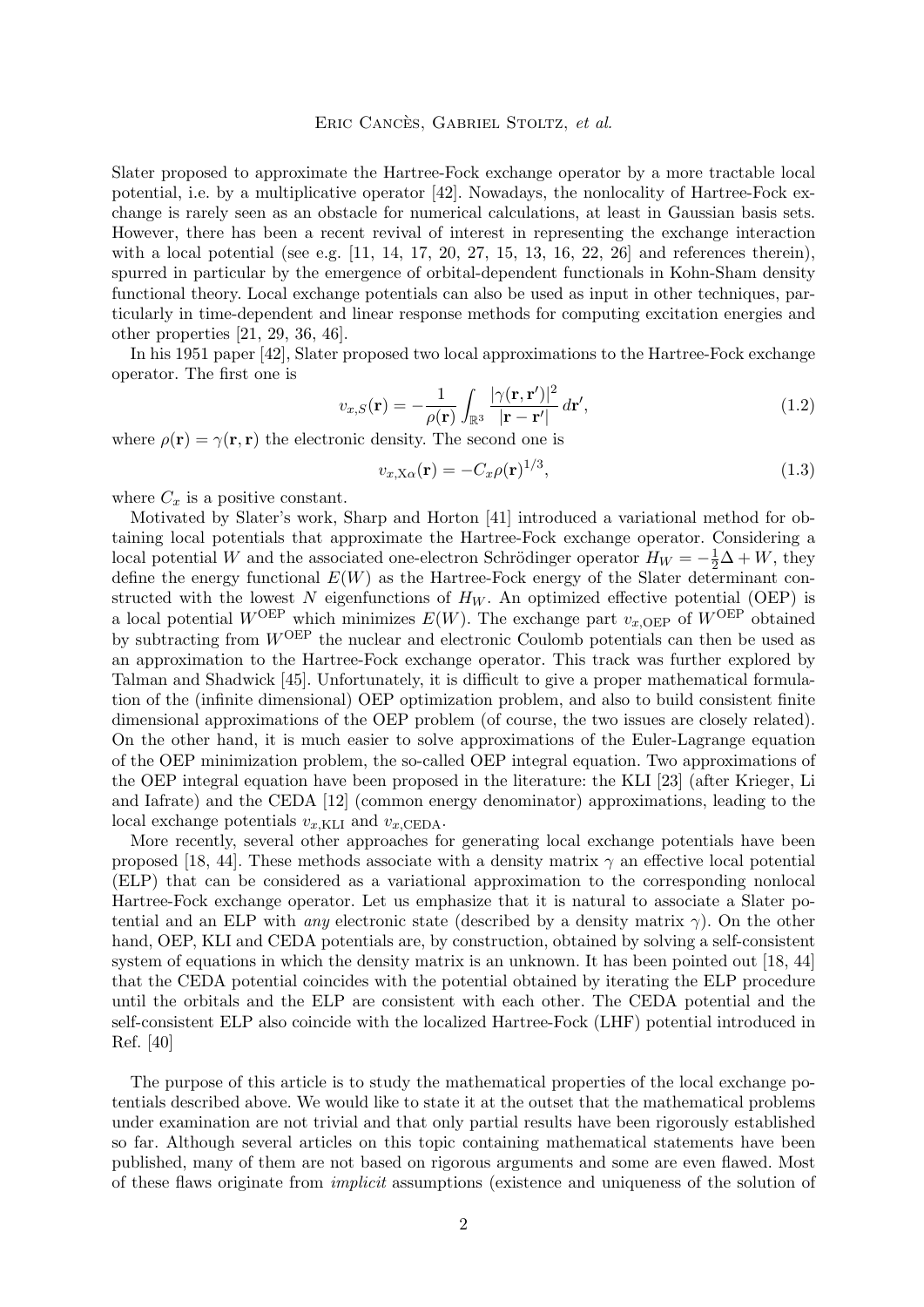Slater proposed to approximate the Hartree-Fock exchange operator by a more tractable local potential, i.e. by a multiplicative operator [42]. Nowadays, the nonlocality of Hartree-Fock exchange is rarely seen as an obstacle for numerical calculations, at least in Gaussian basis sets. However, there has been a recent revival of interest in representing the exchange interaction with a local potential (see e.g. [11, 14, 17, 20, 27, 15, 13, 16, 22, 26] and references therein), spurred in particular by the emergence of orbital-dependent functionals in Kohn-Sham density functional theory. Local exchange potentials can also be used as input in other techniques, particularly in time-dependent and linear response methods for computing excitation energies and other properties [21, 29, 36, 46].

In his 1951 paper [42], Slater proposed two local approximations to the Hartree-Fock exchange operator. The first one is

$$v_{x,S}(\mathbf{r}) = -\frac{1}{\rho(\mathbf{r})} \int_{\mathbb{R}^3} \frac{|\gamma(\mathbf{r}, \mathbf{r}')|^2}{|\mathbf{r} - \mathbf{r}'|} \, d\mathbf{r}', \tag{1.2}$$

where $\rho(\mathbf{r}) = \gamma(\mathbf{r}, \mathbf{r})$ the electronic density. The second one is

$$v_{x,\mathrm{X}\alpha}(\mathbf{r}) = -C_x \rho(\mathbf{r})^{1/3}, \tag{1.3}$$

where $C_x$ is a positive constant.

Motivated by Slater's work, Sharp and Horton [41] introduced a variational method for obtaining local potentials that approximate the Hartree-Fock exchange operator. Considering a local potential $W$ and the associated one-electron Schrödinger operator $H_W = -\frac{1}{2}\Delta + W$, they define the energy functional $E(W)$ as the Hartree-Fock energy of the Slater determinant constructed with the lowest $N$ eigenfunctions of $H_W$. An optimized effective potential (OEP) is a local potential $W^{\mathrm{OEP}}$ which minimizes $E(W)$. The exchange part $v_{x,\mathrm{OEP}}$ of $W^{\mathrm{OEP}}$ obtained by subtracting from $W^{\mathrm{OEP}}$ the nuclear and electronic Coulomb potentials can then be used as an approximation to the Hartree-Fock exchange operator. This track was further explored by Talman and Shadwick [45]. Unfortunately, it is difficult to give a proper mathematical formulation of the (infinite dimensional) OEP optimization problem, and also to build consistent finite dimensional approximations of the OEP problem (of course, the two issues are closely related). On the other hand, it is much easier to solve approximations of the Euler-Lagrange equation of the OEP minimization problem, the so-called OEP integral equation. Two approximations of the OEP integral equation have been proposed in the literature: the KLI [23] (after Krieger, Li and Iafrate) and the CEDA [12] (common energy denominator) approximations, leading to the local exchange potentials $v_{x,\mathrm{KLI}}$ and $v_{x,\mathrm{CEDA}}$.

More recently, several other approaches for generating local exchange potentials have been proposed [18, 44]. These methods associate with a density matrix $\gamma$ an effective local potential (ELP) that can be considered as a variational approximation to the corresponding nonlocal Hartree-Fock exchange operator. Let us emphasize that it is natural to associate a Slater potential and an ELP with *any* electronic state (described by a density matrix $\gamma$). On the other hand, OEP, KLI and CEDA potentials are, by construction, obtained by solving a self-consistent system of equations in which the density matrix is an unknown. It has been pointed out [18, 44] that the CEDA potential coincides with the potential obtained by iterating the ELP procedure until the orbitals and the ELP are consistent with each other. The CEDA potential and the self-consistent ELP also coincide with the localized Hartree-Fock (LHF) potential introduced in Ref. [40]

The purpose of this article is to study the mathematical properties of the local exchange potentials described above. We would like to state it at the outset that the mathematical problems under examination are not trivial and that only partial results have been rigorously established so far. Although several articles on this topic containing mathematical statements have been published, many of them are not based on rigorous arguments and some are even flawed. Most of these flaws originate from *implicit* assumptions (existence and uniqueness of the solution of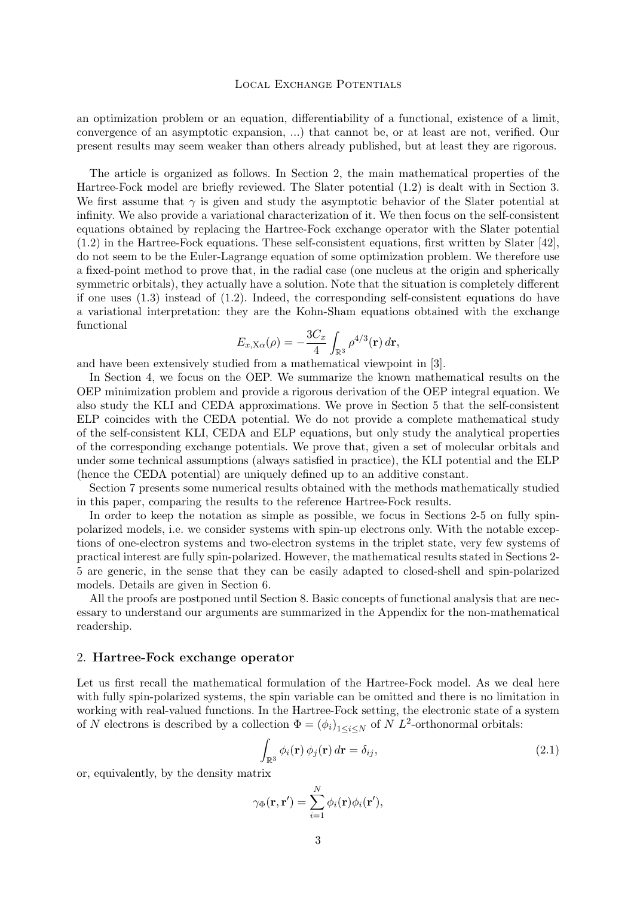an optimization problem or an equation, differentiability of a functional, existence of a limit, convergence of an asymptotic expansion, ...) that cannot be, or at least are not, verified. Our present results may seem weaker than others already published, but at least they are rigorous.

The article is organized as follows. In Section 2, the main mathematical properties of the Hartree-Fock model are briefly reviewed. The Slater potential (1.2) is dealt with in Section 3. We first assume that $\gamma$ is given and study the asymptotic behavior of the Slater potential at infinity. We also provide a variational characterization of it. We then focus on the self-consistent equations obtained by replacing the Hartree-Fock exchange operator with the Slater potential (1.2) in the Hartree-Fock equations. These self-consistent equations, first written by Slater [42], do not seem to be the Euler-Lagrange equation of some optimization problem. We therefore use a fixed-point method to prove that, in the radial case (one nucleus at the origin and spherically symmetric orbitals), they actually have a solution. Note that the situation is completely different if one uses (1.3) instead of (1.2). Indeed, the corresponding self-consistent equations do have a variational interpretation: they are the Kohn-Sham equations obtained with the exchange functional

$$E_{x,\mathrm{X}\alpha}(\rho) = -\frac{3C_x}{4}\int_{\mathbb{R}^3} \rho^{4/3}(\mathbf{r})\, d\mathbf{r},$$

and have been extensively studied from a mathematical viewpoint in [3].

In Section 4, we focus on the OEP. We summarize the known mathematical results on the OEP minimization problem and provide a rigorous derivation of the OEP integral equation. We also study the KLI and CEDA approximations. We prove in Section 5 that the self-consistent ELP coincides with the CEDA potential. We do not provide a complete mathematical study of the self-consistent KLI, CEDA and ELP equations, but only study the analytical properties of the corresponding exchange potentials. We prove that, given a set of molecular orbitals and under some technical assumptions (always satisfied in practice), the KLI potential and the ELP (hence the CEDA potential) are uniquely defined up to an additive constant.

Section 7 presents some numerical results obtained with the methods mathematically studied in this paper, comparing the results to the reference Hartree-Fock results.

In order to keep the notation as simple as possible, we focus in Sections 2-5 on fully spin-polarized models, i.e. we consider systems with spin-up electrons only. With the notable exceptions of one-electron systems and two-electron systems in the triplet state, very few systems of practical interest are fully spin-polarized. However, the mathematical results stated in Sections 2-5 are generic, in the sense that they can be easily adapted to closed-shell and spin-polarized models. Details are given in Section 6.

All the proofs are postponed until Section 8. Basic concepts of functional analysis that are necessary to understand our arguments are summarized in the Appendix for the non-mathematical readership.

## 2. Hartree-Fock exchange operator

Let us first recall the mathematical formulation of the Hartree-Fock model. As we deal here with fully spin-polarized systems, the spin variable can be omitted and there is no limitation in working with real-valued functions. In the Hartree-Fock setting, the electronic state of a system of $N$ electrons is described by a collection $\Phi = (\phi_i)_{1\le i\le N}$ of $N$ $L^2$-orthonormal orbitals:

$$\int_{\mathbb{R}^3} \phi_i(\mathbf{r})\, \phi_j(\mathbf{r})\, d\mathbf{r} = \delta_{ij}, \tag{2.1}$$

or, equivalently, by the density matrix

$$\gamma_\Phi(\mathbf{r},\mathbf{r}') = \sum_{i=1}^N \phi_i(\mathbf{r})\phi_i(\mathbf{r}'),$$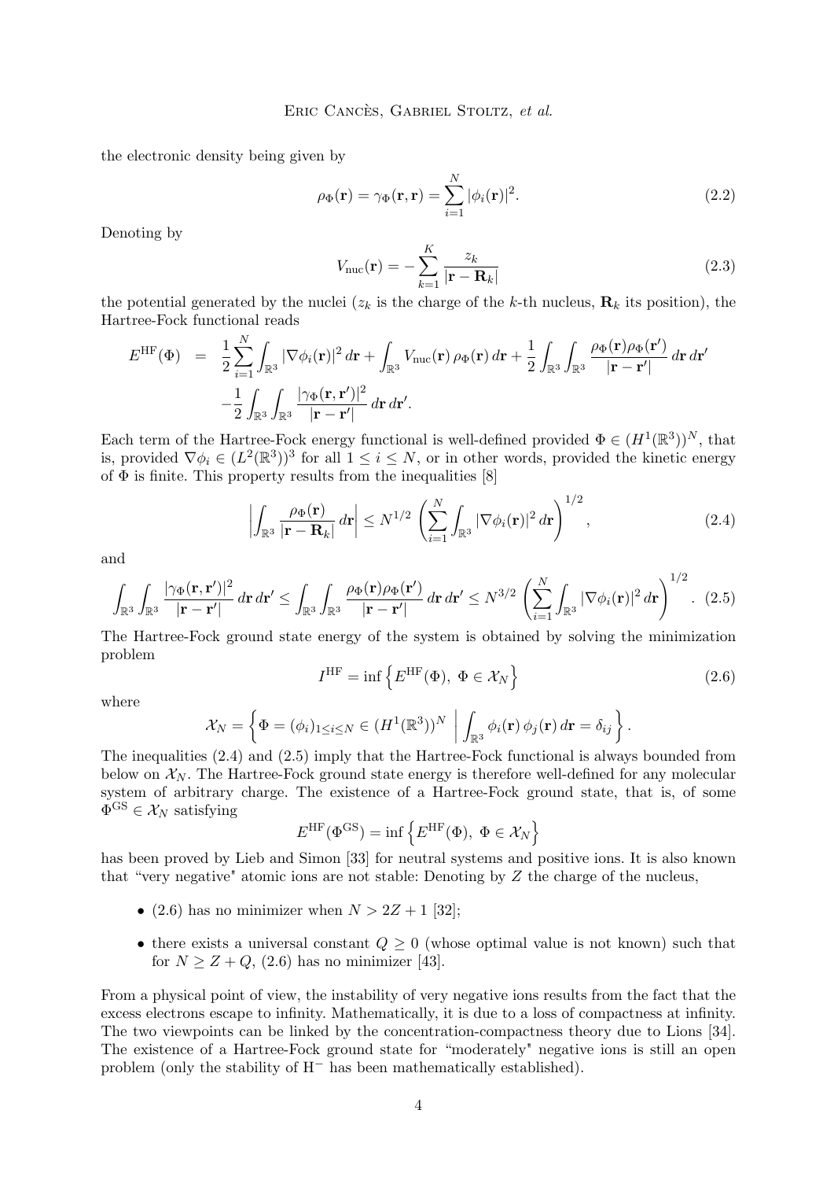the electronic density being given by

$$\rho_\Phi(\mathbf{r}) = \gamma_\Phi(\mathbf{r},\mathbf{r}) = \sum_{i=1}^N |\phi_i(\mathbf{r})|^2. \tag{2.2}$$

Denoting by

$$V_{\rm nuc}(\mathbf{r}) = -\sum_{k=1}^K \frac{z_k}{|\mathbf{r}-\mathbf{R}_k|} \tag{2.3}$$

the potential generated by the nuclei ($z_k$ is the charge of the $k$-th nucleus, $\mathbf{R}_k$ its position), the Hartree-Fock functional reads

$$\begin{aligned} E^{\rm HF}(\Phi) &= \frac{1}{2}\sum_{i=1}^N \int_{\mathbb{R}^3} |\nabla\phi_i(\mathbf{r})|^2\,d\mathbf{r} + \int_{\mathbb{R}^3} V_{\rm nuc}(\mathbf{r})\,\rho_\Phi(\mathbf{r})\,d\mathbf{r} + \frac{1}{2}\int_{\mathbb{R}^3}\int_{\mathbb{R}^3} \frac{\rho_\Phi(\mathbf{r})\rho_\Phi(\mathbf{r}')}{|\mathbf{r}-\mathbf{r}'|}\,d\mathbf{r}\,d\mathbf{r}' \\ &\quad -\frac{1}{2}\int_{\mathbb{R}^3}\int_{\mathbb{R}^3} \frac{|\gamma_\Phi(\mathbf{r},\mathbf{r}')|^2}{|\mathbf{r}-\mathbf{r}'|}\,d\mathbf{r}\,d\mathbf{r}'. \end{aligned}$$

Each term of the Hartree-Fock energy functional is well-defined provided $\Phi \in (H^1(\mathbb{R}^3))^N$, that is, provided $\nabla\phi_i \in (L^2(\mathbb{R}^3))^3$ for all $1 \le i \le N$, or in other words, provided the kinetic energy of $\Phi$ is finite. This property results from the inequalities [8]

$$\left|\int_{\mathbb{R}^3} \frac{\rho_\Phi(\mathbf{r})}{|\mathbf{r}-\mathbf{R}_k|}\,d\mathbf{r}\right| \le N^{1/2}\left(\sum_{i=1}^N \int_{\mathbb{R}^3} |\nabla\phi_i(\mathbf{r})|^2\,d\mathbf{r}\right)^{1/2}, \tag{2.4}$$

and

$$\int_{\mathbb{R}^3}\int_{\mathbb{R}^3} \frac{|\gamma_\Phi(\mathbf{r},\mathbf{r}')|^2}{|\mathbf{r}-\mathbf{r}'|}\,d\mathbf{r}\,d\mathbf{r}' \le \int_{\mathbb{R}^3}\int_{\mathbb{R}^3} \frac{\rho_\Phi(\mathbf{r})\rho_\Phi(\mathbf{r}')}{|\mathbf{r}-\mathbf{r}'|}\,d\mathbf{r}\,d\mathbf{r}' \le N^{3/2}\left(\sum_{i=1}^N \int_{\mathbb{R}^3} |\nabla\phi_i(\mathbf{r})|^2\,d\mathbf{r}\right)^{1/2}. \tag{2.5}$$

The Hartree-Fock ground state energy of the system is obtained by solving the minimization problem

$$I^{\rm HF} = \inf\left\{E^{\rm HF}(\Phi),\ \Phi \in \mathcal{X}_N\right\} \tag{2.6}$$

where

$$\mathcal{X}_N = \left\{\Phi = (\phi_i)_{1\le i\le N} \in (H^1(\mathbb{R}^3))^N \ \left|\ \int_{\mathbb{R}^3} \phi_i(\mathbf{r})\,\phi_j(\mathbf{r})\,d\mathbf{r} = \delta_{ij}\right.\right\}.$$

The inequalities (2.4) and (2.5) imply that the Hartree-Fock functional is always bounded from below on $\mathcal{X}_N$. The Hartree-Fock ground state energy is therefore well-defined for any molecular system of arbitrary charge. The existence of a Hartree-Fock ground state, that is, of some $\Phi^{\rm GS} \in \mathcal{X}_N$ satisfying

$$E^{\rm HF}(\Phi^{\rm GS}) = \inf\left\{E^{\rm HF}(\Phi),\ \Phi \in \mathcal{X}_N\right\}$$

has been proved by Lieb and Simon [33] for neutral systems and positive ions. It is also known that "very negative" atomic ions are not stable: Denoting by $Z$ the charge of the nucleus,

- (2.6) has no minimizer when $N > 2Z + 1$ [32];
- there exists a universal constant $Q \ge 0$ (whose optimal value is not known) such that for $N \ge Z + Q$, (2.6) has no minimizer [43].

From a physical point of view, the instability of very negative ions results from the fact that the excess electrons escape to infinity. Mathematically, it is due to a loss of compactness at infinity. The two viewpoints can be linked by the concentration-compactness theory due to Lions [34]. The existence of a Hartree-Fock ground state for "moderately" negative ions is still an open problem (only the stability of $H^-$ has been mathematically established).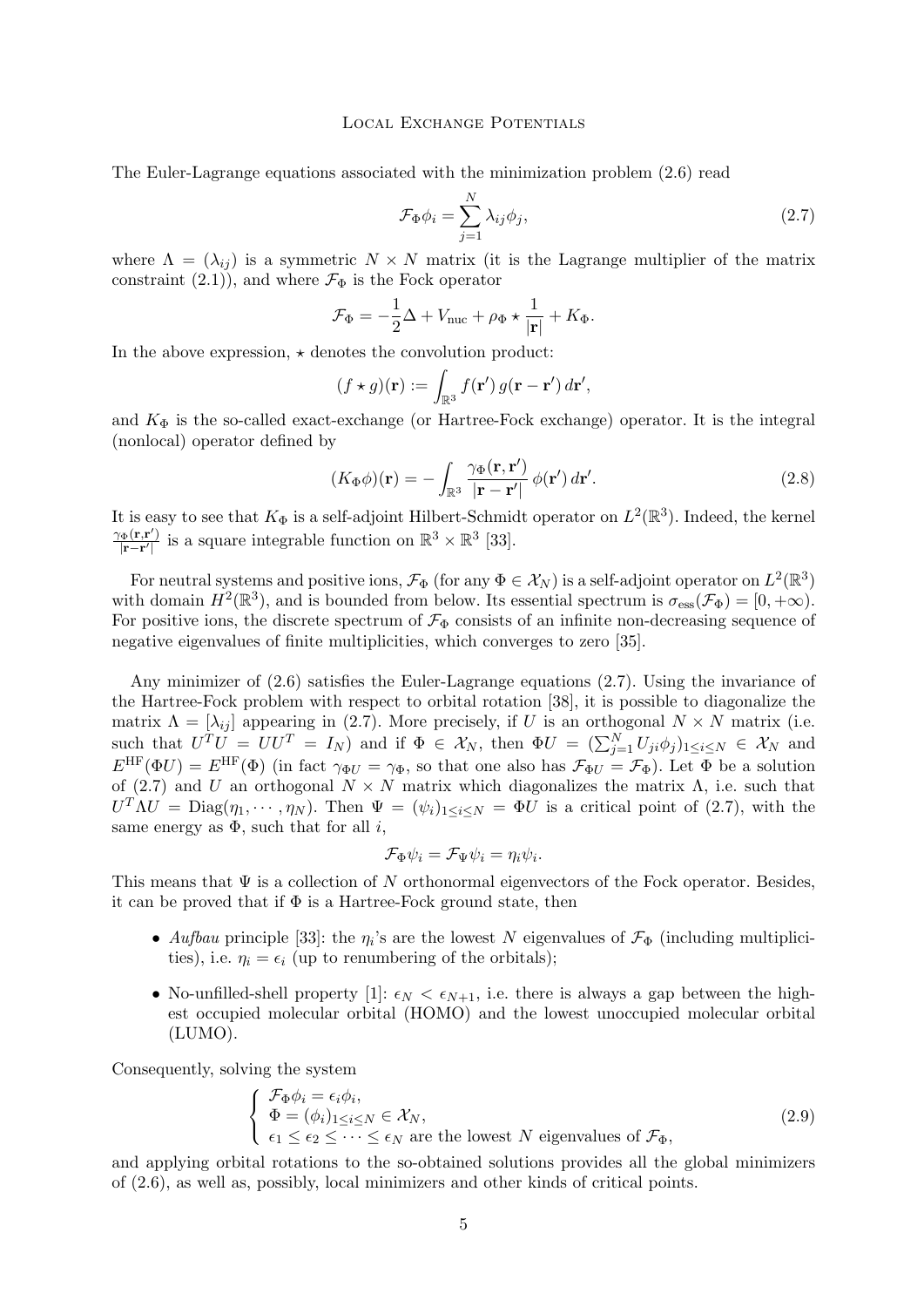The Euler-Lagrange equations associated with the minimization problem (2.6) read

$$\mathcal{F}_\Phi \phi_i = \sum_{j=1}^{N} \lambda_{ij} \phi_j, \tag{2.7}$$

where $\Lambda = (\lambda_{ij})$ is a symmetric $N \times N$ matrix (it is the Lagrange multiplier of the matrix constraint (2.1)), and where $\mathcal{F}_\Phi$ is the Fock operator

$$\mathcal{F}_\Phi = -\frac{1}{2}\Delta + V_{\rm nuc} + \rho_\Phi \star \frac{1}{|\mathbf{r}|} + K_\Phi.$$

In the above expression, $\star$ denotes the convolution product:

$$(f \star g)(\mathbf{r}) := \int_{\mathbb{R}^3} f(\mathbf{r}')\, g(\mathbf{r} - \mathbf{r}')\, d\mathbf{r}',$$

and $K_\Phi$ is the so-called exact-exchange (or Hartree-Fock exchange) operator. It is the integral (nonlocal) operator defined by

$$(K_\Phi \phi)(\mathbf{r}) = -\int_{\mathbb{R}^3} \frac{\gamma_\Phi(\mathbf{r}, \mathbf{r}')}{|\mathbf{r} - \mathbf{r}'|}\, \phi(\mathbf{r}')\, d\mathbf{r}'. \tag{2.8}$$

It is easy to see that $K_\Phi$ is a self-adjoint Hilbert-Schmidt operator on $L^2(\mathbb{R}^3)$. Indeed, the kernel $\frac{\gamma_\Phi(\mathbf{r},\mathbf{r}')}{|\mathbf{r}-\mathbf{r}'|}$ is a square integrable function on $\mathbb{R}^3 \times \mathbb{R}^3$ [33].

For neutral systems and positive ions, $\mathcal{F}_\Phi$ (for any $\Phi \in \mathcal{X}_N$) is a self-adjoint operator on $L^2(\mathbb{R}^3)$ with domain $H^2(\mathbb{R}^3)$, and is bounded from below. Its essential spectrum is $\sigma_{\rm ess}(\mathcal{F}_\Phi) = [0, +\infty)$. For positive ions, the discrete spectrum of $\mathcal{F}_\Phi$ consists of an infinite non-decreasing sequence of negative eigenvalues of finite multiplicities, which converges to zero [35].

Any minimizer of (2.6) satisfies the Euler-Lagrange equations (2.7). Using the invariance of the Hartree-Fock problem with respect to orbital rotation [38], it is possible to diagonalize the matrix $\Lambda = [\lambda_{ij}]$ appearing in (2.7). More precisely, if $U$ is an orthogonal $N \times N$ matrix (i.e. such that $U^T U = U U^T = I_N$) and if $\Phi \in \mathcal{X}_N$, then $\Phi U = (\sum_{j=1}^{N} U_{ji} \phi_j)_{1 \le i \le N} \in \mathcal{X}_N$ and $E^{\rm HF}(\Phi U) = E^{\rm HF}(\Phi)$ (in fact $\gamma_{\Phi U} = \gamma_\Phi$, so that one also has $\mathcal{F}_{\Phi U} = \mathcal{F}_\Phi$). Let $\Phi$ be a solution of (2.7) and $U$ an orthogonal $N \times N$ matrix which diagonalizes the matrix $\Lambda$, i.e. such that $U^T \Lambda U = \mathrm{Diag}(\eta_1, \cdots, \eta_N)$. Then $\Psi = (\psi_i)_{1 \le i \le N} = \Phi U$ is a critical point of (2.7), with the same energy as $\Phi$, such that for all $i$,

$$\mathcal{F}_\Phi \psi_i = \mathcal{F}_\Psi \psi_i = \eta_i \psi_i.$$

This means that $\Psi$ is a collection of $N$ orthonormal eigenvectors of the Fock operator. Besides, it can be proved that if $\Phi$ is a Hartree-Fock ground state, then

- *Aufbau* principle [33]: the $\eta_i$'s are the lowest $N$ eigenvalues of $\mathcal{F}_\Phi$ (including multiplicities), i.e. $\eta_i = \epsilon_i$ (up to renumbering of the orbitals);
- No-unfilled-shell property [1]: $\epsilon_N < \epsilon_{N+1}$, i.e. there is always a gap between the highest occupied molecular orbital (HOMO) and the lowest unoccupied molecular orbital (LUMO).

Consequently, solving the system

$$\begin{cases} \mathcal{F}_\Phi \phi_i = \epsilon_i \phi_i, \\ \Phi = (\phi_i)_{1 \le i \le N} \in \mathcal{X}_N, \\ \epsilon_1 \le \epsilon_2 \le \cdots \le \epsilon_N \text{ are the lowest } N \text{ eigenvalues of } \mathcal{F}_\Phi, \end{cases} \tag{2.9}$$

and applying orbital rotations to the so-obtained solutions provides all the global minimizers of (2.6), as well as, possibly, local minimizers and other kinds of critical points.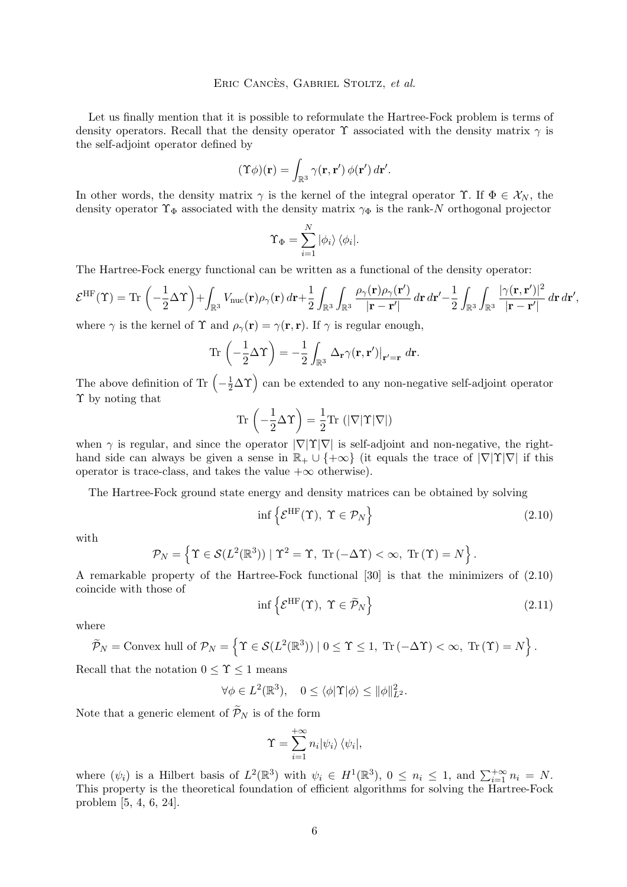Let us finally mention that it is possible to reformulate the Hartree-Fock problem is terms of density operators. Recall that the density operator $\Upsilon$ associated with the density matrix $\gamma$ is the self-adjoint operator defined by

$$(\Upsilon\phi)(\mathbf{r}) = \int_{\mathbb{R}^3} \gamma(\mathbf{r},\mathbf{r}')\,\phi(\mathbf{r}')\,d\mathbf{r}'.$$

In other words, the density matrix $\gamma$ is the kernel of the integral operator $\Upsilon$. If $\Phi \in \mathcal{X}_N$, the density operator $\Upsilon_\Phi$ associated with the density matrix $\gamma_\Phi$ is the rank-$N$ orthogonal projector

$$\Upsilon_\Phi = \sum_{i=1}^N |\phi_i\rangle\,\langle\phi_i|.$$

The Hartree-Fock energy functional can be written as a functional of the density operator:

$$\mathcal{E}^{\rm HF}(\Upsilon) = \mathrm{Tr}\,\left(-\frac{1}{2}\Delta\Upsilon\right) + \int_{\mathbb{R}^3} V_{\rm nuc}(\mathbf{r})\rho_\gamma(\mathbf{r})\,d\mathbf{r} + \frac{1}{2}\int_{\mathbb{R}^3}\int_{\mathbb{R}^3} \frac{\rho_\gamma(\mathbf{r})\rho_\gamma(\mathbf{r}')}{|\mathbf{r}-\mathbf{r}'|}\,d\mathbf{r}\,d\mathbf{r}' - \frac{1}{2}\int_{\mathbb{R}^3}\int_{\mathbb{R}^3} \frac{|\gamma(\mathbf{r},\mathbf{r}')|^2}{|\mathbf{r}-\mathbf{r}'|}\,d\mathbf{r}\,d\mathbf{r}',$$

where $\gamma$ is the kernel of $\Upsilon$ and $\rho_\gamma(\mathbf{r}) = \gamma(\mathbf{r},\mathbf{r})$. If $\gamma$ is regular enough,

$$\mathrm{Tr}\,\left(-\frac{1}{2}\Delta\Upsilon\right) = -\frac{1}{2}\int_{\mathbb{R}^3} \Delta_{\mathbf{r}}\gamma(\mathbf{r},\mathbf{r}')\big|_{\mathbf{r}'=\mathbf{r}}\,d\mathbf{r}.$$

The above definition of $\mathrm{Tr}\,\left(-\frac{1}{2}\Delta\Upsilon\right)$ can be extended to any non-negative self-adjoint operator $\Upsilon$ by noting that

$$\mathrm{Tr}\,\left(-\frac{1}{2}\Delta\Upsilon\right) = \frac{1}{2}\mathrm{Tr}\,\left(|\nabla|\Upsilon|\nabla|\right)$$

when $\gamma$ is regular, and since the operator $|\nabla|\Upsilon|\nabla|$ is self-adjoint and non-negative, the right-hand side can always be given a sense in $\mathbb{R}_+ \cup \{+\infty\}$ (it equals the trace of $|\nabla|\Upsilon|\nabla|$ if this operator is trace-class, and takes the value $+\infty$ otherwise).

The Hartree-Fock ground state energy and density matrices can be obtained by solving

$$\inf\left\{\mathcal{E}^{\rm HF}(\Upsilon),\ \Upsilon \in \mathcal{P}_N\right\} \tag{2.10}$$

with

$$\mathcal{P}_N = \left\{\Upsilon \in \mathcal{S}(L^2(\mathbb{R}^3))\ |\ \Upsilon^2 = \Upsilon,\ \mathrm{Tr}\,(-\Delta\Upsilon) < \infty,\ \mathrm{Tr}\,(\Upsilon) = N\right\}.$$

A remarkable property of the Hartree-Fock functional [30] is that the minimizers of (2.10) coincide with those of

$$\inf\left\{\mathcal{E}^{\rm HF}(\Upsilon),\ \Upsilon \in \widetilde{\mathcal{P}}_N\right\} \tag{2.11}$$

where

$$\widetilde{\mathcal{P}}_N = \text{Convex hull of } \mathcal{P}_N = \left\{\Upsilon \in \mathcal{S}(L^2(\mathbb{R}^3))\ |\ 0 \le \Upsilon \le 1,\ \mathrm{Tr}\,(-\Delta\Upsilon) < \infty,\ \mathrm{Tr}\,(\Upsilon) = N\right\}.$$

Recall that the notation $0 \le \Upsilon \le 1$ means

$$\forall \phi \in L^2(\mathbb{R}^3), \quad 0 \le \langle\phi|\Upsilon|\phi\rangle \le \|\phi\|_{L^2}^2.$$

Note that a generic element of $\widetilde{\mathcal{P}}_N$ is of the form

$$\Upsilon = \sum_{i=1}^{+\infty} n_i|\psi_i\rangle\,\langle\psi_i|,$$

where $(\psi_i)$ is a Hilbert basis of $L^2(\mathbb{R}^3)$ with $\psi_i \in H^1(\mathbb{R}^3)$, $0 \le n_i \le 1$, and $\sum_{i=1}^{+\infty} n_i = N$. This property is the theoretical foundation of efficient algorithms for solving the Hartree-Fock problem [5, 4, 6, 24].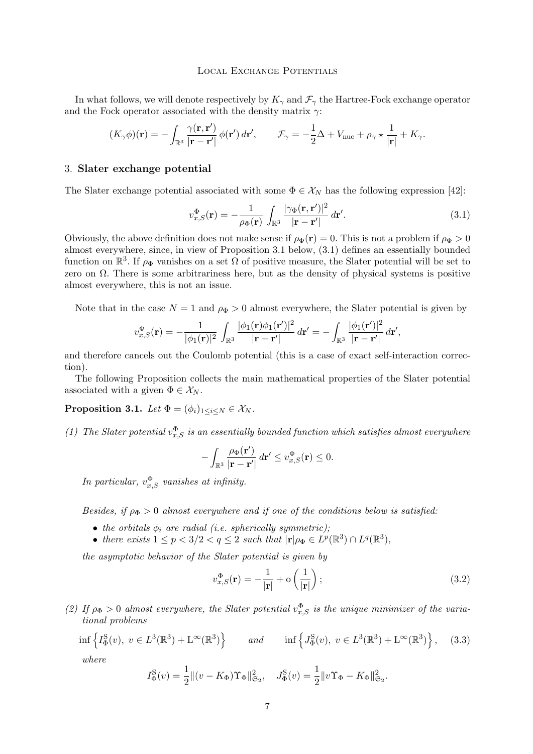In what follows, we will denote respectively by $K_\gamma$ and $\mathcal{F}_\gamma$ the Hartree-Fock exchange operator and the Fock operator associated with the density matrix $\gamma$:

$$(K_\gamma \phi)(\mathbf{r}) = -\int_{\mathbb{R}^3} \frac{\gamma(\mathbf{r},\mathbf{r}')}{|\mathbf{r}-\mathbf{r}'|}\,\phi(\mathbf{r}')\,d\mathbf{r}', \qquad \mathcal{F}_\gamma = -\frac{1}{2}\Delta + V_{\rm nuc} + \rho_\gamma \star \frac{1}{|\mathbf{r}|} + K_\gamma.$$

## 3. Slater exchange potential

The Slater exchange potential associated with some $\Phi \in \mathcal{X}_N$ has the following expression [42]:

$$v_{x,S}^{\Phi}(\mathbf{r}) = -\frac{1}{\rho_\Phi(\mathbf{r})} \int_{\mathbb{R}^3} \frac{|\gamma_\Phi(\mathbf{r},\mathbf{r}')|^2}{|\mathbf{r}-\mathbf{r}'|}\,d\mathbf{r}'. \tag{3.1}$$

Obviously, the above definition does not make sense if $\rho_\Phi(\mathbf{r}) = 0$. This is not a problem if $\rho_\Phi > 0$ almost everywhere, since, in view of Proposition 3.1 below, (3.1) defines an essentially bounded function on $\mathbb{R}^3$. If $\rho_\Phi$ vanishes on a set $\Omega$ of positive measure, the Slater potential will be set to zero on $\Omega$. There is some arbitrariness here, but as the density of physical systems is positive almost everywhere, this is not an issue.

Note that in the case $N = 1$ and $\rho_\Phi > 0$ almost everywhere, the Slater potential is given by

$$v_{x,S}^{\Phi}(\mathbf{r}) = -\frac{1}{|\phi_1(\mathbf{r})|^2} \int_{\mathbb{R}^3} \frac{|\phi_1(\mathbf{r})\phi_1(\mathbf{r}')|^2}{|\mathbf{r}-\mathbf{r}'|}\,d\mathbf{r}' = -\int_{\mathbb{R}^3} \frac{|\phi_1(\mathbf{r}')|^2}{|\mathbf{r}-\mathbf{r}'|}\,d\mathbf{r}',$$

and therefore cancels out the Coulomb potential (this is a case of exact self-interaction correction).

The following Proposition collects the main mathematical properties of the Slater potential associated with a given $\Phi \in \mathcal{X}_N$.

**Proposition 3.1.** *Let $\Phi = (\phi_i)_{1\le i\le N} \in \mathcal{X}_N$.*

*(1) The Slater potential $v_{x,S}^{\Phi}$ is an essentially bounded function which satisfies almost everywhere*

$$-\int_{\mathbb{R}^3} \frac{\rho_\Phi(\mathbf{r}')}{|\mathbf{r}-\mathbf{r}'|}\,d\mathbf{r}' \le v_{x,S}^{\Phi}(\mathbf{r}) \le 0.$$

*In particular, $v_{x,S}^{\Phi}$ vanishes at infinity.*

*Besides, if $\rho_\Phi > 0$ almost everywhere and if one of the conditions below is satisfied:*

- *the orbitals $\phi_i$ are radial (i.e. spherically symmetric);*
- *there exists $1 \le p < 3/2 < q \le 2$ such that $|\mathbf{r}|\rho_\Phi \in L^p(\mathbb{R}^3) \cap L^q(\mathbb{R}^3)$,*

*the asymptotic behavior of the Slater potential is given by*

$$v_{x,S}^{\Phi}(\mathbf{r}) = -\frac{1}{|\mathbf{r}|} + \mathrm{o}\left(\frac{1}{|\mathbf{r}|}\right); \tag{3.2}$$

*(2) If $\rho_\Phi > 0$ almost everywhere, the Slater potential $v_{x,S}^{\Phi}$ is the unique minimizer of the variational problems*

$$\inf\left\{ I_\Phi^{\rm S}(v),\ v \in L^3(\mathbb{R}^3) + \mathrm{L}^\infty(\mathbb{R}^3)\right\} \qquad \text{and} \qquad \inf\left\{ J_\Phi^{\rm S}(v),\ v \in L^3(\mathbb{R}^3) + \mathrm{L}^\infty(\mathbb{R}^3)\right\}, \tag{3.3}$$

*where*

$$I_\Phi^{\rm S}(v) = \frac{1}{2}\|(v - K_\Phi)\Upsilon_\Phi\|_{\mathfrak{S}_2}^2, \quad J_\Phi^{\rm S}(v) = \frac{1}{2}\|v\Upsilon_\Phi - K_\Phi\|_{\mathfrak{S}_2}^2.$$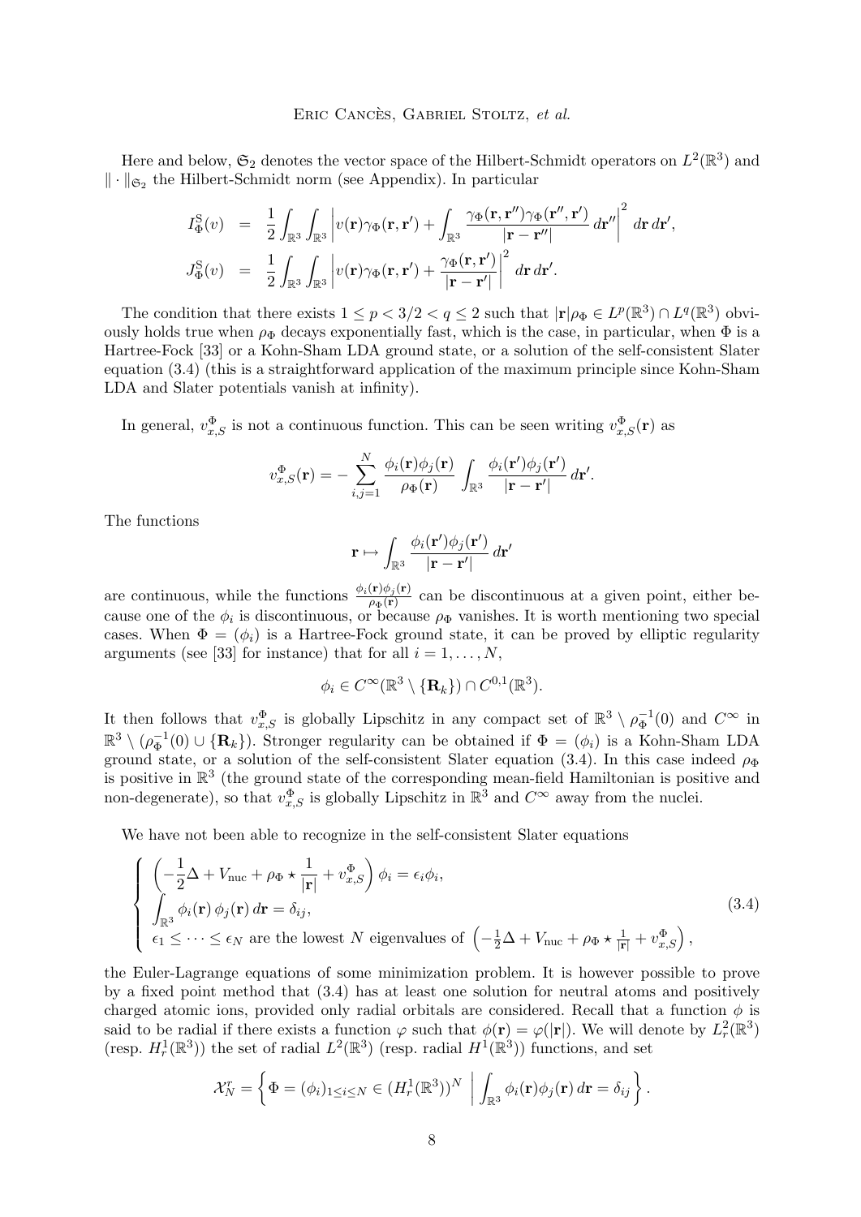Here and below, $\mathfrak{S}_2$ denotes the vector space of the Hilbert-Schmidt operators on $L^2(\mathbb{R}^3)$ and $\|\cdot\|_{\mathfrak{S}_2}$ the Hilbert-Schmidt norm (see Appendix). In particular

$$
\begin{aligned}
I_\Phi^{\rm S}(v) &= \frac{1}{2}\int_{\mathbb{R}^3}\int_{\mathbb{R}^3}\left|v(\mathbf{r})\gamma_\Phi(\mathbf{r},\mathbf{r}')+\int_{\mathbb{R}^3}\frac{\gamma_\Phi(\mathbf{r},\mathbf{r}'')\gamma_\Phi(\mathbf{r}'',\mathbf{r}')}{|\mathbf{r}-\mathbf{r}''|}\,d\mathbf{r}''\right|^2\,d\mathbf{r}\,d\mathbf{r}',\\
J_\Phi^{\rm S}(v) &= \frac{1}{2}\int_{\mathbb{R}^3}\int_{\mathbb{R}^3}\left|v(\mathbf{r})\gamma_\Phi(\mathbf{r},\mathbf{r}')+\frac{\gamma_\Phi(\mathbf{r},\mathbf{r}')}{|\mathbf{r}-\mathbf{r}'|}\right|^2\,d\mathbf{r}\,d\mathbf{r}'.
\end{aligned}
$$

The condition that there exists $1\le p<3/2<q\le 2$ such that $|\mathbf{r}|\rho_\Phi \in L^p(\mathbb{R}^3)\cap L^q(\mathbb{R}^3)$ obviously holds true when $\rho_\Phi$ decays exponentially fast, which is the case, in particular, when $\Phi$ is a Hartree-Fock [33] or a Kohn-Sham LDA ground state, or a solution of the self-consistent Slater equation (3.4) (this is a straightforward application of the maximum principle since Kohn-Sham LDA and Slater potentials vanish at infinity).

In general, $v_{x,S}^\Phi$ is not a continuous function. This can be seen writing $v_{x,S}^\Phi(\mathbf{r})$ as

$$
v_{x,S}^\Phi(\mathbf{r}) = -\sum_{i,j=1}^N \frac{\phi_i(\mathbf{r})\phi_j(\mathbf{r})}{\rho_\Phi(\mathbf{r})}\int_{\mathbb{R}^3}\frac{\phi_i(\mathbf{r}')\phi_j(\mathbf{r}')}{|\mathbf{r}-\mathbf{r}'|}\,d\mathbf{r}'.
$$

The functions

$$
\mathbf{r}\mapsto \int_{\mathbb{R}^3}\frac{\phi_i(\mathbf{r}')\phi_j(\mathbf{r}')}{|\mathbf{r}-\mathbf{r}'|}\,d\mathbf{r}'
$$

are continuous, while the functions $\frac{\phi_i(\mathbf{r})\phi_j(\mathbf{r})}{\rho_\Phi(\mathbf{r})}$ can be discontinuous at a given point, either because one of the $\phi_i$ is discontinuous, or because $\rho_\Phi$ vanishes. It is worth mentioning two special cases. When $\Phi=(\phi_i)$ is a Hartree-Fock ground state, it can be proved by elliptic regularity arguments (see [33] for instance) that for all $i=1,\dots,N$,

$$
\phi_i \in C^\infty(\mathbb{R}^3\setminus\{\mathbf{R}_k\})\cap C^{0,1}(\mathbb{R}^3).
$$

It then follows that $v_{x,S}^\Phi$ is globally Lipschitz in any compact set of $\mathbb{R}^3\setminus\rho_\Phi^{-1}(0)$ and $C^\infty$ in $\mathbb{R}^3\setminus(\rho_\Phi^{-1}(0)\cup\{\mathbf{R}_k\})$. Stronger regularity can be obtained if $\Phi=(\phi_i)$ is a Kohn-Sham LDA ground state, or a solution of the self-consistent Slater equation (3.4). In this case indeed $\rho_\Phi$ is positive in $\mathbb{R}^3$ (the ground state of the corresponding mean-field Hamiltonian is positive and non-degenerate), so that $v_{x,S}^\Phi$ is globally Lipschitz in $\mathbb{R}^3$ and $C^\infty$ away from the nuclei.

We have not been able to recognize in the self-consistent Slater equations

$$
\left\{
\begin{array}{l}
\left(-\frac{1}{2}\Delta + V_{\rm nuc} + \rho_\Phi\star\frac{1}{|\mathbf{r}|}+v_{x,S}^\Phi\right)\phi_i=\epsilon_i\phi_i,\\
\displaystyle\int_{\mathbb{R}^3}\phi_i(\mathbf{r})\,\phi_j(\mathbf{r})\,d\mathbf{r}=\delta_{ij},\\
\epsilon_1\le\cdots\le\epsilon_N \text{ are the lowest } N \text{ eigenvalues of } \left(-\frac{1}{2}\Delta+V_{\rm nuc}+\rho_\Phi\star\frac{1}{|\mathbf{r}|}+v_{x,S}^\Phi\right),
\end{array}
\right.
\tag{3.4}
$$

the Euler-Lagrange equations of some minimization problem. It is however possible to prove by a fixed point method that (3.4) has at least one solution for neutral atoms and positively charged atomic ions, provided only radial orbitals are considered. Recall that a function $\phi$ is said to be radial if there exists a function $\varphi$ such that $\phi(\mathbf{r})=\varphi(|\mathbf{r}|)$. We will denote by $L_r^2(\mathbb{R}^3)$ (resp. $H_r^1(\mathbb{R}^3)$) the set of radial $L^2(\mathbb{R}^3)$ (resp. radial $H^1(\mathbb{R}^3)$) functions, and set

$$
\mathcal{X}_N^r=\left\{\Phi=(\phi_i)_{1\le i\le N}\in(H_r^1(\mathbb{R}^3))^N \;\middle|\; \int_{\mathbb{R}^3}\phi_i(\mathbf{r})\phi_j(\mathbf{r})\,d\mathbf{r}=\delta_{ij}\right\}.
$$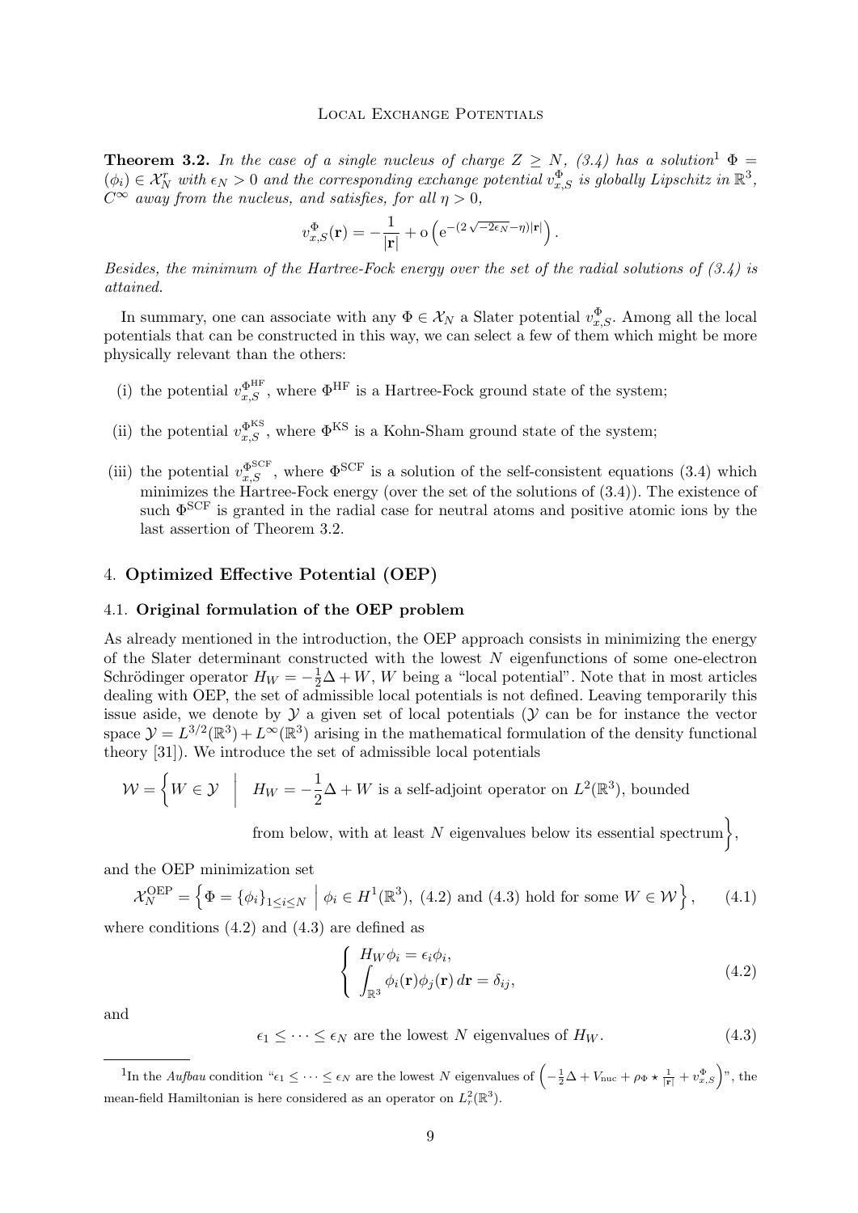**Theorem 3.2.** *In the case of a single nucleus of charge $Z \geq N$, (3.4) has a solution*[1] $\Phi = (\phi_i) \in \mathcal{X}_N^r$ *with* $\epsilon_N > 0$ *and the corresponding exchange potential* $v_{x,S}^\Phi$ *is globally Lipschitz in* $\mathbb{R}^3$, $C^\infty$ *away from the nucleus, and satisfies, for all* $\eta > 0$,

$$v_{x,S}^\Phi(\mathbf{r}) = -\frac{1}{|\mathbf{r}|} + \mathrm{o}\left(\mathrm{e}^{-(2\sqrt{-2\epsilon_N}-\eta)|\mathbf{r}|}\right).$$

*Besides, the minimum of the Hartree-Fock energy over the set of the radial solutions of (3.4) is attained.*

In summary, one can associate with any $\Phi \in \mathcal{X}_N$ a Slater potential $v_{x,S}^\Phi$. Among all the local potentials that can be constructed in this way, we can select a few of them which might be more physically relevant than the others:

(i) the potential $v_{x,S}^{\Phi^{\rm HF}}$, where $\Phi^{\rm HF}$ is a Hartree-Fock ground state of the system;

(ii) the potential $v_{x,S}^{\Phi^{\rm KS}}$, where $\Phi^{\rm KS}$ is a Kohn-Sham ground state of the system;

(iii) the potential $v_{x,S}^{\Phi^{\rm SCF}}$, where $\Phi^{\rm SCF}$ is a solution of the self-consistent equations (3.4) which minimizes the Hartree-Fock energy (over the set of the solutions of (3.4)). The existence of such $\Phi^{\rm SCF}$ is granted in the radial case for neutral atoms and positive atomic ions by the last assertion of Theorem 3.2.

## 4. Optimized Effective Potential (OEP)

### 4.1. Original formulation of the OEP problem

As already mentioned in the introduction, the OEP approach consists in minimizing the energy of the Slater determinant constructed with the lowest $N$ eigenfunctions of some one-electron Schrödinger operator $H_W = -\frac{1}{2}\Delta + W$, $W$ being a "local potential". Note that in most articles dealing with OEP, the set of admissible local potentials is not defined. Leaving temporarily this issue aside, we denote by $\mathcal{Y}$ a given set of local potentials ($\mathcal{Y}$ can be for instance the vector space $\mathcal{Y} = L^{3/2}(\mathbb{R}^3) + L^\infty(\mathbb{R}^3)$ arising in the mathematical formulation of the density functional theory [31]). We introduce the set of admissible local potentials

$$\mathcal{W} = \Big\{ W \in \mathcal{Y} \ \Big| \ H_W = -\frac{1}{2}\Delta + W \text{ is a self-adjoint operator on } L^2(\mathbb{R}^3)\text{, bounded from below, with at least } N \text{ eigenvalues below its essential spectrum} \Big\},$$

and the OEP minimization set

$$\mathcal{X}_N^{\rm OEP} = \left\{ \Phi = \{\phi_i\}_{1 \leq i \leq N} \ \Big| \ \phi_i \in H^1(\mathbb{R}^3),\ (4.2) \text{ and } (4.3) \text{ hold for some } W \in \mathcal{W} \right\}, \qquad (4.1)$$

where conditions (4.2) and (4.3) are defined as

$$\left\{ \begin{array}{l} H_W \phi_i = \epsilon_i \phi_i, \\ \displaystyle\int_{\mathbb{R}^3} \phi_i(\mathbf{r}) \phi_j(\mathbf{r})\, d\mathbf{r} = \delta_{ij}, \end{array} \right. \qquad (4.2)$$

and

$$\epsilon_1 \leq \cdots \leq \epsilon_N \text{ are the lowest } N \text{ eigenvalues of } H_W. \qquad (4.3)$$

---

[1] In the *Aufbau* condition "$\epsilon_1 \leq \cdots \leq \epsilon_N$ are the lowest $N$ eigenvalues of $\left(-\frac{1}{2}\Delta + V_{\rm nuc} + \rho_\Phi \star \frac{1}{|\mathbf{r}|} + v_{x,S}^\Phi\right)$", the mean-field Hamiltonian is here considered as an operator on $L_r^2(\mathbb{R}^3)$.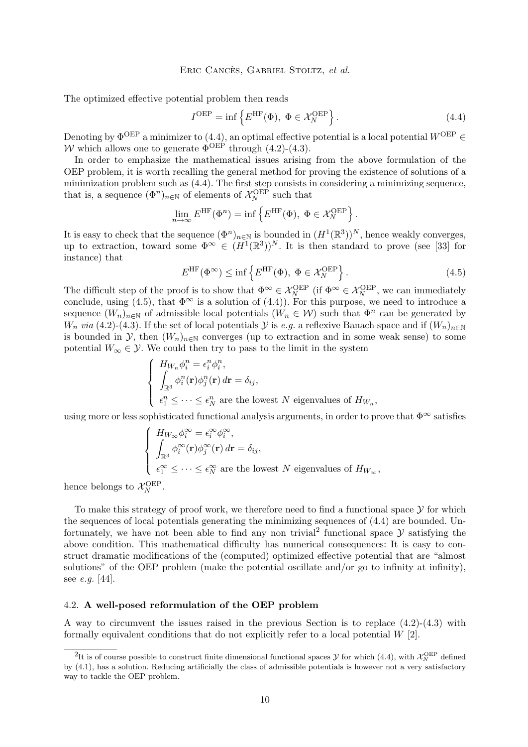The optimized effective potential problem then reads

$$I^{\rm OEP} = \inf \left\{ E^{\rm HF}(\Phi),\ \Phi \in \mathcal{X}_N^{\rm OEP} \right\}. \tag{4.4}$$

Denoting by $\Phi^{\rm OEP}$ a minimizer to (4.4), an optimal effective potential is a local potential $W^{\rm OEP} \in \mathcal{W}$ which allows one to generate $\Phi^{\rm OEP}$ through (4.2)-(4.3).

In order to emphasize the mathematical issues arising from the above formulation of the OEP problem, it is worth recalling the general method for proving the existence of solutions of a minimization problem such as (4.4). The first step consists in considering a minimizing sequence, that is, a sequence $(\Phi^n)_{n\in\mathbb{N}}$ of elements of $\mathcal{X}_N^{\rm OEP}$ such that

$$\lim_{n\to\infty} E^{\rm HF}(\Phi^n) = \inf \left\{ E^{\rm HF}(\Phi),\ \Phi \in \mathcal{X}_N^{\rm OEP} \right\}.$$

It is easy to check that the sequence $(\Phi^n)_{n\in\mathbb{N}}$ is bounded in $(H^1(\mathbb{R}^3))^N$, hence weakly converges, up to extraction, toward some $\Phi^\infty \in (H^1(\mathbb{R}^3))^N$. It is then standard to prove (see [33] for instance) that

$$E^{\rm HF}(\Phi^\infty) \le \inf \left\{ E^{\rm HF}(\Phi),\ \Phi \in \mathcal{X}_N^{\rm OEP} \right\}. \tag{4.5}$$

The difficult step of the proof is to show that $\Phi^\infty \in \mathcal{X}_N^{\rm OEP}$ (if $\Phi^\infty \in \mathcal{X}_N^{\rm OEP}$, we can immediately conclude, using (4.5), that $\Phi^\infty$ is a solution of (4.4)). For this purpose, we need to introduce a sequence $(W_n)_{n\in\mathbb{N}}$ of admissible local potentials ($W_n \in \mathcal{W}$) such that $\Phi^n$ can be generated by $W_n$ *via* (4.2)-(4.3). If the set of local potentials $\mathcal{Y}$ is *e.g.* a reflexive Banach space and if $(W_n)_{n\in\mathbb{N}}$ is bounded in $\mathcal{Y}$, then $(W_n)_{n\in\mathbb{N}}$ converges (up to extraction and in some weak sense) to some potential $W_\infty \in \mathcal{Y}$. We could then try to pass to the limit in the system

$$\left\{ \begin{array}{l} H_{W_n}\phi_i^n = \epsilon_i^n \phi_i^n, \\ \displaystyle\int_{\mathbb{R}^3} \phi_i^n(\mathbf{r})\phi_j^n(\mathbf{r})\, d\mathbf{r} = \delta_{ij}, \\ \epsilon_1^n \le \cdots \le \epsilon_N^n \text{ are the lowest } N \text{ eigenvalues of } H_{W_n}, \end{array} \right.$$

using more or less sophisticated functional analysis arguments, in order to prove that $\Phi^\infty$ satisfies

$$\left\{ \begin{array}{l} H_{W_\infty}\phi_i^\infty = \epsilon_i^\infty \phi_i^\infty, \\ \displaystyle\int_{\mathbb{R}^3} \phi_i^\infty(\mathbf{r})\phi_j^\infty(\mathbf{r})\, d\mathbf{r} = \delta_{ij}, \\ \epsilon_1^\infty \le \cdots \le \epsilon_N^\infty \text{ are the lowest } N \text{ eigenvalues of } H_{W_\infty}, \end{array} \right.$$

hence belongs to $\mathcal{X}_N^{\rm OEP}$.

To make this strategy of proof work, we therefore need to find a functional space $\mathcal{Y}$ for which the sequences of local potentials generating the minimizing sequences of (4.4) are bounded. Unfortunately, we have not been able to find any non trivial[2] functional space $\mathcal{Y}$ satisfying the above condition. This mathematical difficulty has numerical consequences: It is easy to construct dramatic modifications of the (computed) optimized effective potential that are "almost solutions" of the OEP problem (make the potential oscillate and/or go to infinity at infinity), see *e.g.* [44].

### 4.2. A well-posed reformulation of the OEP problem

A way to circumvent the issues raised in the previous Section is to replace (4.2)-(4.3) with formally equivalent conditions that do not explicitly refer to a local potential $W$ [2].

[2] It is of course possible to construct finite dimensional functional spaces $\mathcal{Y}$ for which (4.4), with $\mathcal{X}_N^{\rm OEP}$ defined by (4.1), has a solution. Reducing artificially the class of admissible potentials is however not a very satisfactory way to tackle the OEP problem.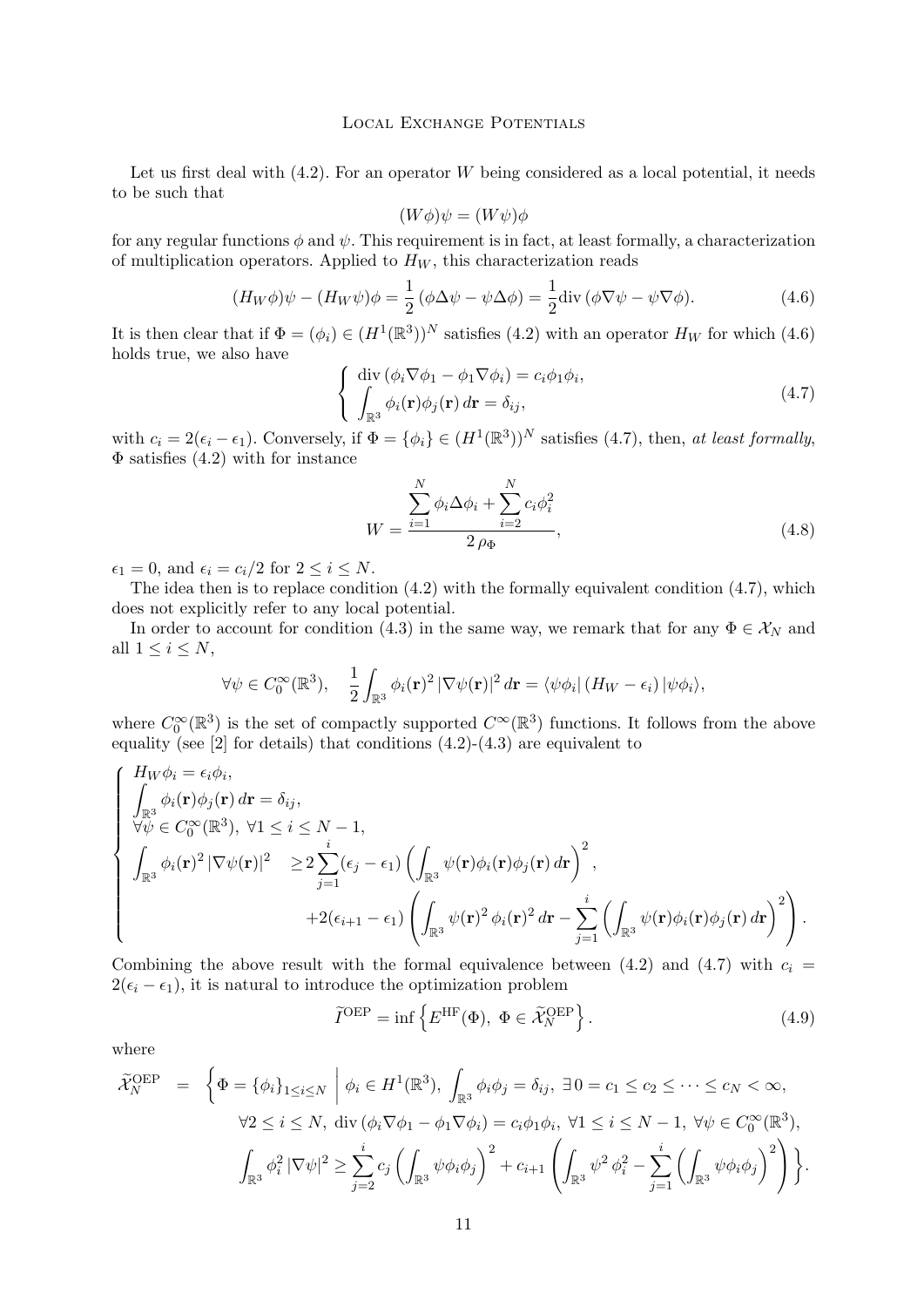Let us first deal with (4.2). For an operator $W$ being considered as a local potential, it needs to be such that

$$(W\phi)\psi = (W\psi)\phi$$

for any regular functions $\phi$ and $\psi$. This requirement is in fact, at least formally, a characterization of multiplication operators. Applied to $H_W$, this characterization reads

$$(H_W\phi)\psi - (H_W\psi)\phi = \frac{1}{2}\left(\phi\Delta\psi - \psi\Delta\phi\right) = \frac{1}{2}\mathrm{div}\,(\phi\nabla\psi - \psi\nabla\phi). \tag{4.6}$$

It is then clear that if $\Phi = (\phi_i) \in (H^1(\mathbb{R}^3))^N$ satisfies (4.2) with an operator $H_W$ for which (4.6) holds true, we also have

$$\left\{ \begin{array}{l} \mathrm{div}\,(\phi_i\nabla\phi_1 - \phi_1\nabla\phi_i) = c_i\phi_1\phi_i, \\ \displaystyle\int_{\mathbb{R}^3} \phi_i(\mathbf{r})\phi_j(\mathbf{r})\,d\mathbf{r} = \delta_{ij}, \end{array} \right. \tag{4.7}$$

with $c_i = 2(\epsilon_i - \epsilon_1)$. Conversely, if $\Phi = \{\phi_i\} \in (H^1(\mathbb{R}^3))^N$ satisfies (4.7), then, *at least formally*, $\Phi$ satisfies (4.2) with for instance

$$W = \frac{\displaystyle\sum_{i=1}^N \phi_i\Delta\phi_i + \sum_{i=2}^N c_i\phi_i^2}{2\,\rho_\Phi}, \tag{4.8}$$

$\epsilon_1 = 0$, and $\epsilon_i = c_i/2$ for $2 \le i \le N$.

The idea then is to replace condition (4.2) with the formally equivalent condition (4.7), which does not explicitly refer to any local potential.

In order to account for condition (4.3) in the same way, we remark that for any $\Phi \in \mathcal{X}_N$ and all $1 \le i \le N$,

$$\forall \psi \in C_0^\infty(\mathbb{R}^3), \quad \frac{1}{2}\int_{\mathbb{R}^3} \phi_i(\mathbf{r})^2\,|\nabla\psi(\mathbf{r})|^2\,d\mathbf{r} = \langle \psi\phi_i|\,(H_W - \epsilon_i)\,|\psi\phi_i\rangle,$$

where $C_0^\infty(\mathbb{R}^3)$ is the set of compactly supported $C^\infty(\mathbb{R}^3)$ functions. It follows from the above equality (see [2] for details) that conditions (4.2)-(4.3) are equivalent to

$$\left\{ \begin{array}{l} H_W\phi_i = \epsilon_i\phi_i, \\ \displaystyle\int_{\mathbb{R}^3} \phi_i(\mathbf{r})\phi_j(\mathbf{r})\,d\mathbf{r} = \delta_{ij}, \\ \forall\psi \in C_0^\infty(\mathbb{R}^3),\ \forall 1 \le i \le N-1, \\ \displaystyle\int_{\mathbb{R}^3} \phi_i(\mathbf{r})^2\,|\nabla\psi(\mathbf{r})|^2 \quad \ge 2\sum_{j=1}^i (\epsilon_j - \epsilon_1)\left(\int_{\mathbb{R}^3}\psi(\mathbf{r})\phi_i(\mathbf{r})\phi_j(\mathbf{r})\,d\mathbf{r}\right)^2, \\ \qquad\qquad\qquad\qquad\qquad \displaystyle +2(\epsilon_{i+1} - \epsilon_1)\left(\int_{\mathbb{R}^3}\psi(\mathbf{r})^2\,\phi_i(\mathbf{r})^2\,d\mathbf{r} - \sum_{j=1}^i\left(\int_{\mathbb{R}^3}\psi(\mathbf{r})\phi_i(\mathbf{r})\phi_j(\mathbf{r})\,d\mathbf{r}\right)^2\right). \end{array} \right.$$

Combining the above result with the formal equivalence between (4.2) and (4.7) with $c_i = 2(\epsilon_i - \epsilon_1)$, it is natural to introduce the optimization problem

$$\widetilde{I}^{\mathrm{OEP}} = \inf\left\{E^{\mathrm{HF}}(\Phi),\ \Phi \in \widetilde{\mathcal{X}}_N^{\mathrm{OEP}}\right\}. \tag{4.9}$$

where

$$\begin{aligned} \widetilde{\mathcal{X}}_N^{\mathrm{OEP}} \;=\; & \Bigg\{\Phi = \{\phi_i\}_{1\le i\le N}\ \Bigg|\ \phi_i \in H^1(\mathbb{R}^3),\ \int_{\mathbb{R}^3}\phi_i\phi_j = \delta_{ij},\ \exists\, 0 = c_1 \le c_2 \le \cdots \le c_N < \infty, \\ & \forall 2 \le i \le N,\ \mathrm{div}\,(\phi_i\nabla\phi_1 - \phi_1\nabla\phi_i) = c_i\phi_1\phi_i,\ \forall 1 \le i \le N-1,\ \forall\psi \in C_0^\infty(\mathbb{R}^3), \\ & \int_{\mathbb{R}^3}\phi_i^2\,|\nabla\psi|^2 \ge \sum_{j=2}^i c_j\left(\int_{\mathbb{R}^3}\psi\phi_i\phi_j\right)^2 + c_{i+1}\left(\int_{\mathbb{R}^3}\psi^2\,\phi_i^2 - \sum_{j=1}^i\left(\int_{\mathbb{R}^3}\psi\phi_i\phi_j\right)^2\right)\Bigg\}. \end{aligned}$$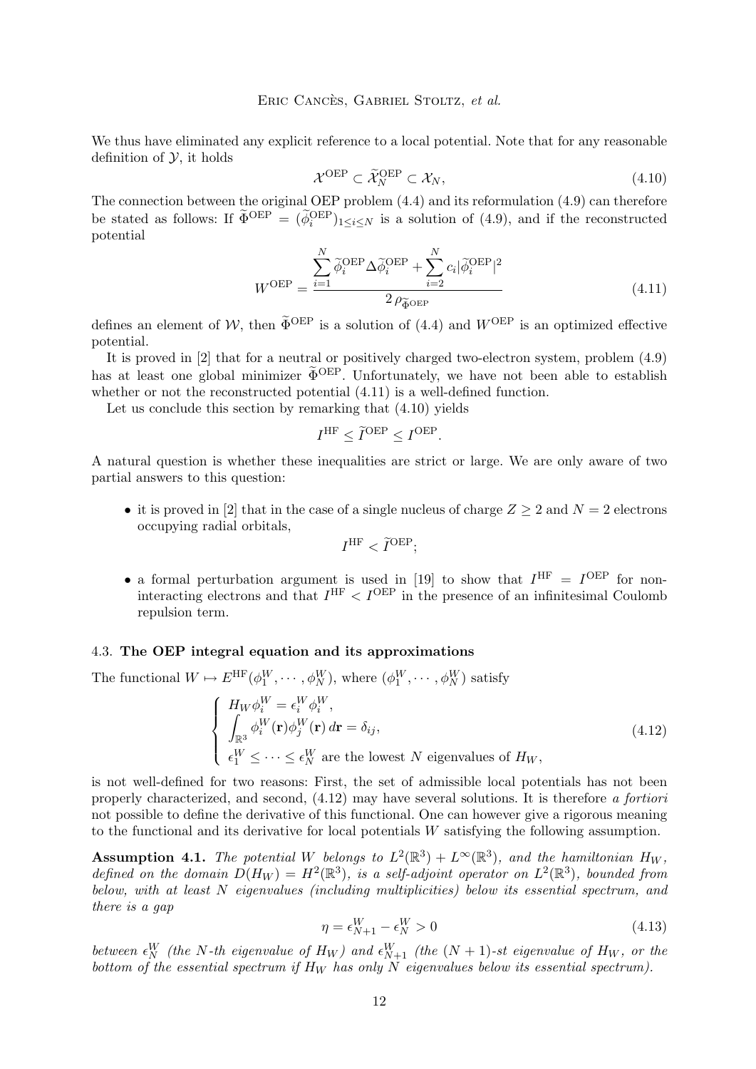We thus have eliminated any explicit reference to a local potential. Note that for any reasonable definition of $\mathcal{Y}$, it holds

$$\mathcal{X}^{\rm OEP} \subset \widetilde{\mathcal{X}}_N^{\rm OEP} \subset \mathcal{X}_N, \tag{4.10}$$

The connection between the original OEP problem (4.4) and its reformulation (4.9) can therefore be stated as follows: If $\widetilde{\Phi}^{\rm OEP} = (\widetilde{\phi}_i^{\rm OEP})_{1\le i\le N}$ is a solution of (4.9), and if the reconstructed potential

$$W^{\rm OEP} = \frac{\displaystyle\sum_{i=1}^N \widetilde{\phi}_i^{\rm OEP} \Delta \widetilde{\phi}_i^{\rm OEP} + \sum_{i=2}^N c_i |\widetilde{\phi}_i^{\rm OEP}|^2}{2\,\rho_{\widetilde{\Phi}^{\rm OEP}}} \tag{4.11}$$

defines an element of $\mathcal{W}$, then $\widetilde{\Phi}^{\rm OEP}$ is a solution of (4.4) and $W^{\rm OEP}$ is an optimized effective potential.

It is proved in [2] that for a neutral or positively charged two-electron system, problem (4.9) has at least one global minimizer $\widetilde{\Phi}^{\rm OEP}$. Unfortunately, we have not been able to establish whether or not the reconstructed potential (4.11) is a well-defined function.

Let us conclude this section by remarking that (4.10) yields

$$I^{\rm HF} \le \widetilde{I}^{\rm OEP} \le I^{\rm OEP}.$$

A natural question is whether these inequalities are strict or large. We are only aware of two partial answers to this question:

- it is proved in [2] that in the case of a single nucleus of charge $Z \ge 2$ and $N = 2$ electrons occupying radial orbitals,

$$I^{\rm HF} < \widetilde{I}^{\rm OEP};$$

- a formal perturbation argument is used in [19] to show that $I^{\rm HF} = I^{\rm OEP}$ for non-interacting electrons and that $I^{\rm HF} < I^{\rm OEP}$ in the presence of an infinitesimal Coulomb repulsion term.

### 4.3. The OEP integral equation and its approximations

The functional $W \mapsto E^{\rm HF}(\phi_1^W, \cdots, \phi_N^W)$, where $(\phi_1^W, \cdots, \phi_N^W)$ satisfy

$$\left\{ \begin{array}{l} H_W \phi_i^W = \epsilon_i^W \phi_i^W, \\ \displaystyle\int_{\mathbb{R}^3} \phi_i^W(\mathbf{r}) \phi_j^W(\mathbf{r})\, d\mathbf{r} = \delta_{ij}, \\ \epsilon_1^W \le \cdots \le \epsilon_N^W \text{ are the lowest } N \text{ eigenvalues of } H_W, \end{array} \right. \tag{4.12}$$

is not well-defined for two reasons: First, the set of admissible local potentials has not been properly characterized, and second, (4.12) may have several solutions. It is therefore *a fortiori* not possible to define the derivative of this functional. One can however give a rigorous meaning to the functional and its derivative for local potentials $W$ satisfying the following assumption.

**Assumption 4.1.** *The potential $W$ belongs to $L^2(\mathbb{R}^3) + L^\infty(\mathbb{R}^3)$, and the hamiltonian $H_W$, defined on the domain $D(H_W) = H^2(\mathbb{R}^3)$, is a self-adjoint operator on $L^2(\mathbb{R}^3)$, bounded from below, with at least $N$ eigenvalues (including multiplicities) below its essential spectrum, and there is a gap*

$$\eta = \epsilon_{N+1}^W - \epsilon_N^W > 0 \tag{4.13}$$

*between $\epsilon_N^W$ (the $N$-th eigenvalue of $H_W$) and $\epsilon_{N+1}^W$ (the $(N+1)$-st eigenvalue of $H_W$, or the bottom of the essential spectrum if $H_W$ has only $N$ eigenvalues below its essential spectrum).*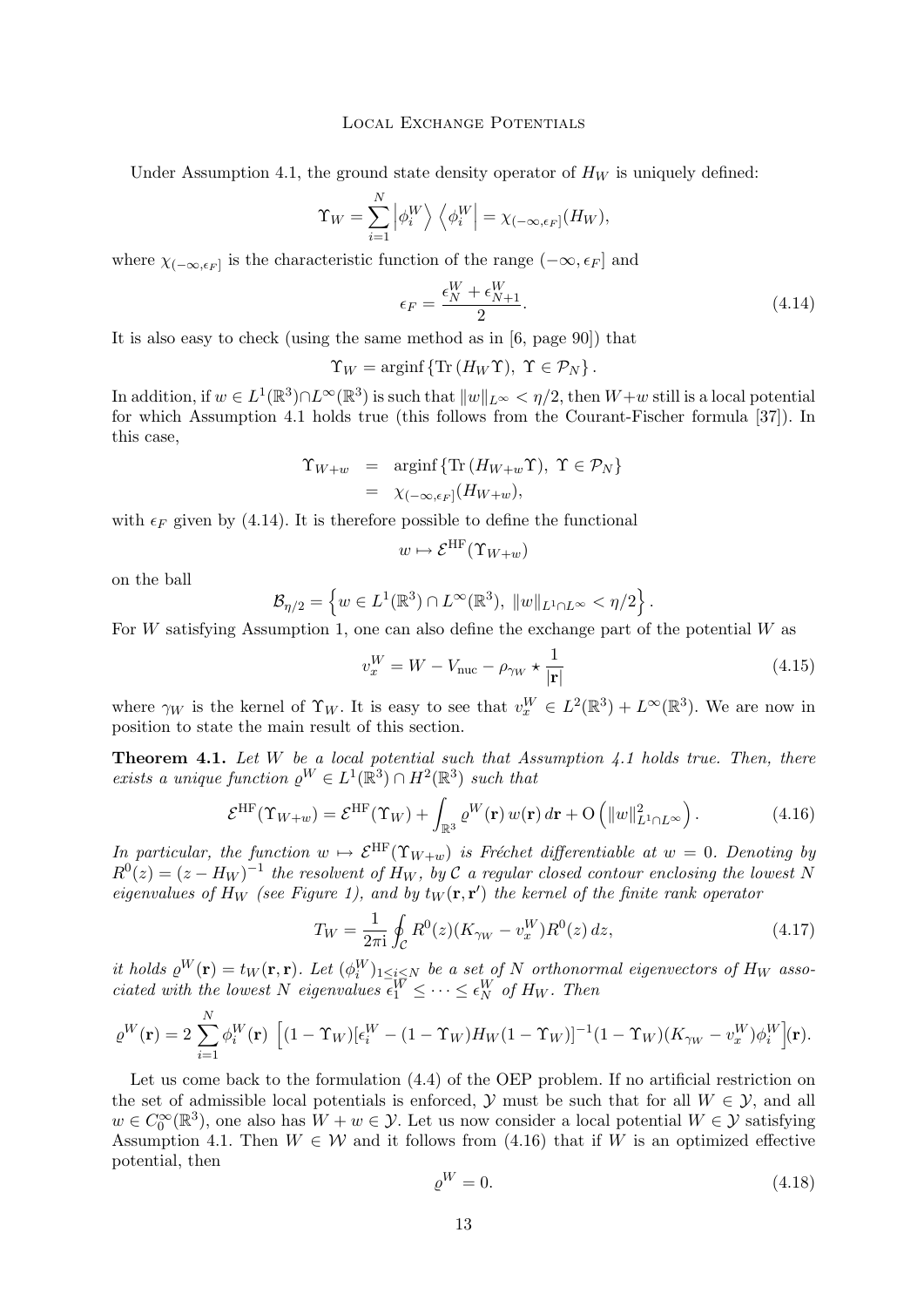Under Assumption 4.1, the ground state density operator of $H_W$ is uniquely defined:

$$\Upsilon_W = \sum_{i=1}^N \left|\phi_i^W\right\rangle \left\langle \phi_i^W\right| = \chi_{(-\infty,\epsilon_F]}(H_W),$$

where $\chi_{(-\infty,\epsilon_F]}$ is the characteristic function of the range $(-\infty, \epsilon_F]$ and

$$\epsilon_F = \frac{\epsilon_N^W + \epsilon_{N+1}^W}{2}. \tag{4.14}$$

It is also easy to check (using the same method as in [6, page 90]) that

$$\Upsilon_W = \text{arginf}\left\{\text{Tr}\left(H_W \Upsilon\right),\ \Upsilon \in \mathcal{P}_N\right\}.$$

In addition, if $w \in L^1(\mathbb{R}^3)\cap L^\infty(\mathbb{R}^3)$ is such that $\|w\|_{L^\infty} < \eta/2$, then $W+w$ still is a local potential for which Assumption 4.1 holds true (this follows from the Courant-Fischer formula [37]). In this case,

$$\begin{aligned}
\Upsilon_{W+w} &= \text{arginf}\left\{\text{Tr}\left(H_{W+w}\Upsilon\right),\ \Upsilon \in \mathcal{P}_N\right\} \\
&= \chi_{(-\infty,\epsilon_F]}(H_{W+w}),
\end{aligned}$$

with $\epsilon_F$ given by (4.14). It is therefore possible to define the functional

$$w \mapsto \mathcal{E}^{\rm HF}(\Upsilon_{W+w})$$

on the ball

$$\mathcal{B}_{\eta/2} = \left\{ w \in L^1(\mathbb{R}^3) \cap L^\infty(\mathbb{R}^3),\ \|w\|_{L^1\cap L^\infty} < \eta/2 \right\}.$$

For $W$ satisfying Assumption 1, one can also define the exchange part of the potential $W$ as

$$v_x^W = W - V_{\rm nuc} - \rho_{\gamma_W} \star \frac{1}{|\mathbf{r}|} \tag{4.15}$$

where $\gamma_W$ is the kernel of $\Upsilon_W$. It is easy to see that $v_x^W \in L^2(\mathbb{R}^3) + L^\infty(\mathbb{R}^3)$. We are now in position to state the main result of this section.

**Theorem 4.1.** *Let $W$ be a local potential such that Assumption 4.1 holds true. Then, there exists a unique function $\varrho^W \in L^1(\mathbb{R}^3) \cap H^2(\mathbb{R}^3)$ such that*

$$\mathcal{E}^{\rm HF}(\Upsilon_{W+w}) = \mathcal{E}^{\rm HF}(\Upsilon_W) + \int_{\mathbb{R}^3} \varrho^W(\mathbf{r})\, w(\mathbf{r})\, d\mathbf{r} + {\rm O}\left(\|w\|_{L^1\cap L^\infty}^2\right). \tag{4.16}$$

*In particular, the function $w \mapsto \mathcal{E}^{\rm HF}(\Upsilon_{W+w})$ is Fréchet differentiable at $w = 0$. Denoting by $R^0(z) = (z - H_W)^{-1}$ the resolvent of $H_W$, by $\mathcal{C}$ a regular closed contour enclosing the lowest $N$ eigenvalues of $H_W$ (see Figure 1), and by $t_W(\mathbf{r},\mathbf{r}')$ the kernel of the finite rank operator*

$$T_W = \frac{1}{2\pi \rm i} \oint_{\mathcal{C}} R^0(z)(K_{\gamma_W} - v_x^W) R^0(z)\, dz, \tag{4.17}$$

*it holds $\varrho^W(\mathbf{r}) = t_W(\mathbf{r},\mathbf{r})$. Let $(\phi_i^W)_{1\le i\le N}$ be a set of $N$ orthonormal eigenvectors of $H_W$ associated with the lowest $N$ eigenvalues $\epsilon_1^W \le \cdots \le \epsilon_N^W$ of $H_W$. Then*

$$\varrho^W(\mathbf{r}) = 2 \sum_{i=1}^N \phi_i^W(\mathbf{r}) \ \Big[(1-\Upsilon_W)[\epsilon_i^W - (1-\Upsilon_W)H_W(1-\Upsilon_W)]^{-1}(1-\Upsilon_W)(K_{\gamma_W} - v_x^W)\phi_i^W\Big](\mathbf{r}).$$

Let us come back to the formulation (4.4) of the OEP problem. If no artificial restriction on the set of admissible local potentials is enforced, $\mathcal{Y}$ must be such that for all $W \in \mathcal{Y}$, and all $w \in C_0^\infty(\mathbb{R}^3)$, one also has $W + w \in \mathcal{Y}$. Let us now consider a local potential $W \in \mathcal{Y}$ satisfying Assumption 4.1. Then $W \in \mathcal{W}$ and it follows from (4.16) that if $W$ is an optimized effective potential, then

$$\varrho^W = 0. \tag{4.18}$$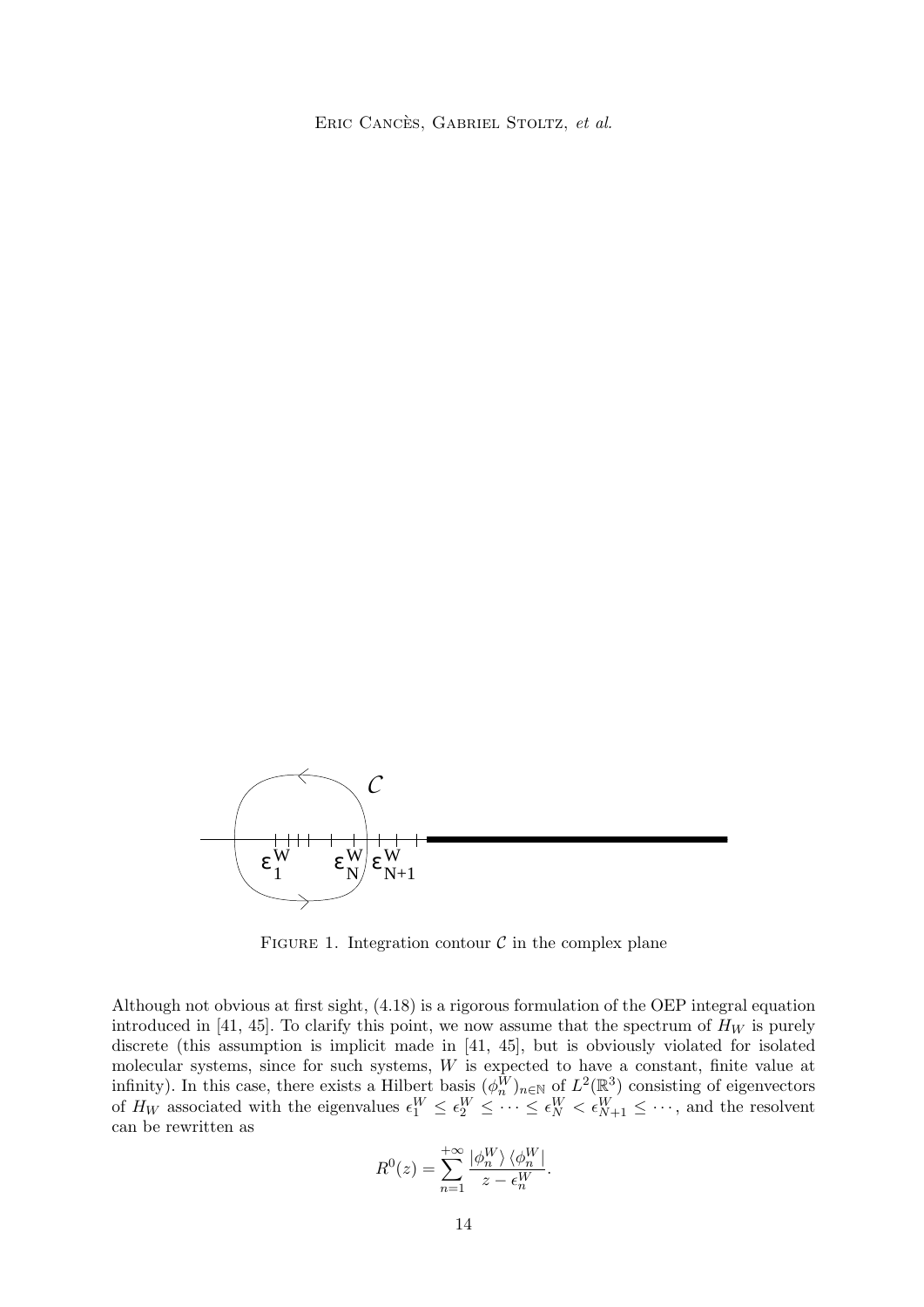Figure 1. Integration contour $\mathcal{C}$ in the complex plane

Although not obvious at first sight, (4.18) is a rigorous formulation of the OEP integral equation introduced in [41, 45]. To clarify this point, we now assume that the spectrum of $H_W$ is purely discrete (this assumption is implicit made in [41, 45], but is obviously violated for isolated molecular systems, since for such systems, $W$ is expected to have a constant, finite value at infinity). In this case, there exists a Hilbert basis $(\phi_n^W)_{n\in\mathbb{N}}$ of $L^2(\mathbb{R}^3)$ consisting of eigenvectors of $H_W$ associated with the eigenvalues $\epsilon_1^W \leq \epsilon_2^W \leq \cdots \leq \epsilon_N^W < \epsilon_{N+1}^W \leq \cdots$, and the resolvent can be rewritten as

$$R^0(z) = \sum_{n=1}^{+\infty} \frac{|\phi_n^W\rangle\,\langle\phi_n^W|}{z - \epsilon_n^W}.$$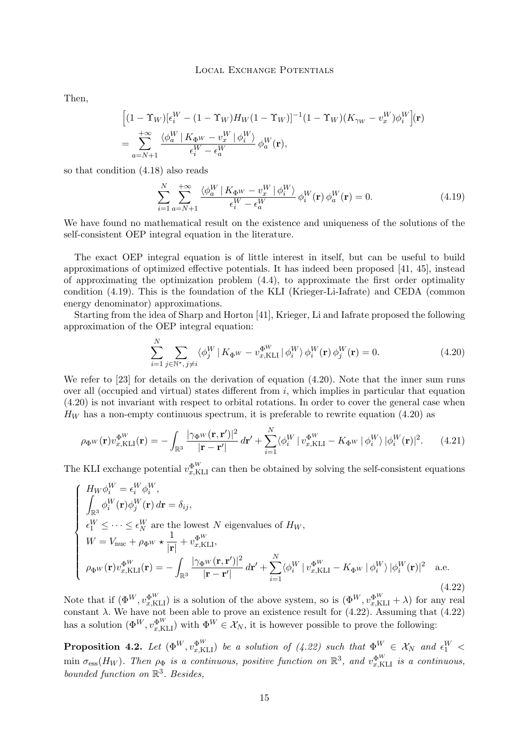Then,

$$
\begin{aligned}
&\Big[(1-\Upsilon_W)[\epsilon_i^W-(1-\Upsilon_W)H_W(1-\Upsilon_W)]^{-1}(1-\Upsilon_W)(K_{\gamma_W}-v_x^W)\phi_i^W\Big](\mathbf{r})\\
&=\sum_{a=N+1}^{+\infty}\frac{\langle\phi_a^W\,|\,K_{\Phi^W}-v_x^W\,|\,\phi_i^W\rangle}{\epsilon_i^W-\epsilon_a^W}\,\phi_a^W(\mathbf{r}),
\end{aligned}
$$

so that condition (4.18) also reads

$$
\sum_{i=1}^{N}\sum_{a=N+1}^{+\infty}\frac{\langle\phi_a^W\,|\,K_{\Phi^W}-v_x^W\,|\,\phi_i^W\rangle}{\epsilon_i^W-\epsilon_a^W}\,\phi_i^W(\mathbf{r})\,\phi_a^W(\mathbf{r})=0. \tag{4.19}
$$

We have found no mathematical result on the existence and uniqueness of the solutions of the self-consistent OEP integral equation in the literature.

The exact OEP integral equation is of little interest in itself, but can be useful to build approximations of optimized effective potentials. It has indeed been proposed [41, 45], instead of approximating the optimization problem (4.4), to approximate the first order optimality condition (4.19). This is the foundation of the KLI (Krieger-Li-Iafrate) and CEDA (common energy denominator) approximations.

Starting from the idea of Sharp and Horton [41], Krieger, Li and Iafrate proposed the following approximation of the OEP integral equation:

$$
\sum_{i=1}^{N}\sum_{j\in\mathbb{N}^*,\,j\neq i}\langle\phi_j^W\,|\,K_{\Phi^W}-v_{x,\mathrm{KLI}}^{\Phi^W}\,|\,\phi_i^W\rangle\,\phi_i^W(\mathbf{r})\,\phi_j^W(\mathbf{r})=0. \tag{4.20}
$$

We refer to [23] for details on the derivation of equation (4.20). Note that the inner sum runs over all (occupied and virtual) states different from $i$, which implies in particular that equation (4.20) is not invariant with respect to orbital rotations. In order to cover the general case when $H_W$ has a non-empty continuous spectrum, it is preferable to rewrite equation (4.20) as

$$
\rho_{\Phi^W}(\mathbf{r})v_{x,\mathrm{KLI}}^{\Phi^W}(\mathbf{r})=-\int_{\mathbb{R}^3}\frac{|\gamma_{\Phi^W}(\mathbf{r},\mathbf{r}')|^2}{|\mathbf{r}-\mathbf{r}'|}\,d\mathbf{r}'+\sum_{i=1}^{N}\langle\phi_i^W\,|\,v_{x,\mathrm{KLI}}^{\Phi^W}-K_{\Phi^W}\,|\,\phi_i^W\rangle\,|\phi_i^W(\mathbf{r})|^2. \tag{4.21}
$$

The KLI exchange potential $v_{x,\mathrm{KLI}}^{\Phi^W}$ can then be obtained by solving the self-consistent equations

$$
\left\{
\begin{array}{l}
H_W\phi_i^W=\epsilon_i^W\phi_i^W,\\
\displaystyle\int_{\mathbb{R}^3}\phi_i^W(\mathbf{r})\phi_j^W(\mathbf{r})\,d\mathbf{r}=\delta_{ij},\\
\epsilon_1^W\leq\cdots\leq\epsilon_N^W \text{ are the lowest } N \text{ eigenvalues of } H_W,\\
W=V_{\mathrm{nuc}}+\rho_{\Phi^W}\star\dfrac{1}{|\mathbf{r}|}+v_{x,\mathrm{KLI}}^{\Phi^W},\\
\rho_{\Phi^W}(\mathbf{r})v_{x,\mathrm{KLI}}^{\Phi^W}(\mathbf{r})=-\displaystyle\int_{\mathbb{R}^3}\frac{|\gamma_{\Phi^W}(\mathbf{r},\mathbf{r}')|^2}{|\mathbf{r}-\mathbf{r}'|}\,d\mathbf{r}'+\sum_{i=1}^{N}\langle\phi_i^W\,|\,v_{x,\mathrm{KLI}}^{\Phi^W}-K_{\Phi^W}\,|\,\phi_i^W\rangle\,|\phi_i^W(\mathbf{r})|^2\quad\text{a.e.}
\end{array}
\right. \tag{4.22}
$$

Note that if $(\Phi^W,v_{x,\mathrm{KLI}}^{\Phi^W})$ is a solution of the above system, so is $(\Phi^W,v_{x,\mathrm{KLI}}^{\Phi^W}+\lambda)$ for any real constant $\lambda$. We have not been able to prove an existence result for (4.22). Assuming that (4.22) has a solution $(\Phi^W,v_{x,\mathrm{KLI}}^{\Phi^W})$ with $\Phi^W\in\mathcal{X}_N$, it is however possible to prove the following:

**Proposition 4.2.** *Let $(\Phi^W,v_{x,\mathrm{KLI}}^{\Phi^W})$ be a solution of (4.22) such that $\Phi^W\in\mathcal{X}_N$ and $\epsilon_1^W<\min\sigma_{\mathrm{ess}}(H_W)$. Then $\rho_\Phi$ is a continuous, positive function on $\mathbb{R}^3$, and $v_{x,\mathrm{KLI}}^{\Phi^W}$ is a continuous, bounded function on $\mathbb{R}^3$. Besides,*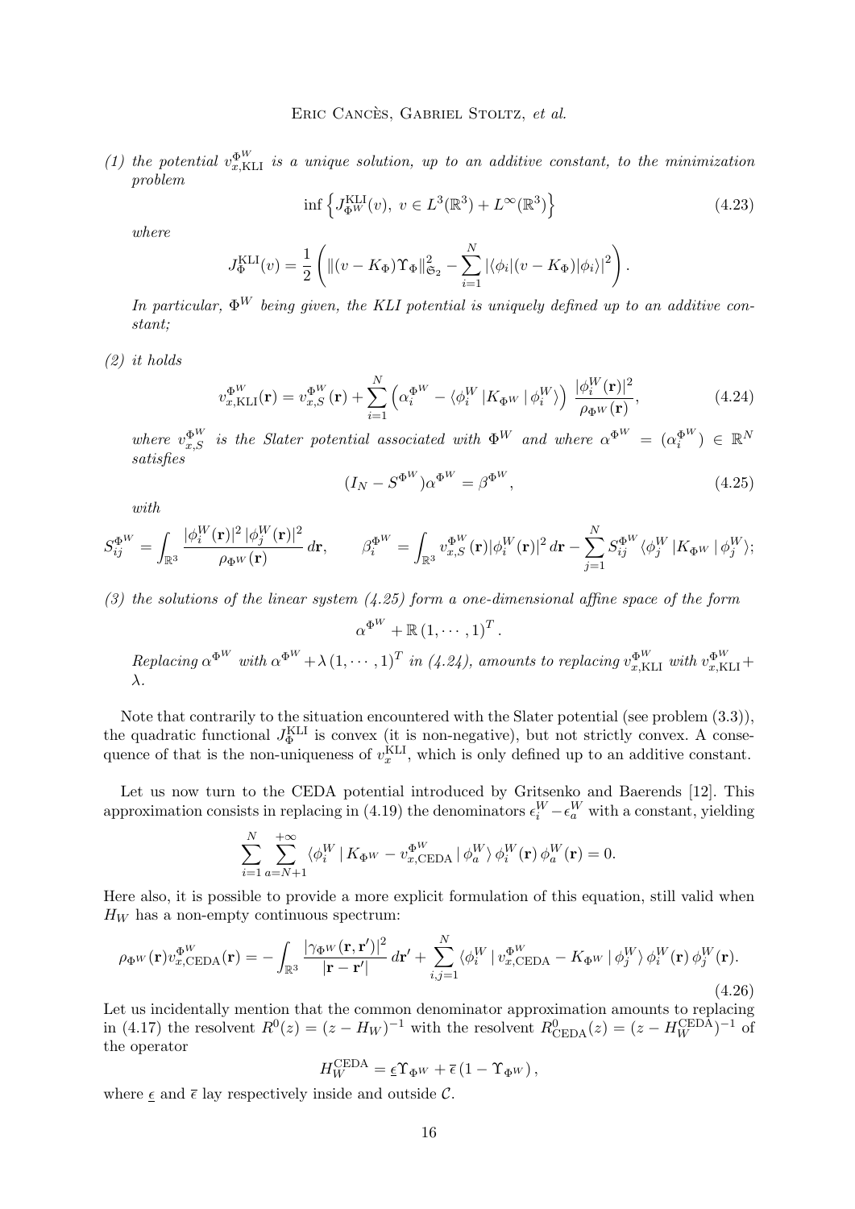*(1) the potential $v_{x,\rm KLI}^{\Phi^W}$ is a unique solution, up to an additive constant, to the minimization problem*

$$\inf \left\{ J_{\Phi^W}^{\rm KLI}(v),\ v \in L^3(\mathbb{R}^3) + L^\infty(\mathbb{R}^3) \right\} \tag{4.23}$$

*where*

$$J_{\Phi}^{\rm KLI}(v) = \frac{1}{2} \left( \|(v - K_\Phi)\Upsilon_\Phi\|_{\mathfrak{S}_2}^2 - \sum_{i=1}^N |\langle \phi_i | (v - K_\Phi) | \phi_i \rangle|^2 \right).$$

*In particular, $\Phi^W$ being given, the KLI potential is uniquely defined up to an additive constant;*

*(2) it holds*

$$v_{x,\rm KLI}^{\Phi^W}(\mathbf{r}) = v_{x,S}^{\Phi^W}(\mathbf{r}) + \sum_{i=1}^N \left( \alpha_i^{\Phi^W} - \langle \phi_i^W | K_{\Phi^W} | \phi_i^W \rangle \right) \frac{|\phi_i^W(\mathbf{r})|^2}{\rho_{\Phi^W}(\mathbf{r})}, \tag{4.24}$$

*where $v_{x,S}^{\Phi^W}$ is the Slater potential associated with $\Phi^W$ and where $\alpha^{\Phi^W} = (\alpha_i^{\Phi^W}) \in \mathbb{R}^N$ satisfies*

$$(I_N - S^{\Phi^W})\alpha^{\Phi^W} = \beta^{\Phi^W}, \tag{4.25}$$

*with*

$$S_{ij}^{\Phi^W} = \int_{\mathbb{R}^3} \frac{|\phi_i^W(\mathbf{r})|^2 \, |\phi_j^W(\mathbf{r})|^2}{\rho_{\Phi^W}(\mathbf{r})} \, d\mathbf{r}, \qquad \beta_i^{\Phi^W} = \int_{\mathbb{R}^3} v_{x,S}^{\Phi^W}(\mathbf{r}) |\phi_i^W(\mathbf{r})|^2 \, d\mathbf{r} - \sum_{j=1}^N S_{ij}^{\Phi^W} \langle \phi_j^W | K_{\Phi^W} | \phi_j^W \rangle;$$

*(3) the solutions of the linear system (4.25) form a one-dimensional affine space of the form*

$$\alpha^{\Phi^W} + \mathbb{R}\,(1, \cdots, 1)^T.$$

*Replacing $\alpha^{\Phi^W}$ with $\alpha^{\Phi^W} + \lambda\,(1, \cdots, 1)^T$ in (4.24), amounts to replacing $v_{x,\rm KLI}^{\Phi^W}$ with $v_{x,\rm KLI}^{\Phi^W} + \lambda$.*

Note that contrarily to the situation encountered with the Slater potential (see problem (3.3)), the quadratic functional $J_\Phi^{\rm KLI}$ is convex (it is non-negative), but not strictly convex. A consequence of that is the non-uniqueness of $v_x^{\rm KLI}$, which is only defined up to an additive constant.

Let us now turn to the CEDA potential introduced by Gritsenko and Baerends [12]. This approximation consists in replacing in (4.19) the denominators $\epsilon_i^W - \epsilon_a^W$ with a constant, yielding

$$\sum_{i=1}^N \sum_{a=N+1}^{+\infty} \langle \phi_i^W \,|\, K_{\Phi^W} - v_{x,\rm CEDA}^{\Phi^W} \,|\, \phi_a^W \rangle \, \phi_i^W(\mathbf{r}) \, \phi_a^W(\mathbf{r}) = 0.$$

Here also, it is possible to provide a more explicit formulation of this equation, still valid when $H_W$ has a non-empty continuous spectrum:

$$\rho_{\Phi^W}(\mathbf{r}) v_{x,\rm CEDA}^{\Phi^W}(\mathbf{r}) = -\int_{\mathbb{R}^3} \frac{|\gamma_{\Phi^W}(\mathbf{r}, \mathbf{r}')|^2}{|\mathbf{r} - \mathbf{r}'|} \, d\mathbf{r}' + \sum_{i,j=1}^N \langle \phi_i^W \,|\, v_{x,\rm CEDA}^{\Phi^W} - K_{\Phi^W} \,|\, \phi_j^W \rangle \, \phi_i^W(\mathbf{r}) \, \phi_j^W(\mathbf{r}). \tag{4.26}$$

Let us incidentally mention that the common denominator approximation amounts to replacing in (4.17) the resolvent $R^0(z) = (z - H_W)^{-1}$ with the resolvent $R^0_{\rm CEDA}(z) = (z - H_W^{\rm CEDA})^{-1}$ of the operator

$$H_W^{\rm CEDA} = \underline{\epsilon}\Upsilon_{\Phi^W} + \overline{\epsilon}\,(1 - \Upsilon_{\Phi^W}),$$

where $\underline{\epsilon}$ and $\overline{\epsilon}$ lay respectively inside and outside $\mathcal{C}$.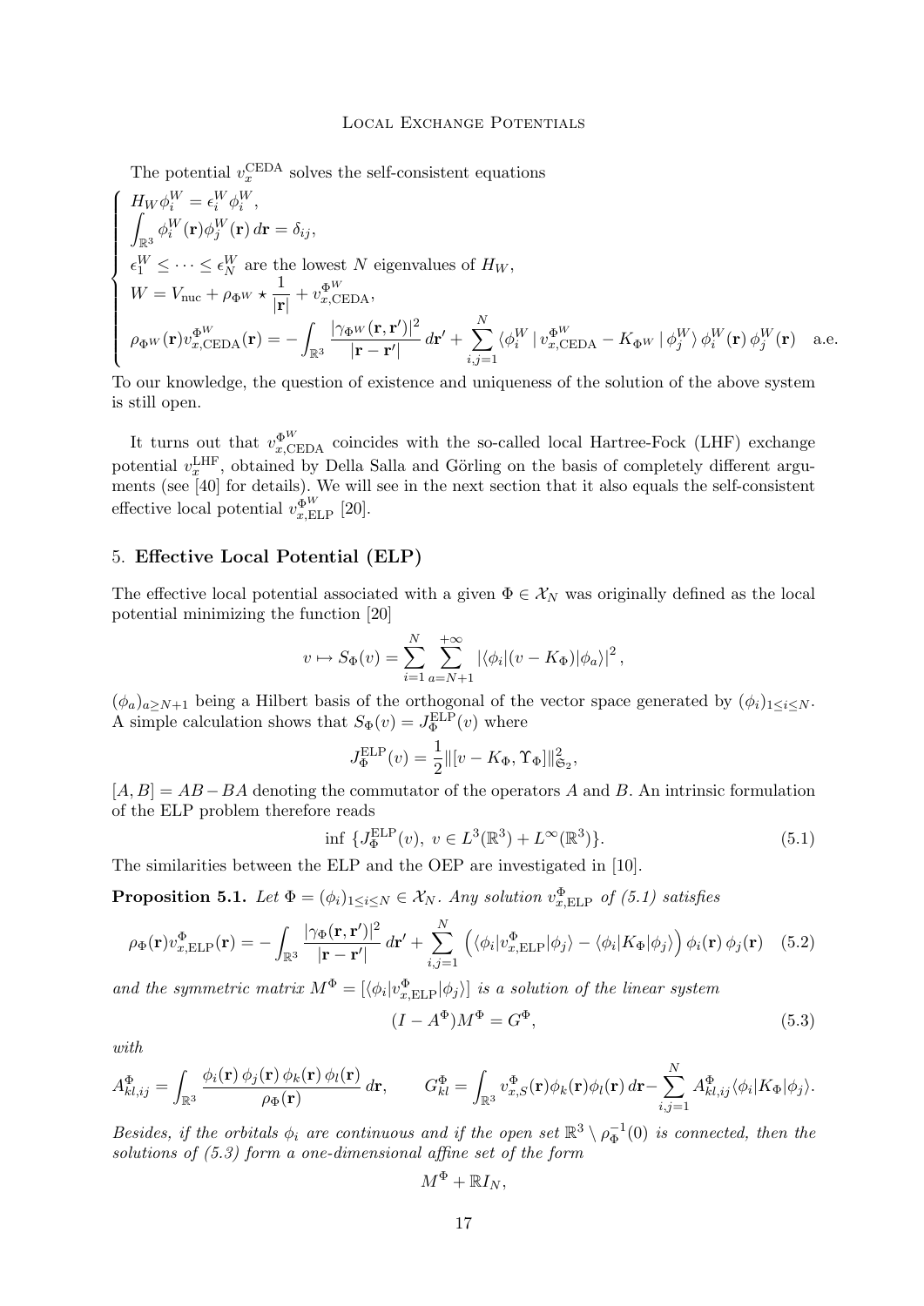The potential $v_x^{\rm CEDA}$ solves the self-consistent equations

$$
\left\{
\begin{array}{l}
H_W \phi_i^W = \epsilon_i^W \phi_i^W, \\
\displaystyle\int_{\mathbb{R}^3} \phi_i^W(\mathbf{r}) \phi_j^W(\mathbf{r}) \, d\mathbf{r} = \delta_{ij}, \\
\epsilon_1^W \le \cdots \le \epsilon_N^W \text{ are the lowest } N \text{ eigenvalues of } H_W, \\
W = V_{\rm nuc} + \rho_{\Phi^W} \star \dfrac{1}{|\mathbf{r}|} + v_{x,{\rm CEDA}}^{\Phi^W}, \\
\rho_{\Phi^W}(\mathbf{r}) v_{x,{\rm CEDA}}^{\Phi^W}(\mathbf{r}) = -\displaystyle\int_{\mathbb{R}^3} \frac{|\gamma_{\Phi^W}(\mathbf{r},\mathbf{r}')|^2}{|\mathbf{r}-\mathbf{r}'|} \, d\mathbf{r}' + \sum_{i,j=1}^N \langle \phi_i^W \,|\, v_{x,{\rm CEDA}}^{\Phi^W} - K_{\Phi^W} \,|\, \phi_j^W \rangle \, \phi_i^W(\mathbf{r}) \, \phi_j^W(\mathbf{r}) \quad \text{a.e.}
\end{array}
\right.
$$

To our knowledge, the question of existence and uniqueness of the solution of the above system is still open.

It turns out that $v_{x,{\rm CEDA}}^{\Phi^W}$ coincides with the so-called local Hartree-Fock (LHF) exchange potential $v_x^{\rm LHF}$, obtained by Della Salla and Görling on the basis of completely different arguments (see [40] for details). We will see in the next section that it also equals the self-consistent effective local potential $v_{x,{\rm ELP}}^{\Phi^W}$ [20].

## 5. Effective Local Potential (ELP)

The effective local potential associated with a given $\Phi \in \mathcal{X}_N$ was originally defined as the local potential minimizing the function [20]

$$
v \mapsto S_\Phi(v) = \sum_{i=1}^N \sum_{a=N+1}^{+\infty} |\langle \phi_i | (v - K_\Phi) | \phi_a \rangle|^2 ,
$$

$(\phi_a)_{a \ge N+1}$ being a Hilbert basis of the orthogonal of the vector space generated by $(\phi_i)_{1 \le i \le N}$. A simple calculation shows that $S_\Phi(v) = J_\Phi^{\rm ELP}(v)$ where

$$
J_\Phi^{\rm ELP}(v) = \frac{1}{2} \| [v - K_\Phi, \Upsilon_\Phi] \|_{\mathfrak{S}_2}^2 ,
$$

$[A, B] = AB - BA$ denoting the commutator of the operators $A$ and $B$. An intrinsic formulation of the ELP problem therefore reads

$$
\inf \, \{ J_\Phi^{\rm ELP}(v), \; v \in L^3(\mathbb{R}^3) + L^\infty(\mathbb{R}^3) \}. \tag{5.1}
$$

The similarities between the ELP and the OEP are investigated in [10].

**Proposition 5.1.** *Let $\Phi = (\phi_i)_{1 \le i \le N} \in \mathcal{X}_N$. Any solution $v_{x,{\rm ELP}}^\Phi$ of (5.1) satisfies*

$$
\rho_\Phi(\mathbf{r}) v_{x,{\rm ELP}}^\Phi(\mathbf{r}) = -\int_{\mathbb{R}^3} \frac{|\gamma_\Phi(\mathbf{r},\mathbf{r}')|^2}{|\mathbf{r}-\mathbf{r}'|} \, d\mathbf{r}' + \sum_{i,j=1}^N \Big( \langle \phi_i | v_{x,{\rm ELP}}^\Phi | \phi_j \rangle - \langle \phi_i | K_\Phi | \phi_j \rangle \Big) \, \phi_i(\mathbf{r}) \, \phi_j(\mathbf{r}) \tag{5.2}
$$

*and the symmetric matrix $M^\Phi = [\langle \phi_i | v_{x,{\rm ELP}}^\Phi | \phi_j \rangle]$ is a solution of the linear system*

$$
(I - A^\Phi) M^\Phi = G^\Phi, \tag{5.3}
$$

*with*

$$
A_{kl,ij}^\Phi = \int_{\mathbb{R}^3} \frac{\phi_i(\mathbf{r}) \, \phi_j(\mathbf{r}) \, \phi_k(\mathbf{r}) \, \phi_l(\mathbf{r})}{\rho_\Phi(\mathbf{r})} \, d\mathbf{r}, \qquad G_{kl}^\Phi = \int_{\mathbb{R}^3} v_{x,S}^\Phi(\mathbf{r}) \phi_k(\mathbf{r}) \phi_l(\mathbf{r}) \, d\mathbf{r} - \sum_{i,j=1}^N A_{kl,ij}^\Phi \langle \phi_i | K_\Phi | \phi_j \rangle.
$$

*Besides, if the orbitals $\phi_i$ are continuous and if the open set $\mathbb{R}^3 \setminus \rho_\Phi^{-1}(0)$ is connected, then the solutions of (5.3) form a one-dimensional affine set of the form*

$$
M^\Phi + \mathbb{R} I_N,
$$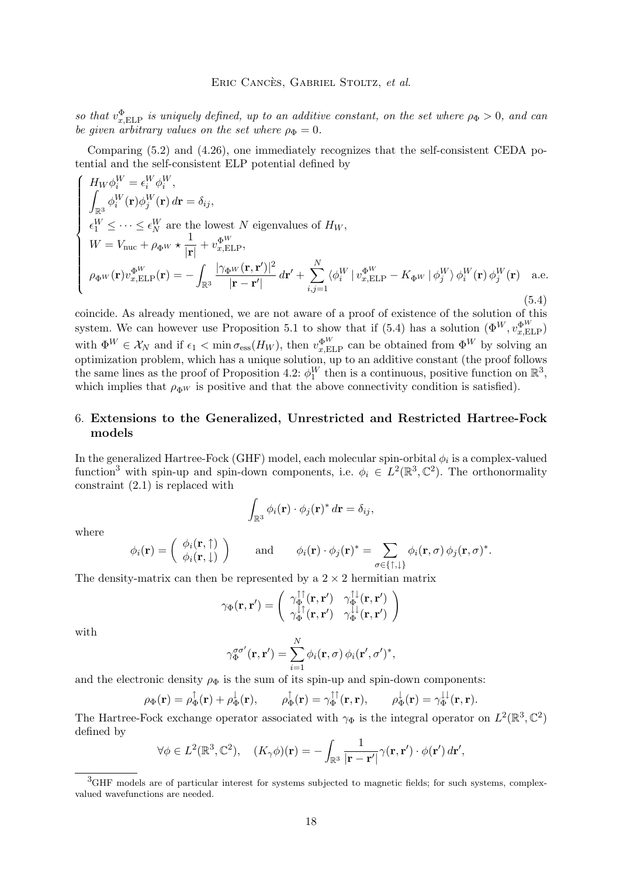*so that $v_{x,\mathrm{ELP}}^{\Phi}$ is uniquely defined, up to an additive constant, on the set where $\rho_\Phi > 0$, and can be given arbitrary values on the set where $\rho_\Phi = 0$.*

Comparing (5.2) and (4.26), one immediately recognizes that the self-consistent CEDA potential and the self-consistent ELP potential defined by

$$
\left\{
\begin{array}{l}
H_W \phi_i^W = \epsilon_i^W \phi_i^W, \\
\displaystyle\int_{\mathbb{R}^3} \phi_i^W(\mathbf{r}) \phi_j^W(\mathbf{r})\, d\mathbf{r} = \delta_{ij}, \\
\epsilon_1^W \le \cdots \le \epsilon_N^W \text{ are the lowest } N \text{ eigenvalues of } H_W, \\
W = V_{\mathrm{nuc}} + \rho_{\Phi^W} \star \dfrac{1}{|\mathbf{r}|} + v_{x,\mathrm{ELP}}^{\Phi^W}, \\
\rho_{\Phi^W}(\mathbf{r}) v_{x,\mathrm{ELP}}^{\Phi^W}(\mathbf{r}) = -\displaystyle\int_{\mathbb{R}^3} \frac{|\gamma_{\Phi^W}(\mathbf{r},\mathbf{r}')|^2}{|\mathbf{r}-\mathbf{r}'|}\, d\mathbf{r}' + \sum_{i,j=1}^N \langle \phi_i^W \,|\, v_{x,\mathrm{ELP}}^{\Phi^W} - K_{\Phi^W} \,|\, \phi_j^W \rangle\, \phi_i^W(\mathbf{r})\, \phi_j^W(\mathbf{r}) \quad \text{a.e.}
\end{array}
\right.
\tag{5.4}
$$

coincide. As already mentioned, we are not aware of a proof of existence of the solution of this system. We can however use Proposition 5.1 to show that if (5.4) has a solution $(\Phi^W, v_{x,\mathrm{ELP}}^{\Phi^W})$ with $\Phi^W \in \mathcal{X}_N$ and if $\epsilon_1 < \min \sigma_{\mathrm{ess}}(H_W)$, then $v_{x,\mathrm{ELP}}^{\Phi^W}$ can be obtained from $\Phi^W$ by solving an optimization problem, which has a unique solution, up to an additive constant (the proof follows the same lines as the proof of Proposition 4.2: $\phi_1^W$ then is a continuous, positive function on $\mathbb{R}^3$, which implies that $\rho_{\Phi^W}$ is positive and that the above connectivity condition is satisfied).

## 6. Extensions to the Generalized, Unrestricted and Restricted Hartree-Fock models

In the generalized Hartree-Fock (GHF) model, each molecular spin-orbital $\phi_i$ is a complex-valued function[3] with spin-up and spin-down components, i.e. $\phi_i \in L^2(\mathbb{R}^3, \mathbb{C}^2)$. The orthonormality constraint (2.1) is replaced with

$$
\int_{\mathbb{R}^3} \phi_i(\mathbf{r}) \cdot \phi_j(\mathbf{r})^*\, d\mathbf{r} = \delta_{ij},
$$

where

$$
\phi_i(\mathbf{r}) = \begin{pmatrix} \phi_i(\mathbf{r},\uparrow) \\ \phi_i(\mathbf{r},\downarrow) \end{pmatrix} \qquad \text{and} \qquad \phi_i(\mathbf{r}) \cdot \phi_j(\mathbf{r})^* = \sum_{\sigma \in \{\uparrow,\downarrow\}} \phi_i(\mathbf{r},\sigma)\, \phi_j(\mathbf{r},\sigma)^*.
$$

The density-matrix can then be represented by a $2 \times 2$ hermitian matrix

$$
\gamma_\Phi(\mathbf{r},\mathbf{r}') = \begin{pmatrix} \gamma_\Phi^{\uparrow\uparrow}(\mathbf{r},\mathbf{r}') & \gamma_\Phi^{\uparrow\downarrow}(\mathbf{r},\mathbf{r}') \\ \gamma_\Phi^{\downarrow\uparrow}(\mathbf{r},\mathbf{r}') & \gamma_\Phi^{\downarrow\downarrow}(\mathbf{r},\mathbf{r}') \end{pmatrix}
$$

with

$$
\gamma_\Phi^{\sigma\sigma'}(\mathbf{r},\mathbf{r}') = \sum_{i=1}^N \phi_i(\mathbf{r},\sigma)\, \phi_i(\mathbf{r}',\sigma')^*,
$$

and the electronic density $\rho_\Phi$ is the sum of its spin-up and spin-down components:

$$
\rho_\Phi(\mathbf{r}) = \rho_\Phi^{\uparrow}(\mathbf{r}) + \rho_\Phi^{\downarrow}(\mathbf{r}), \qquad \rho_\Phi^{\uparrow}(\mathbf{r}) = \gamma_\Phi^{\uparrow\uparrow}(\mathbf{r},\mathbf{r}), \qquad \rho_\Phi^{\downarrow}(\mathbf{r}) = \gamma_\Phi^{\downarrow\downarrow}(\mathbf{r},\mathbf{r}).
$$

The Hartree-Fock exchange operator associated with $\gamma_\Phi$ is the integral operator on $L^2(\mathbb{R}^3, \mathbb{C}^2)$ defined by

$$
\forall \phi \in L^2(\mathbb{R}^3, \mathbb{C}^2), \quad (K_\gamma \phi)(\mathbf{r}) = -\int_{\mathbb{R}^3} \frac{1}{|\mathbf{r}-\mathbf{r}'|} \gamma(\mathbf{r},\mathbf{r}') \cdot \phi(\mathbf{r}')\, d\mathbf{r}',
$$

[3] GHF models are of particular interest for systems subjected to magnetic fields; for such systems, complex-valued wavefunctions are needed.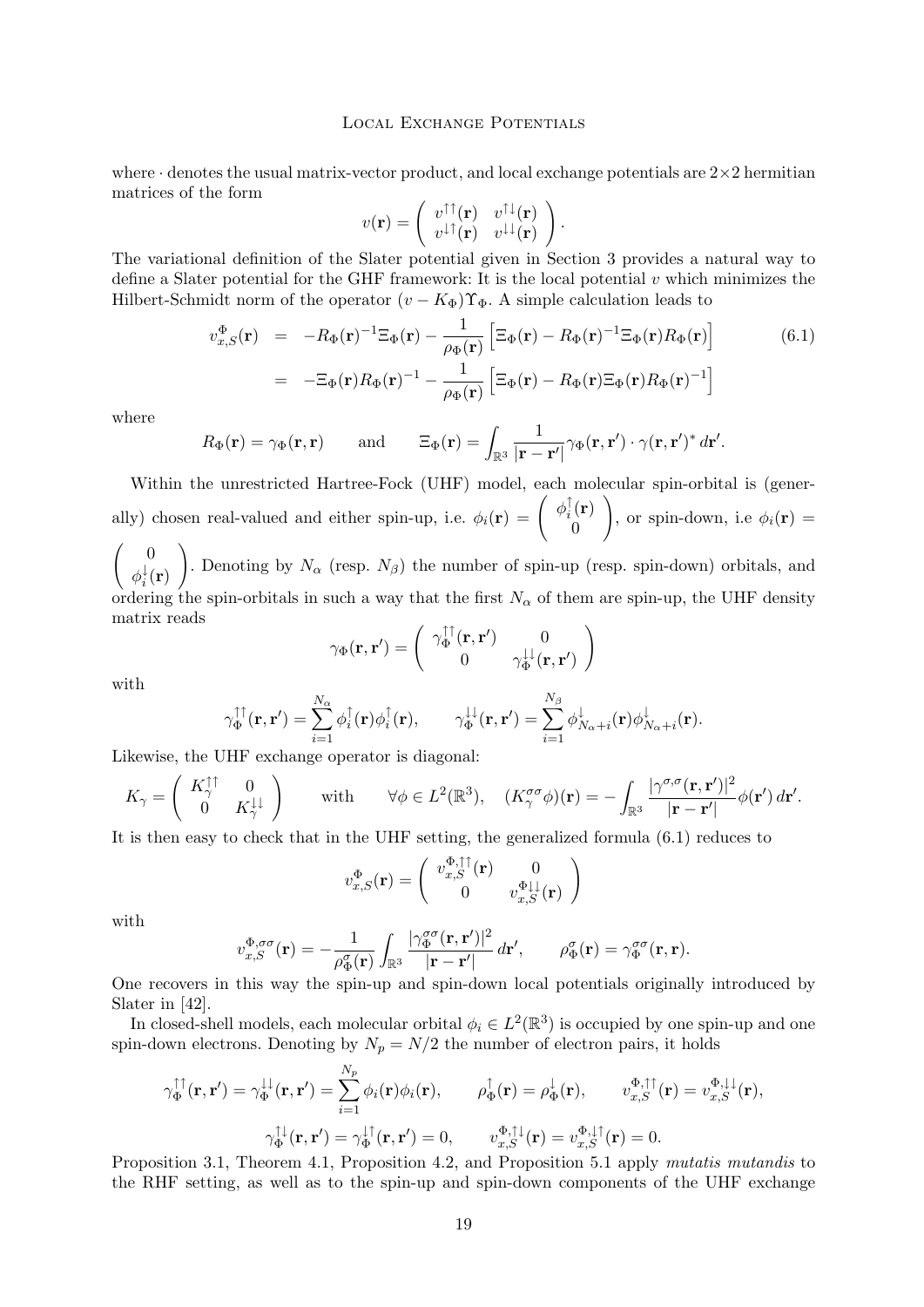where $\cdot$ denotes the usual matrix-vector product, and local exchange potentials are $2\times 2$ hermitian matrices of the form

$$v(\mathbf{r}) = \left( \begin{array}{cc} v^{\uparrow\uparrow}(\mathbf{r}) & v^{\uparrow\downarrow}(\mathbf{r}) \\ v^{\downarrow\uparrow}(\mathbf{r}) & v^{\downarrow\downarrow}(\mathbf{r}) \end{array} \right).$$

The variational definition of the Slater potential given in Section 3 provides a natural way to define a Slater potential for the GHF framework: It is the local potential $v$ which minimizes the Hilbert-Schmidt norm of the operator $(v - K_\Phi)\Upsilon_\Phi$. A simple calculation leads to

$$\begin{aligned} v_{x,S}^{\Phi}(\mathbf{r}) &= -R_\Phi(\mathbf{r})^{-1}\Xi_\Phi(\mathbf{r}) - \frac{1}{\rho_\Phi(\mathbf{r})}\left[\Xi_\Phi(\mathbf{r}) - R_\Phi(\mathbf{r})^{-1}\Xi_\Phi(\mathbf{r})R_\Phi(\mathbf{r})\right] \\ &= -\Xi_\Phi(\mathbf{r})R_\Phi(\mathbf{r})^{-1} - \frac{1}{\rho_\Phi(\mathbf{r})}\left[\Xi_\Phi(\mathbf{r}) - R_\Phi(\mathbf{r})\Xi_\Phi(\mathbf{r})R_\Phi(\mathbf{r})^{-1}\right] \end{aligned} \tag{6.1}$$

where

$$R_\Phi(\mathbf{r}) = \gamma_\Phi(\mathbf{r},\mathbf{r}) \qquad \text{and} \qquad \Xi_\Phi(\mathbf{r}) = \int_{\mathbb{R}^3} \frac{1}{|\mathbf{r}-\mathbf{r}'|}\gamma_\Phi(\mathbf{r},\mathbf{r}')\cdot\gamma(\mathbf{r},\mathbf{r}')^*\, d\mathbf{r}'.$$

Within the unrestricted Hartree-Fock (UHF) model, each molecular spin-orbital is (generally) chosen real-valued and either spin-up, i.e. $\phi_i(\mathbf{r}) = \left(\begin{array}{c} \phi_i^{\uparrow}(\mathbf{r}) \\ 0 \end{array}\right)$, or spin-down, i.e $\phi_i(\mathbf{r}) = \left(\begin{array}{c} 0 \\ \phi_i^{\downarrow}(\mathbf{r}) \end{array}\right)$. Denoting by $N_\alpha$ (resp. $N_\beta$) the number of spin-up (resp. spin-down) orbitals, and ordering the spin-orbitals in such a way that the first $N_\alpha$ of them are spin-up, the UHF density matrix reads

$$\gamma_\Phi(\mathbf{r},\mathbf{r}') = \left( \begin{array}{cc} \gamma_\Phi^{\uparrow\uparrow}(\mathbf{r},\mathbf{r}') & 0 \\ 0 & \gamma_\Phi^{\downarrow\downarrow}(\mathbf{r},\mathbf{r}') \end{array} \right)$$

with

$$\gamma_\Phi^{\uparrow\uparrow}(\mathbf{r},\mathbf{r}') = \sum_{i=1}^{N_\alpha} \phi_i^{\uparrow}(\mathbf{r})\phi_i^{\uparrow}(\mathbf{r}), \qquad \gamma_\Phi^{\downarrow\downarrow}(\mathbf{r},\mathbf{r}') = \sum_{i=1}^{N_\beta} \phi_{N_\alpha+i}^{\downarrow}(\mathbf{r})\phi_{N_\alpha+i}^{\downarrow}(\mathbf{r}).$$

Likewise, the UHF exchange operator is diagonal:

$$K_\gamma = \left( \begin{array}{cc} K_\gamma^{\uparrow\uparrow} & 0 \\ 0 & K_\gamma^{\downarrow\downarrow} \end{array} \right) \qquad \text{with} \qquad \forall \phi \in L^2(\mathbb{R}^3), \quad (K_\gamma^{\sigma\sigma}\phi)(\mathbf{r}) = -\int_{\mathbb{R}^3} \frac{|\gamma^{\sigma,\sigma}(\mathbf{r},\mathbf{r}')|^2}{|\mathbf{r}-\mathbf{r}'|}\phi(\mathbf{r}')\, d\mathbf{r}'.$$

It is then easy to check that in the UHF setting, the generalized formula (6.1) reduces to

$$v_{x,S}^{\Phi}(\mathbf{r}) = \left( \begin{array}{cc} v_{x,S}^{\Phi,\uparrow\uparrow}(\mathbf{r}) & 0 \\ 0 & v_{x,S}^{\Phi\downarrow\downarrow}(\mathbf{r}) \end{array} \right)$$

with

$$v_{x,S}^{\Phi,\sigma\sigma}(\mathbf{r}) = -\frac{1}{\rho_\Phi^{\sigma}(\mathbf{r})}\int_{\mathbb{R}^3} \frac{|\gamma_\Phi^{\sigma\sigma}(\mathbf{r},\mathbf{r}')|^2}{|\mathbf{r}-\mathbf{r}'|}\, d\mathbf{r}', \qquad \rho_\Phi^{\sigma}(\mathbf{r}) = \gamma_\Phi^{\sigma\sigma}(\mathbf{r},\mathbf{r}).$$

One recovers in this way the spin-up and spin-down local potentials originally introduced by Slater in [42].

In closed-shell models, each molecular orbital $\phi_i \in L^2(\mathbb{R}^3)$ is occupied by one spin-up and one spin-down electrons. Denoting by $N_p = N/2$ the number of electron pairs, it holds

$$\gamma_\Phi^{\uparrow\uparrow}(\mathbf{r},\mathbf{r}') = \gamma_\Phi^{\downarrow\downarrow}(\mathbf{r},\mathbf{r}') = \sum_{i=1}^{N_p} \phi_i(\mathbf{r})\phi_i(\mathbf{r}), \qquad \rho_\Phi^{\uparrow}(\mathbf{r}) = \rho_\Phi^{\downarrow}(\mathbf{r}), \qquad v_{x,S}^{\Phi,\uparrow\uparrow}(\mathbf{r}) = v_{x,S}^{\Phi,\downarrow\downarrow}(\mathbf{r}),$$

$$\gamma_\Phi^{\uparrow\downarrow}(\mathbf{r},\mathbf{r}') = \gamma_\Phi^{\downarrow\uparrow}(\mathbf{r},\mathbf{r}') = 0, \qquad v_{x,S}^{\Phi,\uparrow\downarrow}(\mathbf{r}) = v_{x,S}^{\Phi,\downarrow\uparrow}(\mathbf{r}) = 0.$$

Proposition 3.1, Theorem 4.1, Proposition 4.2, and Proposition 5.1 apply *mutatis mutandis* to the RHF setting, as well as to the spin-up and spin-down components of the UHF exchange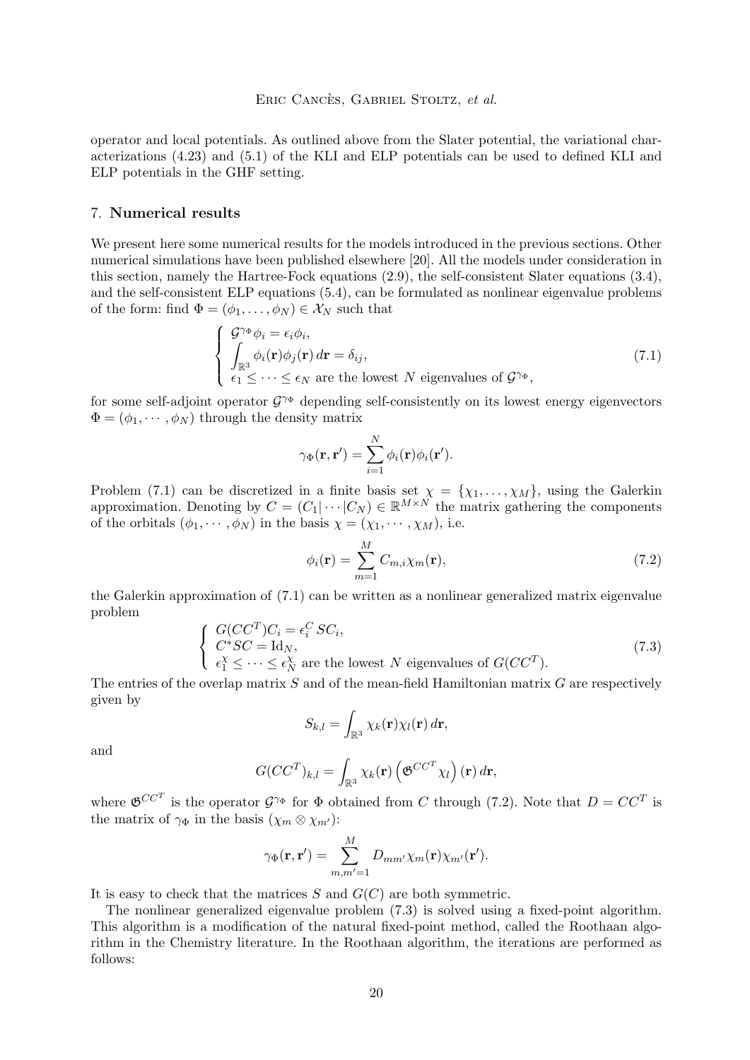operator and local potentials. As outlined above from the Slater potential, the variational characterizations (4.23) and (5.1) of the KLI and ELP potentials can be used to defined KLI and ELP potentials in the GHF setting.

## 7. Numerical results

We present here some numerical results for the models introduced in the previous sections. Other numerical simulations have been published elsewhere [20]. All the models under consideration in this section, namely the Hartree-Fock equations (2.9), the self-consistent Slater equations (3.4), and the self-consistent ELP equations (5.4), can be formulated as nonlinear eigenvalue problems of the form: find $\Phi = (\phi_1, \ldots, \phi_N) \in \mathcal{X}_N$ such that

$$\left\{ \begin{array}{l} \mathcal{G}^{\gamma_\Phi} \phi_i = \epsilon_i \phi_i, \\ \displaystyle\int_{\mathbb{R}^3} \phi_i(\mathbf{r}) \phi_j(\mathbf{r}) \, d\mathbf{r} = \delta_{ij}, \\ \epsilon_1 \leq \cdots \leq \epsilon_N \text{ are the lowest } N \text{ eigenvalues of } \mathcal{G}^{\gamma_\Phi}, \end{array} \right. \tag{7.1}$$

for some self-adjoint operator $\mathcal{G}^{\gamma_\Phi}$ depending self-consistently on its lowest energy eigenvectors $\Phi = (\phi_1, \cdots, \phi_N)$ through the density matrix

$$\gamma_\Phi(\mathbf{r}, \mathbf{r}') = \sum_{i=1}^N \phi_i(\mathbf{r}) \phi_i(\mathbf{r}').$$

Problem (7.1) can be discretized in a finite basis set $\chi = \{\chi_1, \ldots, \chi_M\}$, using the Galerkin approximation. Denoting by $C = (C_1 | \cdots | C_N) \in \mathbb{R}^{M \times N}$ the matrix gathering the components of the orbitals $(\phi_1, \cdots, \phi_N)$ in the basis $\chi = (\chi_1, \cdots, \chi_M)$, i.e.

$$\phi_i(\mathbf{r}) = \sum_{m=1}^M C_{m,i} \chi_m(\mathbf{r}), \tag{7.2}$$

the Galerkin approximation of (7.1) can be written as a nonlinear generalized matrix eigenvalue problem

$$\left\{ \begin{array}{l} G(CC^T) C_i = \epsilon_i^C \, SC_i, \\ C^* SC = \mathrm{Id}_N, \\ \epsilon_1^\chi \leq \cdots \leq \epsilon_N^\chi \text{ are the lowest } N \text{ eigenvalues of } G(CC^T). \end{array} \right. \tag{7.3}$$

The entries of the overlap matrix $S$ and of the mean-field Hamiltonian matrix $G$ are respectively given by

$$S_{k,l} = \int_{\mathbb{R}^3} \chi_k(\mathbf{r}) \chi_l(\mathbf{r}) \, d\mathbf{r},$$

and

$$G(CC^T)_{k,l} = \int_{\mathbb{R}^3} \chi_k(\mathbf{r}) \left( \mathfrak{G}^{CC^T} \chi_l \right)(\mathbf{r}) \, d\mathbf{r},$$

where $\mathfrak{G}^{CC^T}$ is the operator $\mathcal{G}^{\gamma_\Phi}$ for $\Phi$ obtained from $C$ through (7.2). Note that $D = CC^T$ is the matrix of $\gamma_\Phi$ in the basis $(\chi_m \otimes \chi_{m'})$:

$$\gamma_\Phi(\mathbf{r}, \mathbf{r}') = \sum_{m,m'=1}^M D_{mm'} \chi_m(\mathbf{r}) \chi_{m'}(\mathbf{r}').$$

It is easy to check that the matrices $S$ and $G(C)$ are both symmetric.

The nonlinear generalized eigenvalue problem (7.3) is solved using a fixed-point algorithm. This algorithm is a modification of the natural fixed-point method, called the Roothaan algorithm in the Chemistry literature. In the Roothaan algorithm, the iterations are performed as follows: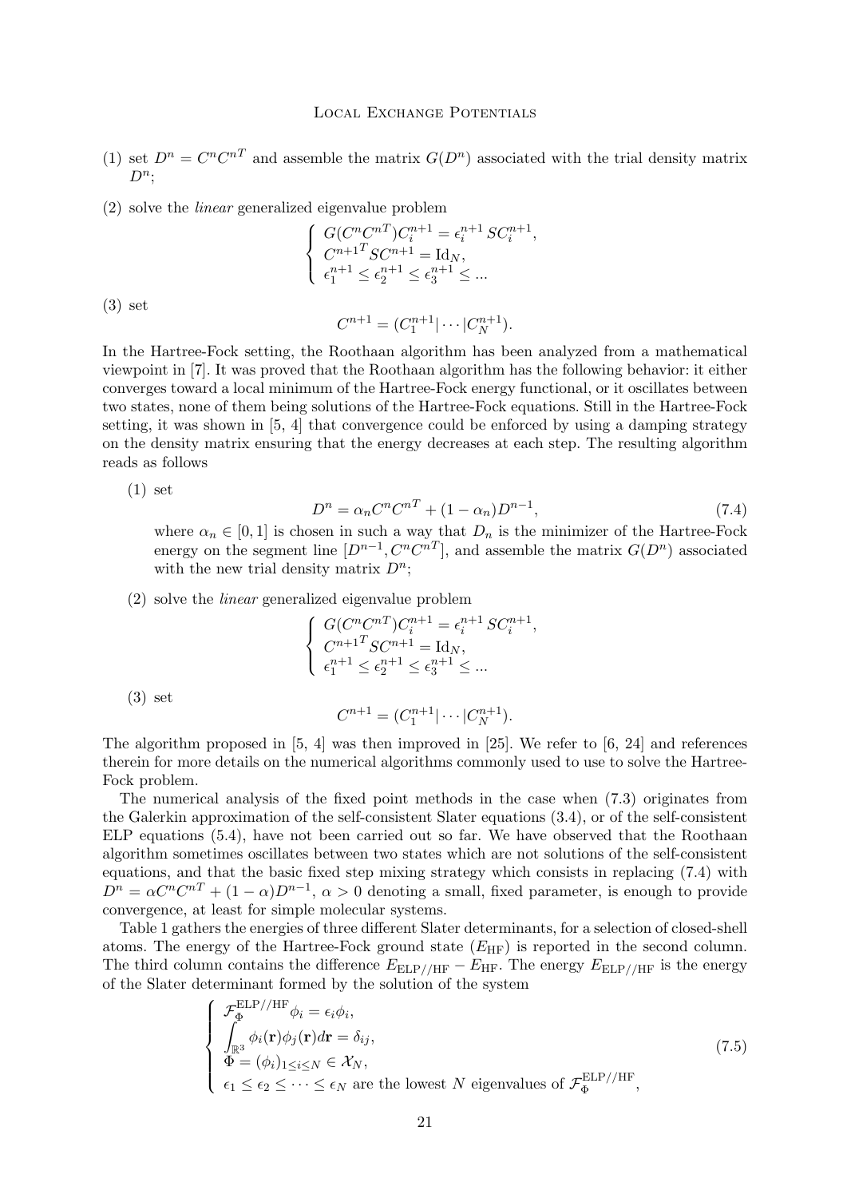(1) set $D^n = C^n {C^n}^T$ and assemble the matrix $G(D^n)$ associated with the trial density matrix $D^n$;

(2) solve the *linear* generalized eigenvalue problem

$$\left\{ \begin{array}{l} G(C^n {C^n}^T) C_i^{n+1} = \epsilon_i^{n+1} \, S C_i^{n+1}, \\ {C^{n+1}}^T S C^{n+1} = \mathrm{Id}_N, \\ \epsilon_1^{n+1} \le \epsilon_2^{n+1} \le \epsilon_3^{n+1} \le ... \end{array} \right.$$

(3) set

$$C^{n+1} = (C_1^{n+1} | \cdots | C_N^{n+1}).$$

In the Hartree-Fock setting, the Roothaan algorithm has been analyzed from a mathematical viewpoint in [7]. It was proved that the Roothaan algorithm has the following behavior: it either converges toward a local minimum of the Hartree-Fock energy functional, or it oscillates between two states, none of them being solutions of the Hartree-Fock equations. Still in the Hartree-Fock setting, it was shown in [5, 4] that convergence could be enforced by using a damping strategy on the density matrix ensuring that the energy decreases at each step. The resulting algorithm reads as follows

(1) set

$$D^n = \alpha_n C^n {C^n}^T + (1 - \alpha_n) D^{n-1}, \tag{7.4}$$

where $\alpha_n \in [0, 1]$ is chosen in such a way that $D_n$ is the minimizer of the Hartree-Fock energy on the segment line $[D^{n-1}, C^n {C^n}^T]$, and assemble the matrix $G(D^n)$ associated with the new trial density matrix $D^n$;

(2) solve the *linear* generalized eigenvalue problem

$$\left\{ \begin{array}{l} G(C^n {C^n}^T) C_i^{n+1} = \epsilon_i^{n+1} \, S C_i^{n+1}, \\ {C^{n+1}}^T S C^{n+1} = \mathrm{Id}_N, \\ \epsilon_1^{n+1} \le \epsilon_2^{n+1} \le \epsilon_3^{n+1} \le ... \end{array} \right.$$

(3) set

$$C^{n+1} = (C_1^{n+1} | \cdots | C_N^{n+1}).$$

The algorithm proposed in [5, 4] was then improved in [25]. We refer to [6, 24] and references therein for more details on the numerical algorithms commonly used to use to solve the Hartree-Fock problem.

The numerical analysis of the fixed point methods in the case when (7.3) originates from the Galerkin approximation of the self-consistent Slater equations (3.4), or of the self-consistent ELP equations (5.4), have not been carried out so far. We have observed that the Roothaan algorithm sometimes oscillates between two states which are not solutions of the self-consistent equations, and that the basic fixed step mixing strategy which consists in replacing (7.4) with $D^n = \alpha C^n {C^n}^T + (1 - \alpha) D^{n-1}$, $\alpha > 0$ denoting a small, fixed parameter, is enough to provide convergence, at least for simple molecular systems.

Table 1 gathers the energies of three different Slater determinants, for a selection of closed-shell atoms. The energy of the Hartree-Fock ground state ($E_{\rm HF}$) is reported in the second column. The third column contains the difference $E_{\rm ELP//HF} - E_{\rm HF}$. The energy $E_{\rm ELP//HF}$ is the energy of the Slater determinant formed by the solution of the system

$$\left\{ \begin{array}{l} \mathcal{F}_\Phi^{\rm ELP//HF} \phi_i = \epsilon_i \phi_i, \\ \displaystyle\int_{\mathbb{R}^3} \phi_i(\mathbf{r}) \phi_j(\mathbf{r}) d\mathbf{r} = \delta_{ij}, \\ \Phi = (\phi_i)_{1 \le i \le N} \in \mathcal{X}_N, \\ \epsilon_1 \le \epsilon_2 \le \cdots \le \epsilon_N \text{ are the lowest } N \text{ eigenvalues of } \mathcal{F}_\Phi^{\rm ELP//HF}, \end{array} \right. \tag{7.5}$$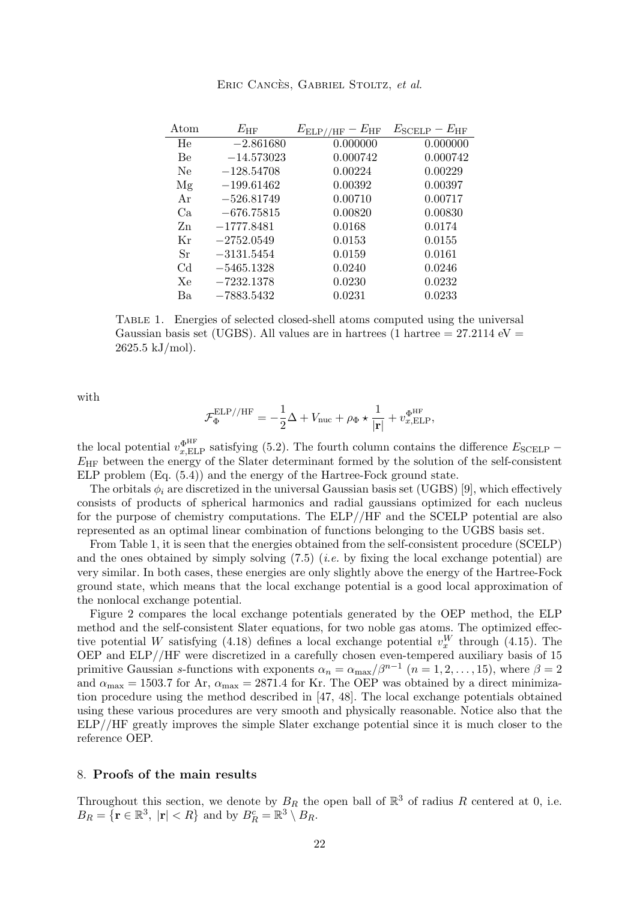| Atom | $E_{\rm HF}$ | $E_{\rm ELP//HF} - E_{\rm HF}$ | $E_{\rm SCELP} - E_{\rm HF}$ |
|---|---|---|---|
| He | $-2.861680$ | 0.000000 | 0.000000 |
| Be | $-14.573023$ | 0.000742 | 0.000742 |
| Ne | $-128.54708$ | 0.00224 | 0.00229 |
| Mg | $-199.61462$ | 0.00392 | 0.00397 |
| Ar | $-526.81749$ | 0.00710 | 0.00717 |
| Ca | $-676.75815$ | 0.00820 | 0.00830 |
| Zn | $-1777.8481$ | 0.0168 | 0.0174 |
| Kr | $-2752.0549$ | 0.0153 | 0.0155 |
| Sr | $-3131.5454$ | 0.0159 | 0.0161 |
| Cd | $-5465.1328$ | 0.0240 | 0.0246 |
| Xe | $-7232.1378$ | 0.0230 | 0.0232 |
| Ba | $-7883.5432$ | 0.0231 | 0.0233 |

Table 1. Energies of selected closed-shell atoms computed using the universal Gaussian basis set (UGBS). All values are in hartrees (1 hartree = 27.2114 eV = 2625.5 kJ/mol).

with

$$\mathcal{F}_\Phi^{\rm ELP//HF} = -\frac{1}{2}\Delta + V_{\rm nuc} + \rho_\Phi \star \frac{1}{|\mathbf{r}|} + v_{x,{\rm ELP}}^{\Phi^{\rm HF}},$$

the local potential $v_{x,{\rm ELP}}^{\Phi^{\rm HF}}$ satisfying (5.2). The fourth column contains the difference $E_{\rm SCELP} - E_{\rm HF}$ between the energy of the Slater determinant formed by the solution of the self-consistent ELP problem (Eq. (5.4)) and the energy of the Hartree-Fock ground state.

The orbitals $\phi_i$ are discretized in the universal Gaussian basis set (UGBS) [9], which effectively consists of products of spherical harmonics and radial gaussians optimized for each nucleus for the purpose of chemistry computations. The ELP//HF and the SCELP potential are also represented as an optimal linear combination of functions belonging to the UGBS basis set.

From Table 1, it is seen that the energies obtained from the self-consistent procedure (SCELP) and the ones obtained by simply solving (7.5) (*i.e.* by fixing the local exchange potential) are very similar. In both cases, these energies are only slightly above the energy of the Hartree-Fock ground state, which means that the local exchange potential is a good local approximation of the nonlocal exchange potential.

Figure 2 compares the local exchange potentials generated by the OEP method, the ELP method and the self-consistent Slater equations, for two noble gas atoms. The optimized effective potential $W$ satisfying (4.18) defines a local exchange potential $v_x^W$ through (4.15). The OEP and ELP//HF were discretized in a carefully chosen even-tempered auxiliary basis of 15 primitive Gaussian $s$-functions with exponents $\alpha_n = \alpha_{\max}/\beta^{n-1}$ ($n = 1, 2, \ldots, 15$), where $\beta = 2$ and $\alpha_{\max} = 1503.7$ for Ar, $\alpha_{\max} = 2871.4$ for Kr. The OEP was obtained by a direct minimization procedure using the method described in [47, 48]. The local exchange potentials obtained using these various procedures are very smooth and physically reasonable. Notice also that the ELP//HF greatly improves the simple Slater exchange potential since it is much closer to the reference OEP.

## 8. **Proofs of the main results**

Throughout this section, we denote by $B_R$ the open ball of $\mathbb{R}^3$ of radius $R$ centered at 0, i.e. $B_R = \{\mathbf{r} \in \mathbb{R}^3, \ |\mathbf{r}| < R\}$ and by $B_R^c = \mathbb{R}^3 \setminus B_R$.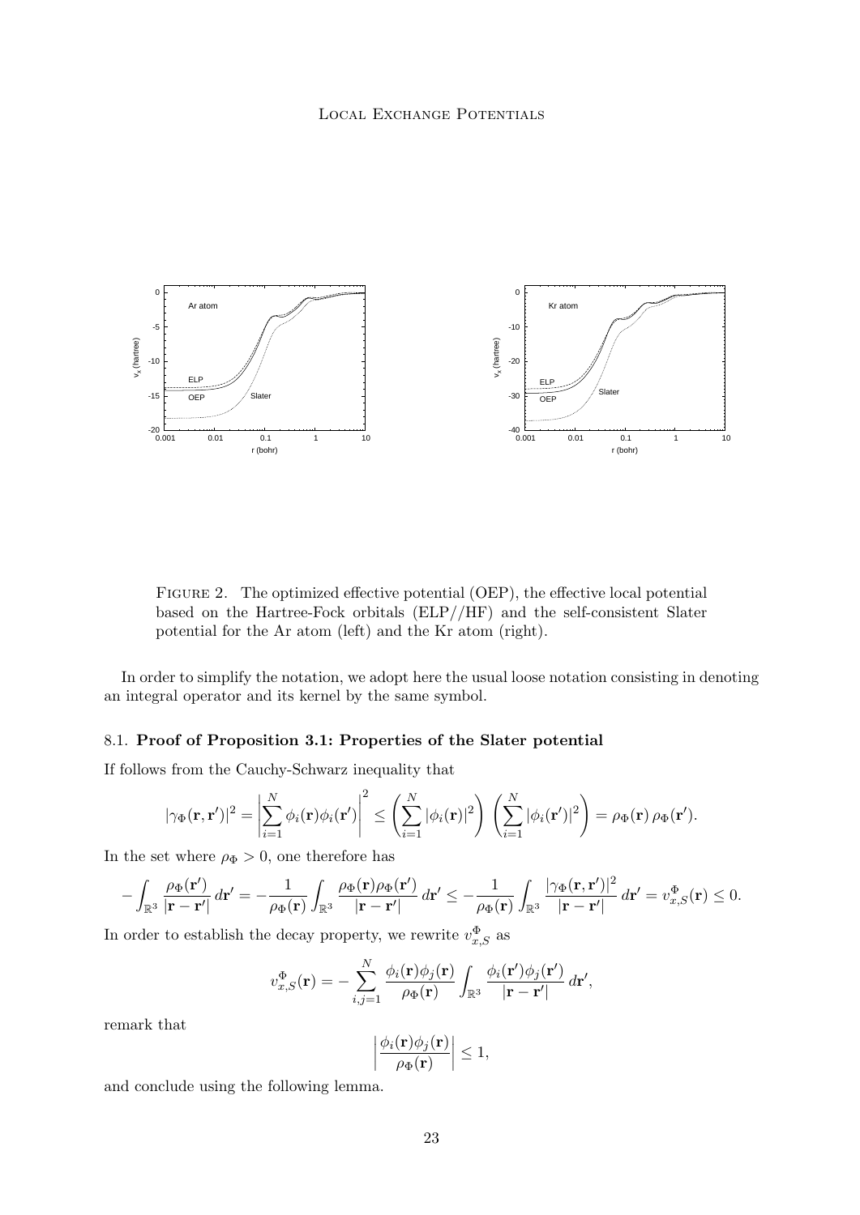Figure 2. The optimized effective potential (OEP), the effective local potential based on the Hartree-Fock orbitals (ELP//HF) and the self-consistent Slater potential for the Ar atom (left) and the Kr atom (right).

In order to simplify the notation, we adopt here the usual loose notation consisting in denoting an integral operator and its kernel by the same symbol.

### 8.1. Proof of Proposition 3.1: Properties of the Slater potential

If follows from the Cauchy-Schwarz inequality that

$$|\gamma_\Phi(\mathbf{r},\mathbf{r}')|^2 = \left|\sum_{i=1}^N \phi_i(\mathbf{r})\phi_i(\mathbf{r}')\right|^2 \leq \left(\sum_{i=1}^N |\phi_i(\mathbf{r})|^2\right)\left(\sum_{i=1}^N |\phi_i(\mathbf{r}')|^2\right) = \rho_\Phi(\mathbf{r})\,\rho_\Phi(\mathbf{r}').$$

In the set where $\rho_\Phi > 0$, one therefore has

$$-\int_{\mathbb{R}^3} \frac{\rho_\Phi(\mathbf{r}')}{|\mathbf{r}-\mathbf{r}'|}\,d\mathbf{r}' = -\frac{1}{\rho_\Phi(\mathbf{r})}\int_{\mathbb{R}^3} \frac{\rho_\Phi(\mathbf{r})\rho_\Phi(\mathbf{r}')}{|\mathbf{r}-\mathbf{r}'|}\,d\mathbf{r}' \leq -\frac{1}{\rho_\Phi(\mathbf{r})}\int_{\mathbb{R}^3} \frac{|\gamma_\Phi(\mathbf{r},\mathbf{r}')|^2}{|\mathbf{r}-\mathbf{r}'|}\,d\mathbf{r}' = v_{x,S}^\Phi(\mathbf{r}) \leq 0.$$

In order to establish the decay property, we rewrite $v_{x,S}^\Phi$ as

$$v_{x,S}^\Phi(\mathbf{r}) = -\sum_{i,j=1}^N \frac{\phi_i(\mathbf{r})\phi_j(\mathbf{r})}{\rho_\Phi(\mathbf{r})}\int_{\mathbb{R}^3} \frac{\phi_i(\mathbf{r}')\phi_j(\mathbf{r}')}{|\mathbf{r}-\mathbf{r}'|}\,d\mathbf{r}',$$

remark that

$$\left|\frac{\phi_i(\mathbf{r})\phi_j(\mathbf{r})}{\rho_\Phi(\mathbf{r})}\right| \leq 1,$$

and conclude using the following lemma.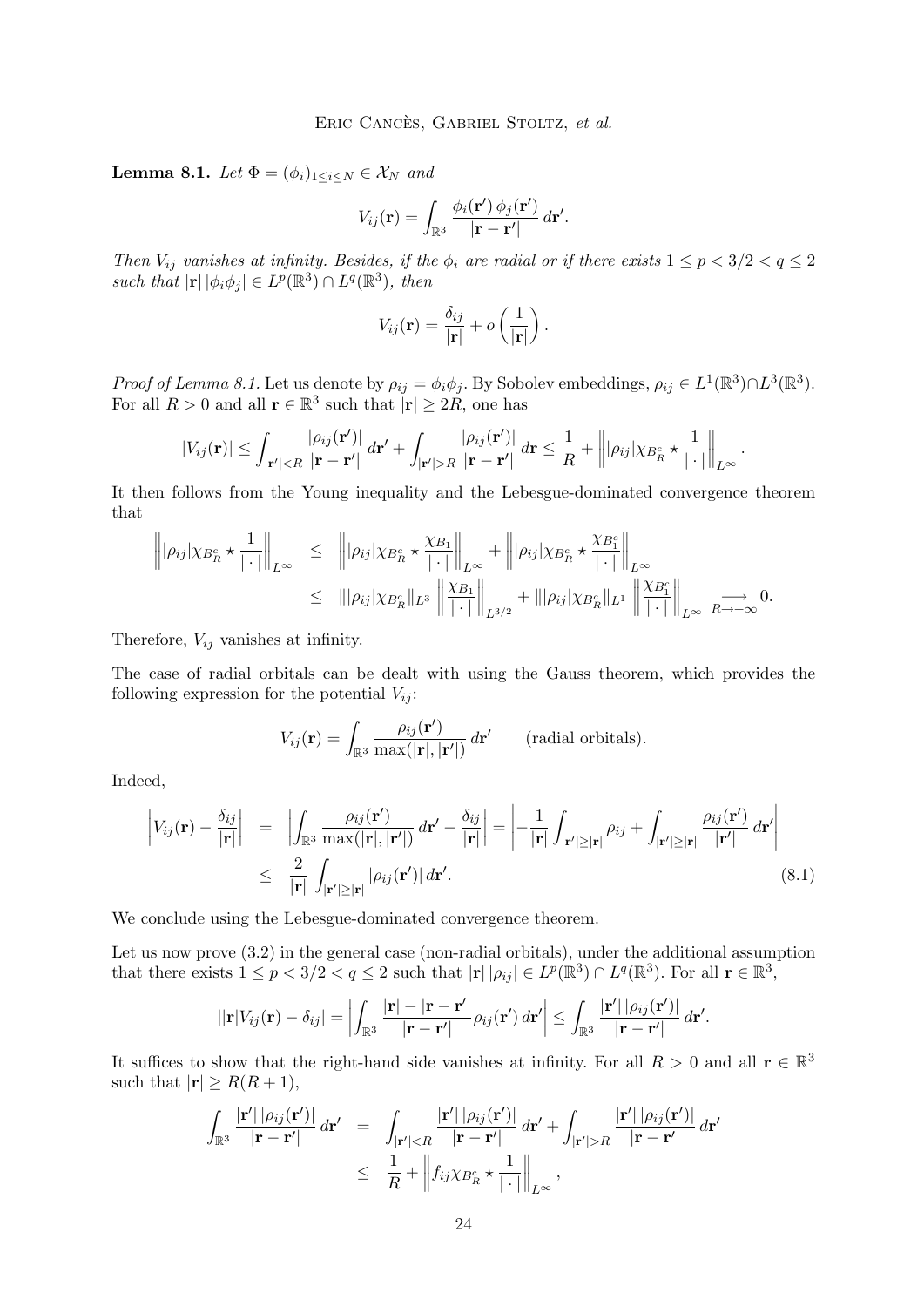**Lemma 8.1.** *Let $\Phi = (\phi_i)_{1\le i\le N} \in \mathcal{X}_N$ and*

$$V_{ij}(\mathbf{r}) = \int_{\mathbb{R}^3} \frac{\phi_i(\mathbf{r}')\,\phi_j(\mathbf{r}')}{|\mathbf{r}-\mathbf{r}'|}\,d\mathbf{r}'.$$

*Then $V_{ij}$ vanishes at infinity. Besides, if the $\phi_i$ are radial or if there exists $1 \le p < 3/2 < q \le 2$ such that $|\mathbf{r}|\,|\phi_i\phi_j| \in L^p(\mathbb{R}^3)\cap L^q(\mathbb{R}^3)$, then*

$$V_{ij}(\mathbf{r}) = \frac{\delta_{ij}}{|\mathbf{r}|} + o\left(\frac{1}{|\mathbf{r}|}\right).$$

*Proof of Lemma 8.1.* Let us denote by $\rho_{ij} = \phi_i\phi_j$. By Sobolev embeddings, $\rho_{ij} \in L^1(\mathbb{R}^3)\cap L^3(\mathbb{R}^3)$. For all $R > 0$ and all $\mathbf{r} \in \mathbb{R}^3$ such that $|\mathbf{r}| \ge 2R$, one has

$$|V_{ij}(\mathbf{r})| \le \int_{|\mathbf{r}'|<R} \frac{|\rho_{ij}(\mathbf{r}')|}{|\mathbf{r}-\mathbf{r}'|}\,d\mathbf{r}' + \int_{|\mathbf{r}'|>R} \frac{|\rho_{ij}(\mathbf{r}')|}{|\mathbf{r}-\mathbf{r}'|}\,d\mathbf{r} \le \frac{1}{R} + \left\| |\rho_{ij}|\chi_{B_R^c} \star \frac{1}{|\cdot|}\right\|_{L^\infty}.$$

It then follows from the Young inequality and the Lebesgue-dominated convergence theorem that

$$\begin{aligned}
\left\| |\rho_{ij}|\chi_{B_R^c} \star \frac{1}{|\cdot|}\right\|_{L^\infty} &\le \left\| |\rho_{ij}|\chi_{B_R^c} \star \frac{\chi_{B_1}}{|\cdot|}\right\|_{L^\infty} + \left\| |\rho_{ij}|\chi_{B_R^c} \star \frac{\chi_{B_1^c}}{|\cdot|}\right\|_{L^\infty} \\
&\le \||\rho_{ij}|\chi_{B_R^c}\|_{L^3} \left\|\frac{\chi_{B_1}}{|\cdot|}\right\|_{L^{3/2}} + \||\rho_{ij}|\chi_{B_R^c}\|_{L^1} \left\|\frac{\chi_{B_1^c}}{|\cdot|}\right\|_{L^\infty} \underset{R\to+\infty}{\longrightarrow} 0.
\end{aligned}$$

Therefore, $V_{ij}$ vanishes at infinity.

The case of radial orbitals can be dealt with using the Gauss theorem, which provides the following expression for the potential $V_{ij}$:

$$V_{ij}(\mathbf{r}) = \int_{\mathbb{R}^3} \frac{\rho_{ij}(\mathbf{r}')}{\max(|\mathbf{r}|,|\mathbf{r}'|)}\,d\mathbf{r}' \qquad \text{(radial orbitals)}.$$

Indeed,

$$\begin{aligned}
\left|V_{ij}(\mathbf{r}) - \frac{\delta_{ij}}{|\mathbf{r}|}\right| &= \left|\int_{\mathbb{R}^3} \frac{\rho_{ij}(\mathbf{r}')}{\max(|\mathbf{r}|,|\mathbf{r}'|)}\,d\mathbf{r}' - \frac{\delta_{ij}}{|\mathbf{r}|}\right| = \left|-\frac{1}{|\mathbf{r}|}\int_{|\mathbf{r}'|\ge|\mathbf{r}|}\rho_{ij} + \int_{|\mathbf{r}'|\ge|\mathbf{r}|}\frac{\rho_{ij}(\mathbf{r}')}{|\mathbf{r}'|}\,d\mathbf{r}'\right| \\
&\le \frac{2}{|\mathbf{r}|}\int_{|\mathbf{r}'|\ge|\mathbf{r}|}|\rho_{ij}(\mathbf{r}')|\,d\mathbf{r}'. \qquad (8.1)
\end{aligned}$$

We conclude using the Lebesgue-dominated convergence theorem.

Let us now prove (3.2) in the general case (non-radial orbitals), under the additional assumption that there exists $1 \le p < 3/2 < q \le 2$ such that $|\mathbf{r}|\,|\rho_{ij}| \in L^p(\mathbb{R}^3)\cap L^q(\mathbb{R}^3)$. For all $\mathbf{r} \in \mathbb{R}^3$,

$$||\mathbf{r}|V_{ij}(\mathbf{r}) - \delta_{ij}| = \left|\int_{\mathbb{R}^3} \frac{|\mathbf{r}| - |\mathbf{r}-\mathbf{r}'|}{|\mathbf{r}-\mathbf{r}'|}\rho_{ij}(\mathbf{r}')\,d\mathbf{r}'\right| \le \int_{\mathbb{R}^3} \frac{|\mathbf{r}'|\,|\rho_{ij}(\mathbf{r}')|}{|\mathbf{r}-\mathbf{r}'|}\,d\mathbf{r}'.$$

It suffices to show that the right-hand side vanishes at infinity. For all $R > 0$ and all $\mathbf{r} \in \mathbb{R}^3$ such that $|\mathbf{r}| \ge R(R+1)$,

$$\begin{aligned}
\int_{\mathbb{R}^3} \frac{|\mathbf{r}'|\,|\rho_{ij}(\mathbf{r}')|}{|\mathbf{r}-\mathbf{r}'|}\,d\mathbf{r}' &= \int_{|\mathbf{r}'|<R} \frac{|\mathbf{r}'|\,|\rho_{ij}(\mathbf{r}')|}{|\mathbf{r}-\mathbf{r}'|}\,d\mathbf{r}' + \int_{|\mathbf{r}'|>R} \frac{|\mathbf{r}'|\,|\rho_{ij}(\mathbf{r}')|}{|\mathbf{r}-\mathbf{r}'|}\,d\mathbf{r}' \\
&\le \frac{1}{R} + \left\| f_{ij}\chi_{B_R^c} \star \frac{1}{|\cdot|}\right\|_{L^\infty},
\end{aligned}$$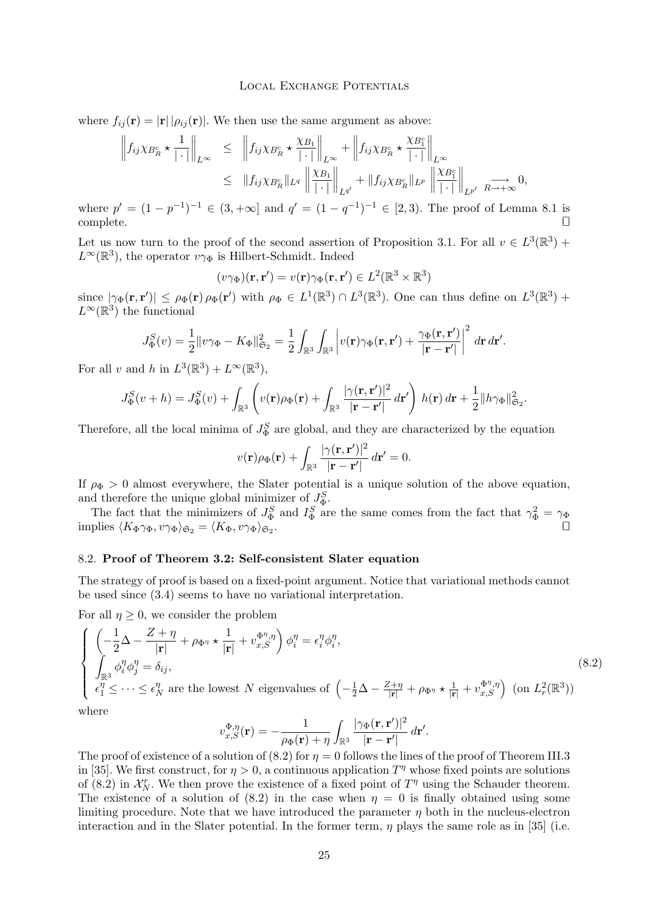where $f_{ij}(\mathbf{r}) = |\mathbf{r}|\,|\rho_{ij}(\mathbf{r})|$. We then use the same argument as above:

$$
\begin{aligned}
\left\| f_{ij}\chi_{B_R^c} \star \frac{1}{|\cdot|} \right\|_{L^\infty} &\leq \left\| f_{ij}\chi_{B_R^c} \star \frac{\chi_{B_1}}{|\cdot|} \right\|_{L^\infty} + \left\| f_{ij}\chi_{B_R^c} \star \frac{\chi_{B_1^c}}{|\cdot|} \right\|_{L^\infty} \\
&\leq \|f_{ij}\chi_{B_R^c}\|_{L^q} \left\| \frac{\chi_{B_1}}{|\cdot|} \right\|_{L^{q'}} + \|f_{ij}\chi_{B_R^c}\|_{L^p} \left\| \frac{\chi_{B_1^c}}{|\cdot|} \right\|_{L^{p'}} \underset{R\to+\infty}{\longrightarrow} 0,
\end{aligned}
$$

where $p' = (1-p^{-1})^{-1} \in (3,+\infty]$ and $q' = (1-q^{-1})^{-1} \in [2,3)$. The proof of Lemma 8.1 is complete. □

Let us now turn to the proof of the second assertion of Proposition 3.1. For all $v \in L^3(\mathbb{R}^3) + L^\infty(\mathbb{R}^3)$, the operator $v\gamma_\Phi$ is Hilbert-Schmidt. Indeed

$$
(v\gamma_\Phi)(\mathbf{r},\mathbf{r}') = v(\mathbf{r})\gamma_\Phi(\mathbf{r},\mathbf{r}') \in L^2(\mathbb{R}^3 \times \mathbb{R}^3)
$$

since $|\gamma_\Phi(\mathbf{r},\mathbf{r}')| \leq \rho_\Phi(\mathbf{r})\,\rho_\Phi(\mathbf{r}')$ with $\rho_\Phi \in L^1(\mathbb{R}^3) \cap L^3(\mathbb{R}^3)$. One can thus define on $L^3(\mathbb{R}^3) + L^\infty(\mathbb{R}^3)$ the functional

$$
J_\Phi^S(v) = \frac{1}{2}\|v\gamma_\Phi - K_\Phi\|_{\mathfrak{S}_2}^2 = \frac{1}{2}\int_{\mathbb{R}^3}\int_{\mathbb{R}^3} \left| v(\mathbf{r})\gamma_\Phi(\mathbf{r},\mathbf{r}') + \frac{\gamma_\Phi(\mathbf{r},\mathbf{r}')}{|\mathbf{r}-\mathbf{r}'|} \right|^2 d\mathbf{r}\,d\mathbf{r}'.
$$

For all $v$ and $h$ in $L^3(\mathbb{R}^3) + L^\infty(\mathbb{R}^3)$,

$$
J_\Phi^S(v+h) = J_\Phi^S(v) + \int_{\mathbb{R}^3} \left( v(\mathbf{r})\rho_\Phi(\mathbf{r}) + \int_{\mathbb{R}^3} \frac{|\gamma(\mathbf{r},\mathbf{r}')|^2}{|\mathbf{r}-\mathbf{r}'|}\,d\mathbf{r}' \right) h(\mathbf{r})\,d\mathbf{r} + \frac{1}{2}\|h\gamma_\Phi\|_{\mathfrak{S}_2}^2.
$$

Therefore, all the local minima of $J_\Phi^S$ are global, and they are characterized by the equation

$$
v(\mathbf{r})\rho_\Phi(\mathbf{r}) + \int_{\mathbb{R}^3} \frac{|\gamma(\mathbf{r},\mathbf{r}')|^2}{|\mathbf{r}-\mathbf{r}'|}\,d\mathbf{r}' = 0.
$$

If $\rho_\Phi > 0$ almost everywhere, the Slater potential is a unique solution of the above equation, and therefore the unique global minimizer of $J_\Phi^S$.

The fact that the minimizers of $J_\Phi^S$ and $I_\Phi^S$ are the same comes from the fact that $\gamma_\Phi^2 = \gamma_\Phi$ implies $\langle K_\Phi\gamma_\Phi, v\gamma_\Phi\rangle_{\mathfrak{S}_2} = \langle K_\Phi, v\gamma_\Phi\rangle_{\mathfrak{S}_2}$. □

### 8.2. Proof of Theorem 3.2: Self-consistent Slater equation

The strategy of proof is based on a fixed-point argument. Notice that variational methods cannot be used since (3.4) seems to have no variational interpretation.

For all $\eta \geq 0$, we consider the problem

$$
\left\{
\begin{array}{l}
\left( -\frac{1}{2}\Delta - \frac{Z+\eta}{|\mathbf{r}|} + \rho_{\Phi^\eta} \star \frac{1}{|\mathbf{r}|} + v_{x,S}^{\Phi^\eta,\eta} \right)\phi_i^\eta = \epsilon_i^\eta \phi_i^\eta, \\
\int_{\mathbb{R}^3} \phi_i^\eta \phi_j^\eta = \delta_{ij}, \\
\epsilon_1^\eta \leq \cdots \leq \epsilon_N^\eta \text{ are the lowest } N \text{ eigenvalues of } \left( -\frac{1}{2}\Delta - \frac{Z+\eta}{|\mathbf{r}|} + \rho_{\Phi^\eta} \star \frac{1}{|\mathbf{r}|} + v_{x,S}^{\Phi^\eta,\eta} \right) \text{ (on } L_r^2(\mathbb{R}^3))
\end{array}
\right.
\tag{8.2}
$$

where

$$
v_{x,S}^{\Phi,\eta}(\mathbf{r}) = -\frac{1}{\rho_\Phi(\mathbf{r}) + \eta} \int_{\mathbb{R}^3} \frac{|\gamma_\Phi(\mathbf{r},\mathbf{r}')|^2}{|\mathbf{r}-\mathbf{r}'|}\,d\mathbf{r}'.
$$

The proof of existence of a solution of (8.2) for $\eta = 0$ follows the lines of the proof of Theorem III.3 in [35]. We first construct, for $\eta > 0$, a continuous application $T^\eta$ whose fixed points are solutions of (8.2) in $\mathcal{X}_N^r$. We then prove the existence of a fixed point of $T^\eta$ using the Schauder theorem. The existence of a solution of (8.2) in the case when $\eta = 0$ is finally obtained using some limiting procedure. Note that we have introduced the parameter $\eta$ both in the nucleus-electron interaction and in the Slater potential. In the former term, $\eta$ plays the same role as in [35] (i.e.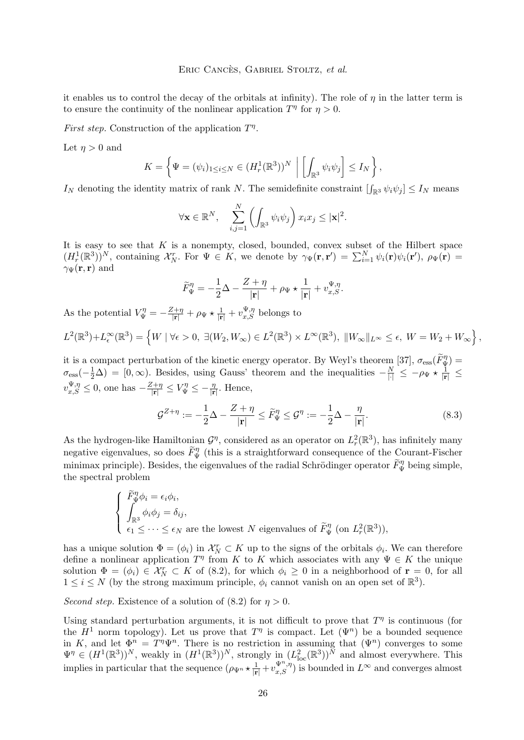it enables us to control the decay of the orbitals at infinity). The role of $\eta$ in the latter term is to ensure the continuity of the nonlinear application $T^\eta$ for $\eta > 0$.

*First step.* Construction of the application $T^\eta$.

Let $\eta > 0$ and

$$K = \left\{ \Psi = (\psi_i)_{1\le i\le N} \in (H^1_r(\mathbb{R}^3))^N \;\middle|\; \left[\int_{\mathbb{R}^3} \psi_i\psi_j\right] \le I_N \right\},$$

$I_N$ denoting the identity matrix of rank $N$. The semidefinite constraint $[\int_{\mathbb{R}^3}\psi_i\psi_j] \le I_N$ means

$$\forall \mathbf{x} \in \mathbb{R}^N, \quad \sum_{i,j=1}^N \left(\int_{\mathbb{R}^3} \psi_i\psi_j\right) x_i x_j \le |\mathbf{x}|^2.$$

It is easy to see that $K$ is a nonempty, closed, bounded, convex subset of the Hilbert space $(H^1_r(\mathbb{R}^3))^N$, containing $\mathcal{X}_N^r$. For $\Psi \in K$, we denote by $\gamma_\Psi(\mathbf{r},\mathbf{r}') = \sum_{i=1}^N \psi_i(\mathbf{r})\psi_i(\mathbf{r}')$, $\rho_\Psi(\mathbf{r}) = \gamma_\Psi(\mathbf{r},\mathbf{r})$ and

$$\widetilde{F}^\eta_\Psi = -\frac{1}{2}\Delta - \frac{Z+\eta}{|\mathbf{r}|} + \rho_\Psi \star \frac{1}{|\mathbf{r}|} + v_{x,S}^{\Psi,\eta}.$$

As the potential $V^\eta_\Psi = -\frac{Z+\eta}{|\mathbf{r}|} + \rho_\Psi \star \frac{1}{|\mathbf{r}|} + v_{x,S}^{\Psi,\eta}$ belongs to

$$L^2(\mathbb{R}^3)+L^\infty_\epsilon(\mathbb{R}^3) = \left\{ W \mid \forall \epsilon > 0,\ \exists (W_2, W_\infty) \in L^2(\mathbb{R}^3)\times L^\infty(\mathbb{R}^3),\ \|W_\infty\|_{L^\infty} \le \epsilon,\ W = W_2 + W_\infty \right\},$$

it is a compact perturbation of the kinetic energy operator. By Weyl's theorem [37], $\sigma_{\rm ess}(\widetilde{F}^\eta_\Psi) = \sigma_{\rm ess}(-\frac{1}{2}\Delta) = [0,\infty)$. Besides, using Gauss' theorem and the inequalities $-\frac{N}{|\cdot|} \le -\rho_\Psi \star \frac{1}{|\mathbf{r}|} \le v_{x,S}^{\Psi,\eta} \le 0$, one has $-\frac{Z+\eta}{|\mathbf{r}|} \le V^\eta_\Psi \le -\frac{\eta}{|\mathbf{r}|}$. Hence,

$$\mathcal{G}^{Z+\eta} := -\frac{1}{2}\Delta - \frac{Z+\eta}{|\mathbf{r}|} \le \widetilde{F}^\eta_\Psi \le \mathcal{G}^\eta := -\frac{1}{2}\Delta - \frac{\eta}{|\mathbf{r}|}. \tag{8.3}$$

As the hydrogen-like Hamiltonian $\mathcal{G}^\eta$, considered as an operator on $L^2_r(\mathbb{R}^3)$, has infinitely many negative eigenvalues, so does $\widetilde{F}^\eta_\Psi$ (this is a straightforward consequence of the Courant-Fischer minimax principle). Besides, the eigenvalues of the radial Schrödinger operator $\widetilde{F}^\eta_\Psi$ being simple, the spectral problem

$$\left\{ \begin{array}{l} \widetilde{F}^\eta_\Psi \phi_i = \epsilon_i \phi_i, \\ \displaystyle\int_{\mathbb{R}^3} \phi_i\phi_j = \delta_{ij}, \\ \epsilon_1 \le \cdots \le \epsilon_N \text{ are the lowest } N \text{ eigenvalues of } \widetilde{F}^\eta_\Psi \text{ (on } L^2_r(\mathbb{R}^3)), \end{array} \right.$$

has a unique solution $\Phi = (\phi_i)$ in $\mathcal{X}_N^r \subset K$ up to the signs of the orbitals $\phi_i$. We can therefore define a nonlinear application $T^\eta$ from $K$ to $K$ which associates with any $\Psi \in K$ the unique solution $\Phi = (\phi_i) \in \mathcal{X}_N^r \subset K$ of (8.2), for which $\phi_i \ge 0$ in a neighborhood of $\mathbf{r} = 0$, for all $1 \le i \le N$ (by the strong maximum principle, $\phi_i$ cannot vanish on an open set of $\mathbb{R}^3$).

*Second step.* Existence of a solution of (8.2) for $\eta > 0$.

Using standard perturbation arguments, it is not difficult to prove that $T^\eta$ is continuous (for the $H^1$ norm topology). Let us prove that $T^\eta$ is compact. Let $(\Psi^n)$ be a bounded sequence in $K$, and let $\Phi^n = T^\eta\Psi^n$. There is no restriction in assuming that $(\Psi^n)$ converges to some $\Psi^\eta \in (H^1(\mathbb{R}^3))^N$, weakly in $(H^1(\mathbb{R}^3))^N$, strongly in $(L^2_{\rm loc}(\mathbb{R}^3))^N$ and almost everywhere. This implies in particular that the sequence $(\rho_{\Psi^n} \star \frac{1}{|\mathbf{r}|} + v_{x,S}^{\Psi^n,\eta})$ is bounded in $L^\infty$ and converges almost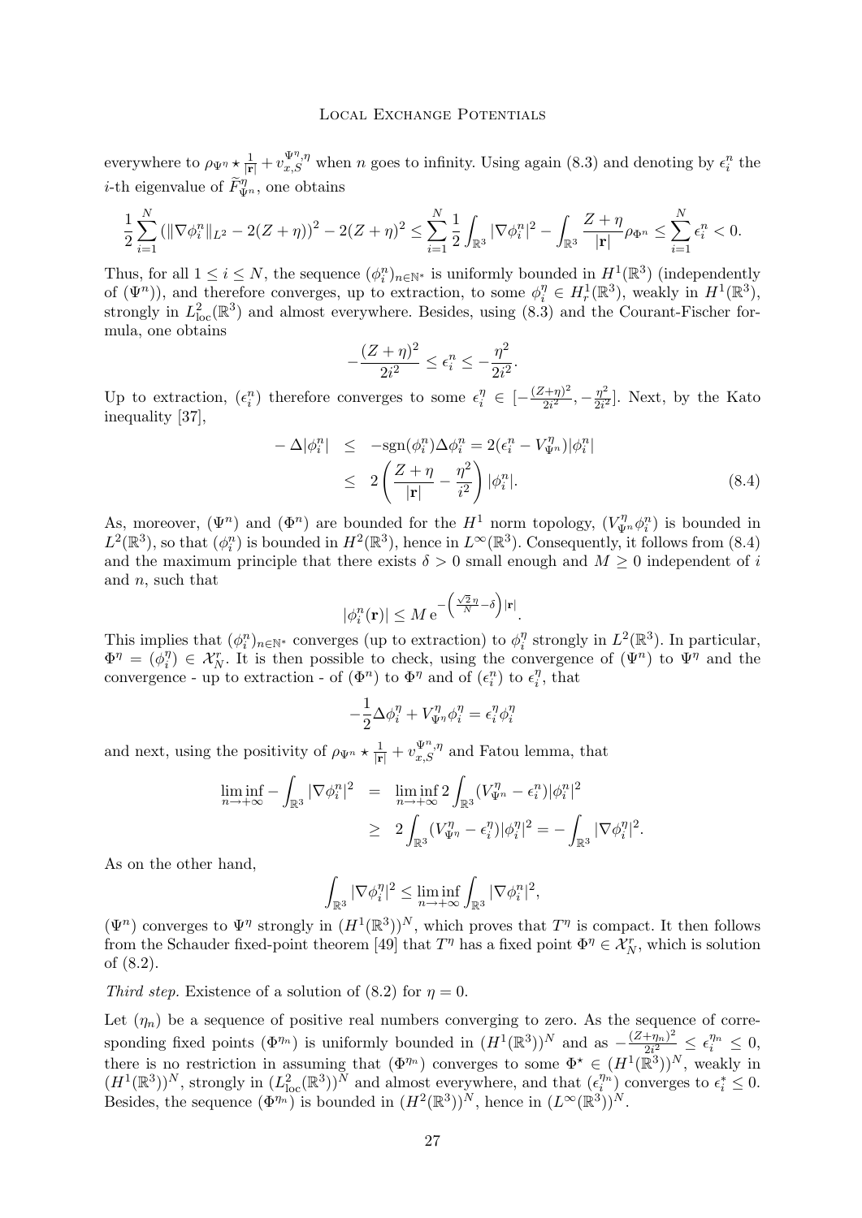everywhere to $\rho_{\Psi^\eta} \star \frac{1}{|\mathbf{r}|} + v_{x,S}^{\Psi^\eta,\eta}$ when $n$ goes to infinity. Using again (8.3) and denoting by $\epsilon_i^n$ the $i$-th eigenvalue of $\widetilde{F}_{\Psi^n}^\eta$, one obtains

$$\frac{1}{2}\sum_{i=1}^N (\|\nabla\phi_i^n\|_{L^2} - 2(Z+\eta))^2 - 2(Z+\eta)^2 \leq \sum_{i=1}^N \frac{1}{2}\int_{\mathbb{R}^3} |\nabla\phi_i^n|^2 - \int_{\mathbb{R}^3} \frac{Z+\eta}{|\mathbf{r}|}\rho_{\Phi^n} \leq \sum_{i=1}^N \epsilon_i^n < 0.$$

Thus, for all $1 \leq i \leq N$, the sequence $(\phi_i^n)_{n\in\mathbb{N}^*}$ is uniformly bounded in $H^1(\mathbb{R}^3)$ (independently of $(\Psi^n)$), and therefore converges, up to extraction, to some $\phi_i^\eta \in H_r^1(\mathbb{R}^3)$, weakly in $H^1(\mathbb{R}^3)$, strongly in $L^2_{\rm loc}(\mathbb{R}^3)$ and almost everywhere. Besides, using (8.3) and the Courant-Fischer formula, one obtains

$$-\frac{(Z+\eta)^2}{2i^2} \leq \epsilon_i^n \leq -\frac{\eta^2}{2i^2}.$$

Up to extraction, $(\epsilon_i^n)$ therefore converges to some $\epsilon_i^\eta \in [-\frac{(Z+\eta)^2}{2i^2}, -\frac{\eta^2}{2i^2}]$. Next, by the Kato inequality [37],

$$\begin{aligned} -\Delta|\phi_i^n| &\leq -\mathrm{sgn}(\phi_i^n)\Delta\phi_i^n = 2(\epsilon_i^n - V_{\Psi^n}^\eta)|\phi_i^n| \\ &\leq 2\left(\frac{Z+\eta}{|\mathbf{r}|} - \frac{\eta^2}{i^2}\right)|\phi_i^n|. \end{aligned} \tag{8.4}$$

As, moreover, $(\Psi^n)$ and $(\Phi^n)$ are bounded for the $H^1$ norm topology, $(V_{\Psi^n}^\eta \phi_i^n)$ is bounded in $L^2(\mathbb{R}^3)$, so that $(\phi_i^n)$ is bounded in $H^2(\mathbb{R}^3)$, hence in $L^\infty(\mathbb{R}^3)$. Consequently, it follows from (8.4) and the maximum principle that there exists $\delta > 0$ small enough and $M \geq 0$ independent of $i$ and $n$, such that

$$|\phi_i^n(\mathbf{r})| \leq M\,\mathrm{e}^{-\left(\frac{\sqrt{2}\eta}{N} - \delta\right)|\mathbf{r}|}.$$

This implies that $(\phi_i^n)_{n\in\mathbb{N}^*}$ converges (up to extraction) to $\phi_i^\eta$ strongly in $L^2(\mathbb{R}^3)$. In particular, $\Phi^\eta = (\phi_i^\eta) \in \mathcal{X}_N^r$. It is then possible to check, using the convergence of $(\Psi^n)$ to $\Psi^\eta$ and the convergence - up to extraction - of $(\Phi^n)$ to $\Phi^\eta$ and of $(\epsilon_i^n)$ to $\epsilon_i^\eta$, that

$$-\frac{1}{2}\Delta\phi_i^\eta + V_{\Psi^\eta}^\eta \phi_i^\eta = \epsilon_i^\eta \phi_i^\eta$$

and next, using the positivity of $\rho_{\Psi^n} \star \frac{1}{|\mathbf{r}|} + v_{x,S}^{\Psi^n,\eta}$ and Fatou lemma, that

$$\begin{aligned} \liminf_{n\to+\infty} -\int_{\mathbb{R}^3} |\nabla\phi_i^n|^2 &= \liminf_{n\to+\infty} 2\int_{\mathbb{R}^3} (V_{\Psi^n}^\eta - \epsilon_i^n)|\phi_i^n|^2 \\ &\geq 2\int_{\mathbb{R}^3} (V_{\Psi^\eta}^\eta - \epsilon_i^\eta)|\phi_i^\eta|^2 = -\int_{\mathbb{R}^3} |\nabla\phi_i^\eta|^2. \end{aligned}$$

As on the other hand,

$$\int_{\mathbb{R}^3} |\nabla\phi_i^\eta|^2 \leq \liminf_{n\to+\infty} \int_{\mathbb{R}^3} |\nabla\phi_i^n|^2,$$

$(\Psi^n)$ converges to $\Psi^\eta$ strongly in $(H^1(\mathbb{R}^3))^N$, which proves that $T^\eta$ is compact. It then follows from the Schauder fixed-point theorem [49] that $T^\eta$ has a fixed point $\Phi^\eta \in \mathcal{X}_N^r$, which is solution of (8.2).

*Third step.* Existence of a solution of (8.2) for $\eta = 0$.

Let $(\eta_n)$ be a sequence of positive real numbers converging to zero. As the sequence of corresponding fixed points $(\Phi^{\eta_n})$ is uniformly bounded in $(H^1(\mathbb{R}^3))^N$ and as $-\frac{(Z+\eta_n)^2}{2i^2} \leq \epsilon_i^{\eta_n} \leq 0$, there is no restriction in assuming that $(\Phi^{\eta_n})$ converges to some $\Phi^\star \in (H^1(\mathbb{R}^3))^N$, weakly in $(H^1(\mathbb{R}^3))^N$, strongly in $(L^2_{\rm loc}(\mathbb{R}^3))^N$ and almost everywhere, and that $(\epsilon_i^{\eta_n})$ converges to $\epsilon_i^* \leq 0$. Besides, the sequence $(\Phi^{\eta_n})$ is bounded in $(H^2(\mathbb{R}^3))^N$, hence in $(L^\infty(\mathbb{R}^3))^N$.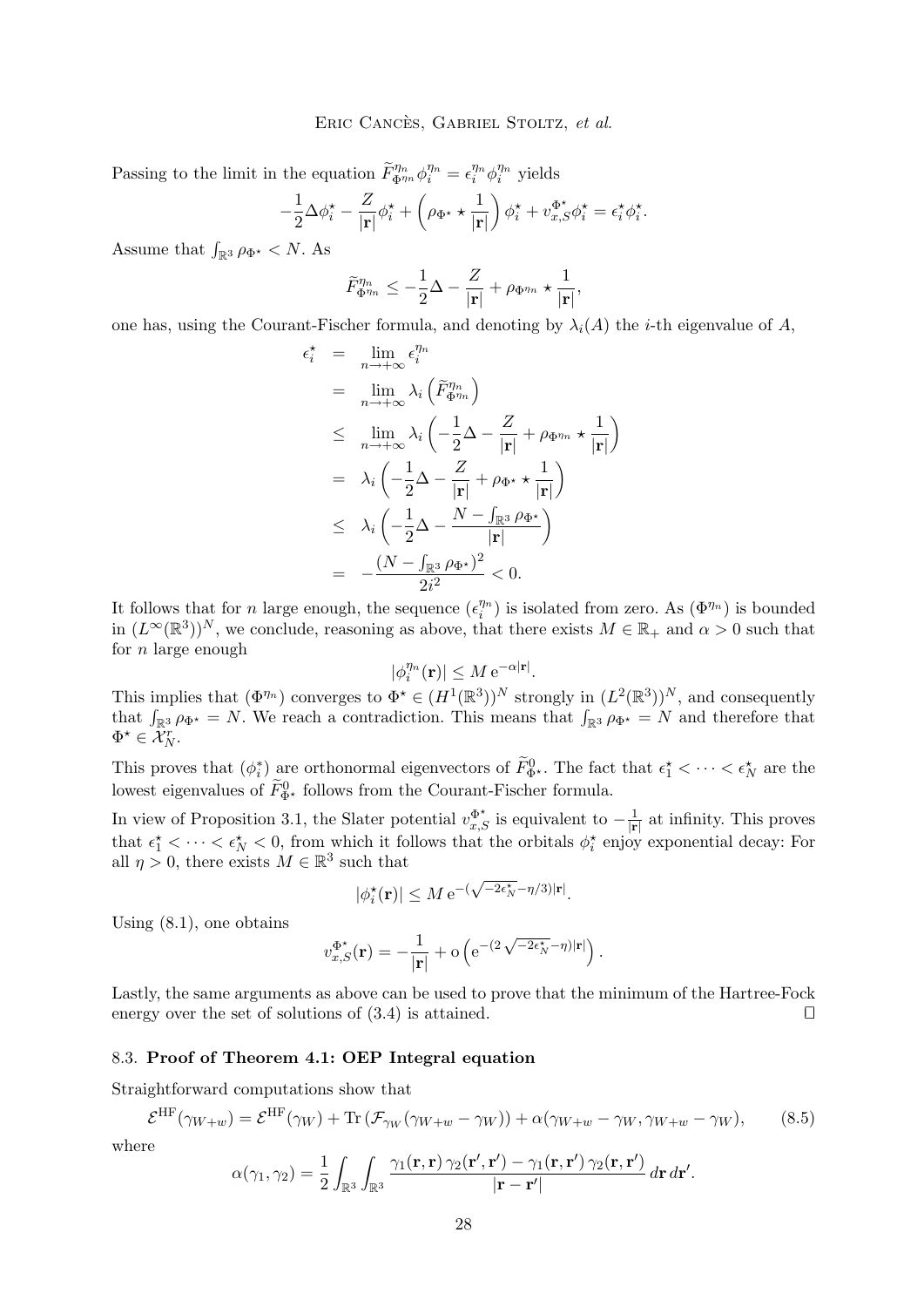Passing to the limit in the equation $\widetilde{F}^{\eta_n}_{\Phi^{\eta_n}} \phi_i^{\eta_n} = \epsilon_i^{\eta_n} \phi_i^{\eta_n}$ yields

$$-\frac{1}{2}\Delta \phi_i^\star - \frac{Z}{|\mathbf{r}|}\phi_i^\star + \left(\rho_{\Phi^\star} \star \frac{1}{|\mathbf{r}|}\right)\phi_i^\star + v_{x,S}^{\Phi^\star}\phi_i^\star = \epsilon_i^\star \phi_i^\star.$$

Assume that $\int_{\mathbb{R}^3} \rho_{\Phi^\star} < N$. As

$$\widetilde{F}^{\eta_n}_{\Phi^{\eta_n}} \leq -\frac{1}{2}\Delta - \frac{Z}{|\mathbf{r}|} + \rho_{\Phi^{\eta_n}} \star \frac{1}{|\mathbf{r}|},$$

one has, using the Courant-Fischer formula, and denoting by $\lambda_i(A)$ the $i$-th eigenvalue of $A$,

$$\begin{aligned}
\epsilon_i^\star &= \lim_{n\to+\infty} \epsilon_i^{\eta_n} \\
&= \lim_{n\to+\infty} \lambda_i\left(\widetilde{F}^{\eta_n}_{\Phi^{\eta_n}}\right) \\
&\leq \lim_{n\to+\infty} \lambda_i\left(-\frac{1}{2}\Delta - \frac{Z}{|\mathbf{r}|} + \rho_{\Phi^{\eta_n}} \star \frac{1}{|\mathbf{r}|}\right) \\
&= \lambda_i\left(-\frac{1}{2}\Delta - \frac{Z}{|\mathbf{r}|} + \rho_{\Phi^\star} \star \frac{1}{|\mathbf{r}|}\right) \\
&\leq \lambda_i\left(-\frac{1}{2}\Delta - \frac{N - \int_{\mathbb{R}^3}\rho_{\Phi^\star}}{|\mathbf{r}|}\right) \\
&= -\frac{(N - \int_{\mathbb{R}^3}\rho_{\Phi^\star})^2}{2i^2} < 0.
\end{aligned}$$

It follows that for $n$ large enough, the sequence $(\epsilon_i^{\eta_n})$ is isolated from zero. As $(\Phi^{\eta_n})$ is bounded in $(L^\infty(\mathbb{R}^3))^N$, we conclude, reasoning as above, that there exists $M \in \mathbb{R}_+$ and $\alpha > 0$ such that for $n$ large enough

$$|\phi_i^{\eta_n}(\mathbf{r})| \leq M\, \mathrm{e}^{-\alpha|\mathbf{r}|}.$$

This implies that $(\Phi^{\eta_n})$ converges to $\Phi^\star \in (H^1(\mathbb{R}^3))^N$ strongly in $(L^2(\mathbb{R}^3))^N$, and consequently that $\int_{\mathbb{R}^3}\rho_{\Phi^\star} = N$. We reach a contradiction. This means that $\int_{\mathbb{R}^3}\rho_{\Phi^\star} = N$ and therefore that $\Phi^\star \in \mathcal{X}_N^r$.

This proves that $(\phi_i^*)$ are orthonormal eigenvectors of $\widetilde{F}^0_{\Phi^\star}$. The fact that $\epsilon_1^\star < \cdots < \epsilon_N^\star$ are the lowest eigenvalues of $\widetilde{F}^0_{\Phi^\star}$ follows from the Courant-Fischer formula.

In view of Proposition 3.1, the Slater potential $v_{x,S}^{\Phi^\star}$ is equivalent to $-\frac{1}{|\mathbf{r}|}$ at infinity. This proves that $\epsilon_1^\star < \cdots < \epsilon_N^\star < 0$, from which it follows that the orbitals $\phi_i^\star$ enjoy exponential decay: For all $\eta > 0$, there exists $M \in \mathbb{R}^3$ such that

$$|\phi_i^\star(\mathbf{r})| \leq M\, \mathrm{e}^{-(\sqrt{-2\epsilon_N^\star} - \eta/3)|\mathbf{r}|}.$$

Using (8.1), one obtains

$$v_{x,S}^{\Phi^\star}(\mathbf{r}) = -\frac{1}{|\mathbf{r}|} + \mathrm{o}\left(\mathrm{e}^{-(2\sqrt{-2\epsilon_N^\star} - \eta)|\mathbf{r}|}\right).$$

Lastly, the same arguments as above can be used to prove that the minimum of the Hartree-Fock energy over the set of solutions of (3.4) is attained. $\square$

### 8.3. **Proof of Theorem 4.1: OEP Integral equation**

Straightforward computations show that

$$\mathcal{E}^{\mathrm{HF}}(\gamma_{W+w}) = \mathcal{E}^{\mathrm{HF}}(\gamma_W) + \mathrm{Tr}\left(\mathcal{F}_{\gamma_W}(\gamma_{W+w} - \gamma_W)\right) + \alpha(\gamma_{W+w} - \gamma_W, \gamma_{W+w} - \gamma_W), \qquad (8.5)$$

where

$$\alpha(\gamma_1, \gamma_2) = \frac{1}{2}\int_{\mathbb{R}^3}\int_{\mathbb{R}^3} \frac{\gamma_1(\mathbf{r},\mathbf{r})\,\gamma_2(\mathbf{r}',\mathbf{r}') - \gamma_1(\mathbf{r},\mathbf{r}')\,\gamma_2(\mathbf{r},\mathbf{r}')}{|\mathbf{r}-\mathbf{r}'|}\,d\mathbf{r}\,d\mathbf{r}'.$$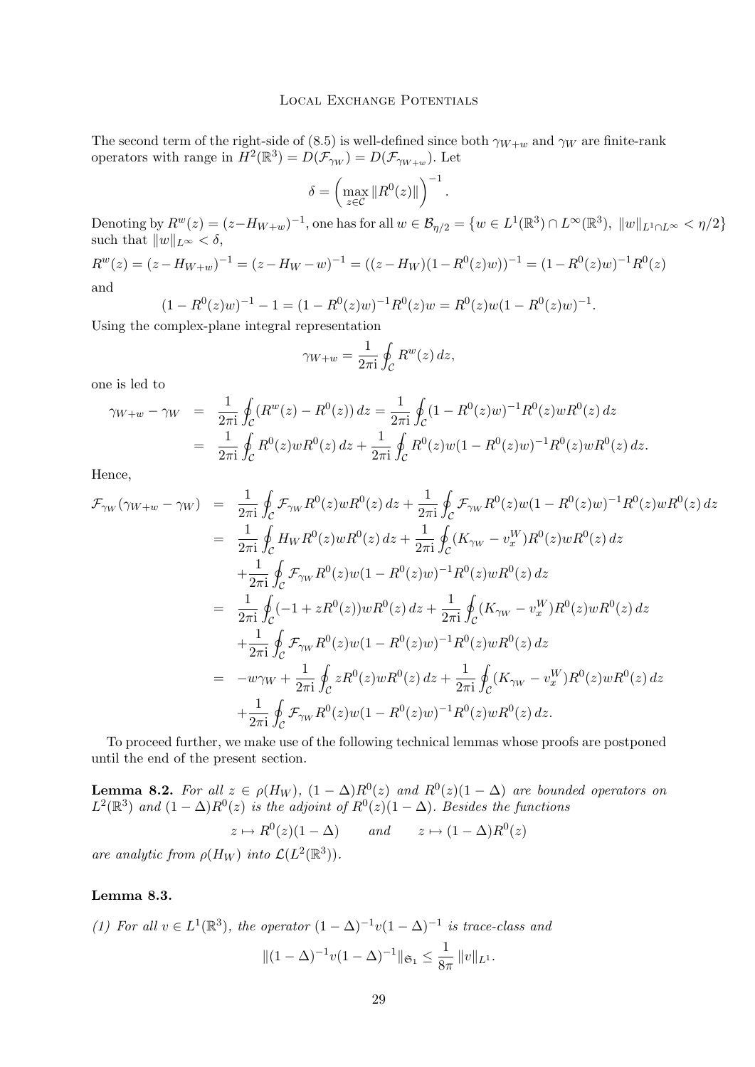The second term of the right-side of (8.5) is well-defined since both $\gamma_{W+w}$ and $\gamma_W$ are finite-rank operators with range in $H^2(\mathbb{R}^3) = D(\mathcal{F}_{\gamma_W}) = D(\mathcal{F}_{\gamma_{W+w}})$. Let

$$\delta = \left( \max_{z \in \mathcal{C}} \|R^0(z)\| \right)^{-1}.$$

Denoting by $R^w(z) = (z - H_{W+w})^{-1}$, one has for all $w \in \mathcal{B}_{\eta/2} = \{w \in L^1(\mathbb{R}^3) \cap L^\infty(\mathbb{R}^3),\ \|w\|_{L^1 \cap L^\infty} < \eta/2\}$ such that $\|w\|_{L^\infty} < \delta$,

$$R^w(z) = (z - H_{W+w})^{-1} = (z - H_W - w)^{-1} = ((z - H_W)(1 - R^0(z)w))^{-1} = (1 - R^0(z)w)^{-1} R^0(z)$$

and

$$(1 - R^0(z)w)^{-1} - 1 = (1 - R^0(z)w)^{-1} R^0(z) w = R^0(z) w (1 - R^0(z)w)^{-1}.$$

Using the complex-plane integral representation

$$\gamma_{W+w} = \frac{1}{2\pi \mathrm{i}} \oint_{\mathcal{C}} R^w(z)\, dz,$$

one is led to

$$\begin{aligned}
\gamma_{W+w} - \gamma_W &= \frac{1}{2\pi \mathrm{i}} \oint_{\mathcal{C}} (R^w(z) - R^0(z))\, dz = \frac{1}{2\pi \mathrm{i}} \oint_{\mathcal{C}} (1 - R^0(z)w)^{-1} R^0(z) w R^0(z)\, dz \\
&= \frac{1}{2\pi \mathrm{i}} \oint_{\mathcal{C}} R^0(z) w R^0(z)\, dz + \frac{1}{2\pi \mathrm{i}} \oint_{\mathcal{C}} R^0(z) w (1 - R^0(z)w)^{-1} R^0(z) w R^0(z)\, dz.
\end{aligned}$$

Hence,

$$\begin{aligned}
\mathcal{F}_{\gamma_W}(\gamma_{W+w} - \gamma_W) &= \frac{1}{2\pi \mathrm{i}} \oint_{\mathcal{C}} \mathcal{F}_{\gamma_W} R^0(z) w R^0(z)\, dz + \frac{1}{2\pi \mathrm{i}} \oint_{\mathcal{C}} \mathcal{F}_{\gamma_W} R^0(z) w (1 - R^0(z)w)^{-1} R^0(z) w R^0(z)\, dz \\
&= \frac{1}{2\pi \mathrm{i}} \oint_{\mathcal{C}} H_W R^0(z) w R^0(z)\, dz + \frac{1}{2\pi \mathrm{i}} \oint_{\mathcal{C}} (K_{\gamma_W} - v_x^W) R^0(z) w R^0(z)\, dz \\
&\quad + \frac{1}{2\pi \mathrm{i}} \oint_{\mathcal{C}} \mathcal{F}_{\gamma_W} R^0(z) w (1 - R^0(z)w)^{-1} R^0(z) w R^0(z)\, dz \\
&= \frac{1}{2\pi \mathrm{i}} \oint_{\mathcal{C}} (-1 + z R^0(z)) w R^0(z)\, dz + \frac{1}{2\pi \mathrm{i}} \oint_{\mathcal{C}} (K_{\gamma_W} - v_x^W) R^0(z) w R^0(z)\, dz \\
&\quad + \frac{1}{2\pi \mathrm{i}} \oint_{\mathcal{C}} \mathcal{F}_{\gamma_W} R^0(z) w (1 - R^0(z)w)^{-1} R^0(z) w R^0(z)\, dz \\
&= -w\gamma_W + \frac{1}{2\pi \mathrm{i}} \oint_{\mathcal{C}} z R^0(z) w R^0(z)\, dz + \frac{1}{2\pi \mathrm{i}} \oint_{\mathcal{C}} (K_{\gamma_W} - v_x^W) R^0(z) w R^0(z)\, dz \\
&\quad + \frac{1}{2\pi \mathrm{i}} \oint_{\mathcal{C}} \mathcal{F}_{\gamma_W} R^0(z) w (1 - R^0(z)w)^{-1} R^0(z) w R^0(z)\, dz.
\end{aligned}$$

To proceed further, we make use of the following technical lemmas whose proofs are postponed until the end of the present section.

**Lemma 8.2.** *For all $z \in \rho(H_W)$, $(1 - \Delta) R^0(z)$ and $R^0(z)(1 - \Delta)$ are bounded operators on $L^2(\mathbb{R}^3)$ and $(1 - \Delta) R^0(z)$ is the adjoint of $R^0(z)(1 - \Delta)$. Besides the functions*

$$z \mapsto R^0(z)(1 - \Delta) \qquad \text{and} \qquad z \mapsto (1 - \Delta) R^0(z)$$

*are analytic from $\rho(H_W)$ into $\mathcal{L}(L^2(\mathbb{R}^3))$.*

**Lemma 8.3.**

*(1) For all $v \in L^1(\mathbb{R}^3)$, the operator $(1 - \Delta)^{-1} v (1 - \Delta)^{-1}$ is trace-class and*

$$\|(1 - \Delta)^{-1} v (1 - \Delta)^{-1}\|_{\mathfrak{S}_1} \leq \frac{1}{8\pi} \|v\|_{L^1}.$$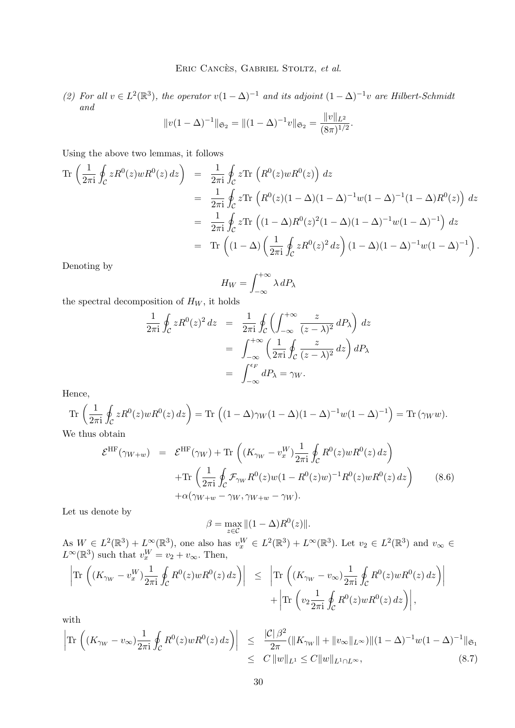(2) *For all $v \in L^2(\mathbb{R}^3)$, the operator $v(1-\Delta)^{-1}$ and its adjoint $(1-\Delta)^{-1}v$ are Hilbert-Schmidt and*

$$\|v(1-\Delta)^{-1}\|_{\mathfrak{S}_2} = \|(1-\Delta)^{-1}v\|_{\mathfrak{S}_2} = \frac{\|v\|_{L^2}}{(8\pi)^{1/2}}.$$

Using the above two lemmas, it follows

$$\begin{aligned}
\mathrm{Tr}\left(\frac{1}{2\pi \mathrm{i}}\oint_{\mathcal{C}} zR^0(z)wR^0(z)\,dz\right) &= \frac{1}{2\pi \mathrm{i}}\oint_{\mathcal{C}} z\mathrm{Tr}\left(R^0(z)wR^0(z)\right)\,dz \\
&= \frac{1}{2\pi \mathrm{i}}\oint_{\mathcal{C}} z\mathrm{Tr}\left(R^0(z)(1-\Delta)(1-\Delta)^{-1}w(1-\Delta)^{-1}(1-\Delta)R^0(z)\right)\,dz \\
&= \frac{1}{2\pi \mathrm{i}}\oint_{\mathcal{C}} z\mathrm{Tr}\left((1-\Delta)R^0(z)^2(1-\Delta)(1-\Delta)^{-1}w(1-\Delta)^{-1}\right)\,dz \\
&= \mathrm{Tr}\left((1-\Delta)\left(\frac{1}{2\pi \mathrm{i}}\oint_{\mathcal{C}} zR^0(z)^2\,dz\right)(1-\Delta)(1-\Delta)^{-1}w(1-\Delta)^{-1}\right).
\end{aligned}$$

Denoting by

$$H_W = \int_{-\infty}^{+\infty} \lambda\,dP_\lambda$$

the spectral decomposition of $H_W$, it holds

$$\begin{aligned}
\frac{1}{2\pi \mathrm{i}}\oint_{\mathcal{C}} zR^0(z)^2\,dz &= \frac{1}{2\pi \mathrm{i}}\oint_{\mathcal{C}}\left(\int_{-\infty}^{+\infty}\frac{z}{(z-\lambda)^2}\,dP_\lambda\right)\,dz \\
&= \int_{-\infty}^{+\infty}\left(\frac{1}{2\pi \mathrm{i}}\oint_{\mathcal{C}}\frac{z}{(z-\lambda)^2}\,dz\right)dP_\lambda \\
&= \int_{-\infty}^{\epsilon_F} dP_\lambda = \gamma_W.
\end{aligned}$$

Hence,

$$\mathrm{Tr}\left(\frac{1}{2\pi \mathrm{i}}\oint_{\mathcal{C}} zR^0(z)wR^0(z)\,dz\right) = \mathrm{Tr}\left((1-\Delta)\gamma_W(1-\Delta)(1-\Delta)^{-1}w(1-\Delta)^{-1}\right) = \mathrm{Tr}\left(\gamma_W w\right).$$

We thus obtain

$$\begin{aligned}
\mathcal{E}^{\rm HF}(\gamma_{W+w}) &= \mathcal{E}^{\rm HF}(\gamma_W) + \mathrm{Tr}\left((K_{\gamma_W} - v_x^W)\frac{1}{2\pi \mathrm{i}}\oint_{\mathcal{C}} R^0(z)wR^0(z)\,dz\right) \\
&\quad + \mathrm{Tr}\left(\frac{1}{2\pi \mathrm{i}}\oint_{\mathcal{C}} \mathcal{F}_{\gamma_W} R^0(z)w(1-R^0(z)w)^{-1}R^0(z)wR^0(z)\,dz\right) \qquad (8.6)\\
&\quad + \alpha(\gamma_{W+w}-\gamma_W, \gamma_{W+w}-\gamma_W).
\end{aligned}$$

Let us denote by

$$\beta = \max_{z\in\mathcal{C}}\|(1-\Delta)R^0(z)\|.$$

As $W \in L^2(\mathbb{R}^3)+L^\infty(\mathbb{R}^3)$, one also has $v_x^W \in L^2(\mathbb{R}^3)+L^\infty(\mathbb{R}^3)$. Let $v_2 \in L^2(\mathbb{R}^3)$ and $v_\infty \in L^\infty(\mathbb{R}^3)$ such that $v_x^W = v_2 + v_\infty$. Then,

$$\begin{aligned}
\left|\mathrm{Tr}\left((K_{\gamma_W} - v_x^W)\frac{1}{2\pi \mathrm{i}}\oint_{\mathcal{C}} R^0(z)wR^0(z)\,dz\right)\right| &\leq \left|\mathrm{Tr}\left((K_{\gamma_W} - v_\infty)\frac{1}{2\pi \mathrm{i}}\oint_{\mathcal{C}} R^0(z)wR^0(z)\,dz\right)\right| \\
&\quad + \left|\mathrm{Tr}\left(v_2\frac{1}{2\pi \mathrm{i}}\oint_{\mathcal{C}} R^0(z)wR^0(z)\,dz\right)\right|,
\end{aligned}$$

with

$$\begin{aligned}
\left|\mathrm{Tr}\left((K_{\gamma_W} - v_\infty)\frac{1}{2\pi \mathrm{i}}\oint_{\mathcal{C}} R^0(z)wR^0(z)\,dz\right)\right| &\leq \frac{|\mathcal{C}|\,\beta^2}{2\pi}(\|K_{\gamma_W}\| + \|v_\infty\|_{L^\infty})\|(1-\Delta)^{-1}w(1-\Delta)^{-1}\|_{\mathfrak{S}_1} \\
&\leq C\,\|w\|_{L^1} \leq C\|w\|_{L^1\cap L^\infty}, \qquad (8.7)
\end{aligned}$$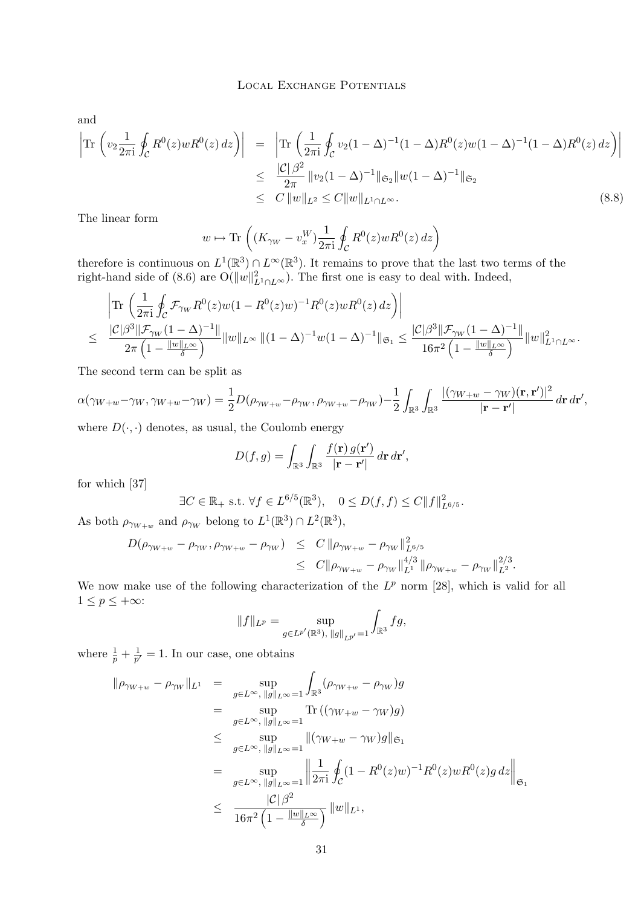and

$$
\begin{aligned}
\left|\mathrm{Tr}\left(v_2\frac{1}{2\pi \mathrm{i}}\oint_{\mathcal{C}} R^0(z)wR^0(z)\,dz\right)\right| &= \left|\mathrm{Tr}\left(\frac{1}{2\pi \mathrm{i}}\oint_{\mathcal{C}} v_2(1-\Delta)^{-1}(1-\Delta)R^0(z)w(1-\Delta)^{-1}(1-\Delta)R^0(z)\,dz\right)\right| \\
&\leq \frac{|\mathcal{C}|\,\beta^2}{2\pi}\,\|v_2(1-\Delta)^{-1}\|_{\mathfrak{S}_2}\|w(1-\Delta)^{-1}\|_{\mathfrak{S}_2} \\
&\leq C\,\|w\|_{L^2} \leq C\|w\|_{L^1\cap L^\infty}. \qquad (8.8)
\end{aligned}
$$

The linear form

$$
w \mapsto \mathrm{Tr}\left((K_{\gamma_W} - v_x^W)\frac{1}{2\pi \mathrm{i}}\oint_{\mathcal{C}} R^0(z)wR^0(z)\,dz\right)
$$

therefore is continuous on $L^1(\mathbb{R}^3)\cap L^\infty(\mathbb{R}^3)$. It remains to prove that the last two terms of the right-hand side of (8.6) are $\mathrm{O}(\|w\|^2_{L^1\cap L^\infty})$. The first one is easy to deal with. Indeed,

$$
\begin{aligned}
&\left|\mathrm{Tr}\left(\frac{1}{2\pi \mathrm{i}}\oint_{\mathcal{C}} \mathcal{F}_{\gamma_W}R^0(z)w(1-R^0(z)w)^{-1}R^0(z)wR^0(z)\,dz\right)\right| \\
\leq\;& \frac{|\mathcal{C}|\beta^3\|\mathcal{F}_{\gamma_W}(1-\Delta)^{-1}\|}{2\pi\left(1-\frac{\|w\|_{L^\infty}}{\delta}\right)}\|w\|_{L^\infty}\,\|(1-\Delta)^{-1}w(1-\Delta)^{-1}\|_{\mathfrak{S}_1} \leq \frac{|\mathcal{C}|\beta^3\|\mathcal{F}_{\gamma_W}(1-\Delta)^{-1}\|}{16\pi^2\left(1-\frac{\|w\|_{L^\infty}}{\delta}\right)}\|w\|^2_{L^1\cap L^\infty}.
\end{aligned}
$$

The second term can be split as

$$
\alpha(\gamma_{W+w}-\gamma_W,\gamma_{W+w}-\gamma_W) = \frac{1}{2}D(\rho_{\gamma_{W+w}}-\rho_{\gamma_W},\rho_{\gamma_{W+w}}-\rho_{\gamma_W}) - \frac{1}{2}\int_{\mathbb{R}^3}\int_{\mathbb{R}^3}\frac{|(\gamma_{W+w}-\gamma_W)(\mathbf{r},\mathbf{r}')|^2}{|\mathbf{r}-\mathbf{r}'|}\,d\mathbf{r}\,d\mathbf{r}',
$$

where $D(\cdot,\cdot)$ denotes, as usual, the Coulomb energy

$$
D(f,g) = \int_{\mathbb{R}^3}\int_{\mathbb{R}^3}\frac{f(\mathbf{r})\,g(\mathbf{r}')}{|\mathbf{r}-\mathbf{r}'|}\,d\mathbf{r}\,d\mathbf{r}',
$$

for which [37]

$$
\exists C \in \mathbb{R}_+ \text{ s.t. } \forall f \in L^{6/5}(\mathbb{R}^3), \quad 0 \leq D(f,f) \leq C\|f\|^2_{L^{6/5}}.
$$

As both $\rho_{\gamma_{W+w}}$ and $\rho_{\gamma_W}$ belong to $L^1(\mathbb{R}^3)\cap L^2(\mathbb{R}^3)$,

$$
\begin{aligned}
D(\rho_{\gamma_{W+w}}-\rho_{\gamma_W},\rho_{\gamma_{W+w}}-\rho_{\gamma_W}) &\leq C\,\|\rho_{\gamma_{W+w}}-\rho_{\gamma_W}\|^2_{L^{6/5}} \\
&\leq C\|\rho_{\gamma_{W+w}}-\rho_{\gamma_W}\|^{4/3}_{L^1}\,\|\rho_{\gamma_{W+w}}-\rho_{\gamma_W}\|^{2/3}_{L^2}.
\end{aligned}
$$

We now make use of the following characterization of the $L^p$ norm [28], which is valid for all $1 \leq p \leq +\infty$:

$$
\|f\|_{L^p} = \sup_{g\in L^{p'}(\mathbb{R}^3),\ \|g\|_{L^{p'}}=1}\int_{\mathbb{R}^3} fg,
$$

where $\frac{1}{p}+\frac{1}{p'}=1$. In our case, one obtains

$$
\begin{aligned}
\|\rho_{\gamma_{W+w}}-\rho_{\gamma_W}\|_{L^1} &= \sup_{g\in L^\infty,\ \|g\|_{L^\infty}=1}\int_{\mathbb{R}^3}(\rho_{\gamma_{W+w}}-\rho_{\gamma_W})g \\
&= \sup_{g\in L^\infty,\ \|g\|_{L^\infty}=1}\mathrm{Tr}\left((\gamma_{W+w}-\gamma_W)g\right) \\
&\leq \sup_{g\in L^\infty,\ \|g\|_{L^\infty}=1}\|(\gamma_{W+w}-\gamma_W)g\|_{\mathfrak{S}_1} \\
&= \sup_{g\in L^\infty,\ \|g\|_{L^\infty}=1}\left\|\frac{1}{2\pi \mathrm{i}}\oint_{\mathcal{C}}(1-R^0(z)w)^{-1}R^0(z)wR^0(z)g\,dz\right\|_{\mathfrak{S}_1} \\
&\leq \frac{|\mathcal{C}|\,\beta^2}{16\pi^2\left(1-\frac{\|w\|_{L^\infty}}{\delta}\right)}\,\|w\|_{L^1},
\end{aligned}
$$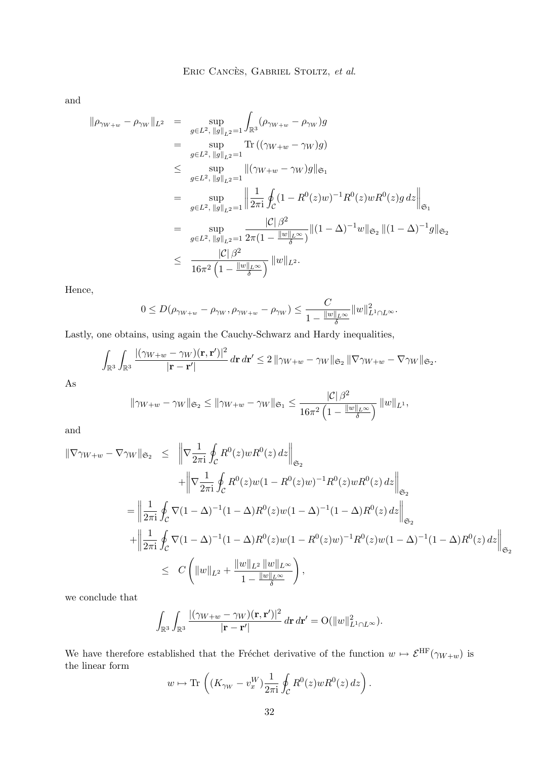and

$$
\begin{aligned}
\|\rho_{\gamma_{W+w}} - \rho_{\gamma_W}\|_{L^2} &= \sup_{g\in L^2,\, \|g\|_{L^2}=1} \int_{\mathbb{R}^3} (\rho_{\gamma_{W+w}} - \rho_{\gamma_W}) g \\
&= \sup_{g\in L^2,\, \|g\|_{L^2}=1} \mathrm{Tr}\left((\gamma_{W+w} - \gamma_W) g\right) \\
&\leq \sup_{g\in L^2,\, \|g\|_{L^2}=1} \|(\gamma_{W+w} - \gamma_W) g\|_{\mathfrak{S}_1} \\
&= \sup_{g\in L^2,\, \|g\|_{L^2}=1} \left\| \frac{1}{2\pi \mathrm{i}} \oint_{\mathcal{C}} (1 - R^0(z) w)^{-1} R^0(z) w R^0(z) g \, dz \right\|_{\mathfrak{S}_1} \\
&= \sup_{g\in L^2,\, \|g\|_{L^2}=1} \frac{|\mathcal{C}|\, \beta^2}{2\pi (1 - \frac{\|w\|_{L^\infty}}{\delta})} \|(1-\Delta)^{-1} w\|_{\mathfrak{S}_2} \, \|(1-\Delta)^{-1} g\|_{\mathfrak{S}_2} \\
&\leq \frac{|\mathcal{C}|\, \beta^2}{16\pi^2 \left(1 - \frac{\|w\|_{L^\infty}}{\delta}\right)} \, \|w\|_{L^2}.
\end{aligned}
$$

Hence,

$$
0 \leq D(\rho_{\gamma_{W+w}} - \rho_{\gamma_W}, \rho_{\gamma_{W+w}} - \rho_{\gamma_W}) \leq \frac{C}{1 - \frac{\|w\|_{L^\infty}}{\delta}} \|w\|^2_{L^1 \cap L^\infty}.
$$

Lastly, one obtains, using again the Cauchy-Schwarz and Hardy inequalities,

$$
\int_{\mathbb{R}^3} \int_{\mathbb{R}^3} \frac{|(\gamma_{W+w} - \gamma_W)(\mathbf{r}, \mathbf{r}')|^2}{|\mathbf{r} - \mathbf{r}'|} \, d\mathbf{r} \, d\mathbf{r}' \leq 2 \, \|\gamma_{W+w} - \gamma_W\|_{\mathfrak{S}_2} \, \|\nabla \gamma_{W+w} - \nabla \gamma_W\|_{\mathfrak{S}_2}.
$$

As

$$
\|\gamma_{W+w} - \gamma_W\|_{\mathfrak{S}_2} \leq \|\gamma_{W+w} - \gamma_W\|_{\mathfrak{S}_1} \leq \frac{|\mathcal{C}|\, \beta^2}{16\pi^2 \left(1 - \frac{\|w\|_{L^\infty}}{\delta}\right)} \, \|w\|_{L^1},
$$

and

$$
\begin{aligned}
\|\nabla \gamma_{W+w} - \nabla \gamma_W\|_{\mathfrak{S}_2} &\leq \left\| \nabla \frac{1}{2\pi \mathrm{i}} \oint_{\mathcal{C}} R^0(z) w R^0(z) \, dz \right\|_{\mathfrak{S}_2} \\
&\quad + \left\| \nabla \frac{1}{2\pi \mathrm{i}} \oint_{\mathcal{C}} R^0(z) w (1 - R^0(z) w)^{-1} R^0(z) w R^0(z) \, dz \right\|_{\mathfrak{S}_2} \\
&= \left\| \frac{1}{2\pi \mathrm{i}} \oint_{\mathcal{C}} \nabla (1-\Delta)^{-1} (1-\Delta) R^0(z) w (1-\Delta)^{-1} (1-\Delta) R^0(z) \, dz \right\|_{\mathfrak{S}_2} \\
&\quad + \left\| \frac{1}{2\pi \mathrm{i}} \oint_{\mathcal{C}} \nabla (1-\Delta)^{-1} (1-\Delta) R^0(z) w (1 - R^0(z) w)^{-1} R^0(z) w (1-\Delta)^{-1} (1-\Delta) R^0(z) \, dz \right\|_{\mathfrak{S}_2} \\
&\leq C \left( \|w\|_{L^2} + \frac{\|w\|_{L^2} \, \|w\|_{L^\infty}}{1 - \frac{\|w\|_{L^\infty}}{\delta}} \right),
\end{aligned}
$$

we conclude that

$$
\int_{\mathbb{R}^3} \int_{\mathbb{R}^3} \frac{|(\gamma_{W+w} - \gamma_W)(\mathbf{r}, \mathbf{r}')|^2}{|\mathbf{r} - \mathbf{r}'|} \, d\mathbf{r} \, d\mathbf{r}' = \mathrm{O}(\|w\|^2_{L^1 \cap L^\infty}).
$$

We have therefore established that the Fréchet derivative of the function $w \mapsto \mathcal{E}^{\mathrm{HF}}(\gamma_{W+w})$ is the linear form

$$
w \mapsto \mathrm{Tr}\left( (K_{\gamma_W} - v_x^W) \frac{1}{2\pi \mathrm{i}} \oint_{\mathcal{C}} R^0(z) w R^0(z) \, dz \right).
$$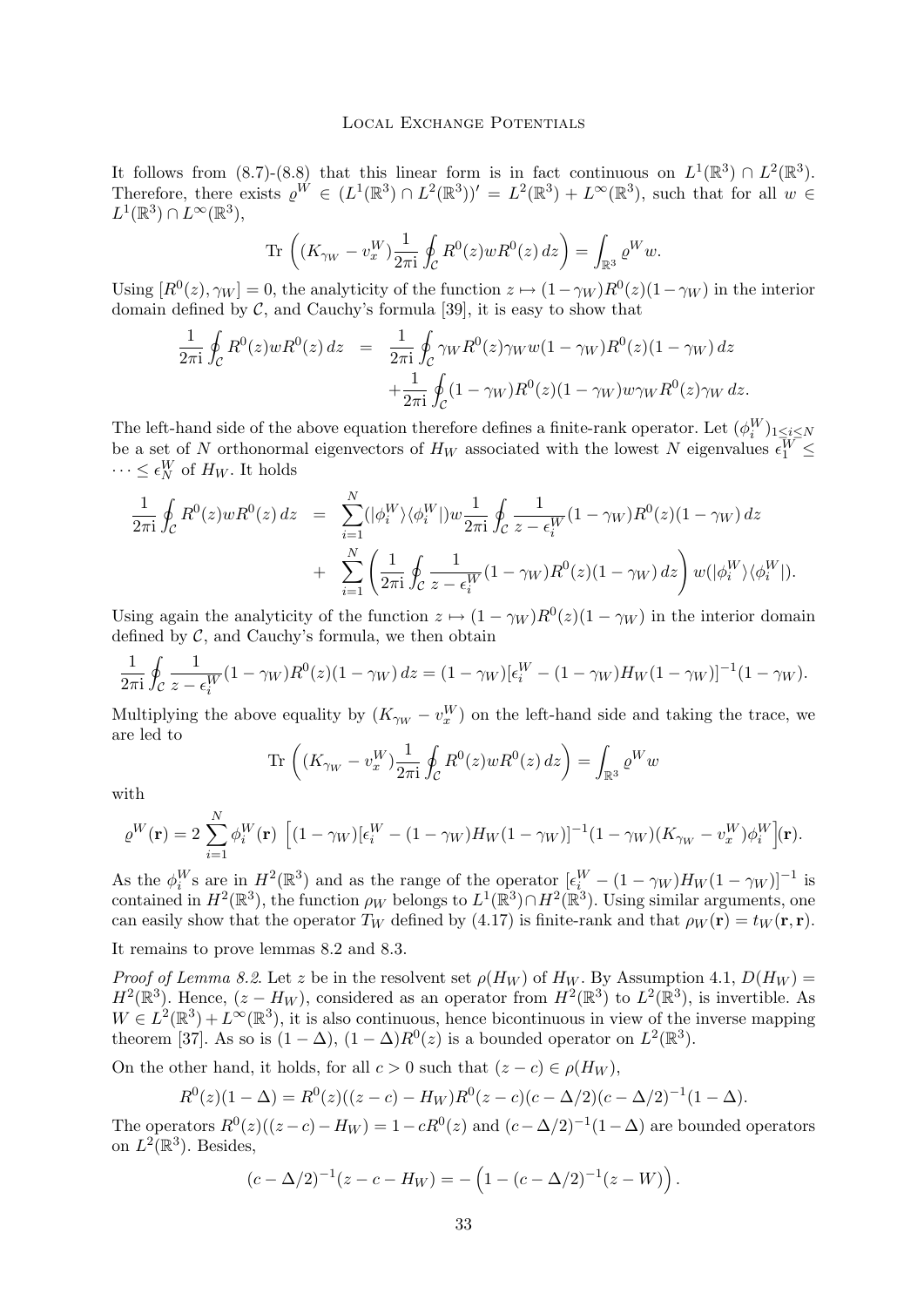It follows from (8.7)-(8.8) that this linear form is in fact continuous on $L^1(\mathbb{R}^3) \cap L^2(\mathbb{R}^3)$. Therefore, there exists $\varrho^W \in (L^1(\mathbb{R}^3) \cap L^2(\mathbb{R}^3))' = L^2(\mathbb{R}^3) + L^\infty(\mathbb{R}^3)$, such that for all $w \in L^1(\mathbb{R}^3) \cap L^\infty(\mathbb{R}^3)$,

$$\mathrm{Tr}\left( (K_{\gamma_W} - v_x^W) \frac{1}{2\pi \mathrm{i}} \oint_{\mathcal{C}} R^0(z) w R^0(z)\, dz \right) = \int_{\mathbb{R}^3} \varrho^W w.$$

Using $[R^0(z), \gamma_W] = 0$, the analyticity of the function $z \mapsto (1-\gamma_W) R^0(z)(1-\gamma_W)$ in the interior domain defined by $\mathcal{C}$, and Cauchy's formula [39], it is easy to show that

$$\begin{aligned}
\frac{1}{2\pi \mathrm{i}} \oint_{\mathcal{C}} R^0(z) w R^0(z)\, dz &= \frac{1}{2\pi \mathrm{i}} \oint_{\mathcal{C}} \gamma_W R^0(z) \gamma_W w (1-\gamma_W) R^0(z)(1-\gamma_W)\, dz \\
&\quad + \frac{1}{2\pi \mathrm{i}} \oint_{\mathcal{C}} (1-\gamma_W) R^0(z)(1-\gamma_W) w \gamma_W R^0(z) \gamma_W \, dz.
\end{aligned}$$

The left-hand side of the above equation therefore defines a finite-rank operator. Let $(\phi_i^W)_{1 \le i \le N}$ be a set of $N$ orthonormal eigenvectors of $H_W$ associated with the lowest $N$ eigenvalues $\epsilon_1^W \le \cdots \le \epsilon_N^W$ of $H_W$. It holds

$$\begin{aligned}
\frac{1}{2\pi \mathrm{i}} \oint_{\mathcal{C}} R^0(z) w R^0(z)\, dz &= \sum_{i=1}^N (|\phi_i^W\rangle\langle\phi_i^W|) w \frac{1}{2\pi \mathrm{i}} \oint_{\mathcal{C}} \frac{1}{z - \epsilon_i^W} (1-\gamma_W) R^0(z)(1-\gamma_W)\, dz \\
&\quad + \sum_{i=1}^N \left( \frac{1}{2\pi \mathrm{i}} \oint_{\mathcal{C}} \frac{1}{z - \epsilon_i^W} (1-\gamma_W) R^0(z)(1-\gamma_W)\, dz \right) w (|\phi_i^W\rangle\langle\phi_i^W|).
\end{aligned}$$

Using again the analyticity of the function $z \mapsto (1-\gamma_W) R^0(z)(1-\gamma_W)$ in the interior domain defined by $\mathcal{C}$, and Cauchy's formula, we then obtain

$$\frac{1}{2\pi \mathrm{i}} \oint_{\mathcal{C}} \frac{1}{z - \epsilon_i^W} (1-\gamma_W) R^0(z)(1-\gamma_W)\, dz = (1-\gamma_W)[\epsilon_i^W - (1-\gamma_W) H_W (1-\gamma_W)]^{-1} (1-\gamma_W).$$

Multiplying the above equality by $(K_{\gamma_W} - v_x^W)$ on the left-hand side and taking the trace, we are led to

$$\mathrm{Tr}\left( (K_{\gamma_W} - v_x^W) \frac{1}{2\pi \mathrm{i}} \oint_{\mathcal{C}} R^0(z) w R^0(z)\, dz \right) = \int_{\mathbb{R}^3} \varrho^W w$$

with

$$\varrho^W(\mathbf{r}) = 2 \sum_{i=1}^N \phi_i^W(\mathbf{r}) \, \Big[ (1-\gamma_W)[\epsilon_i^W - (1-\gamma_W) H_W (1-\gamma_W)]^{-1} (1-\gamma_W)(K_{\gamma_W} - v_x^W) \phi_i^W \Big](\mathbf{r}).$$

As the $\phi_i^W$s are in $H^2(\mathbb{R}^3)$ and as the range of the operator $[\epsilon_i^W - (1-\gamma_W) H_W (1-\gamma_W)]^{-1}$ is contained in $H^2(\mathbb{R}^3)$, the function $\rho_W$ belongs to $L^1(\mathbb{R}^3) \cap H^2(\mathbb{R}^3)$. Using similar arguments, one can easily show that the operator $T_W$ defined by (4.17) is finite-rank and that $\rho_W(\mathbf{r}) = t_W(\mathbf{r}, \mathbf{r})$.

It remains to prove lemmas 8.2 and 8.3.

*Proof of Lemma 8.2.* Let $z$ be in the resolvent set $\rho(H_W)$ of $H_W$. By Assumption 4.1, $D(H_W) = H^2(\mathbb{R}^3)$. Hence, $(z - H_W)$, considered as an operator from $H^2(\mathbb{R}^3)$ to $L^2(\mathbb{R}^3)$, is invertible. As $W \in L^2(\mathbb{R}^3) + L^\infty(\mathbb{R}^3)$, it is also continuous, hence bicontinuous in view of the inverse mapping theorem [37]. As so is $(1 - \Delta)$, $(1-\Delta) R^0(z)$ is a bounded operator on $L^2(\mathbb{R}^3)$.

On the other hand, it holds, for all $c > 0$ such that $(z - c) \in \rho(H_W)$,

$$R^0(z)(1-\Delta) = R^0(z)((z-c) - H_W) R^0(z-c)(c - \Delta/2)(c - \Delta/2)^{-1}(1-\Delta).$$

The operators $R^0(z)((z-c) - H_W) = 1 - c R^0(z)$ and $(c - \Delta/2)^{-1}(1-\Delta)$ are bounded operators on $L^2(\mathbb{R}^3)$. Besides,

$$(c - \Delta/2)^{-1}(z - c - H_W) = -\left( 1 - (c - \Delta/2)^{-1}(z - W) \right).$$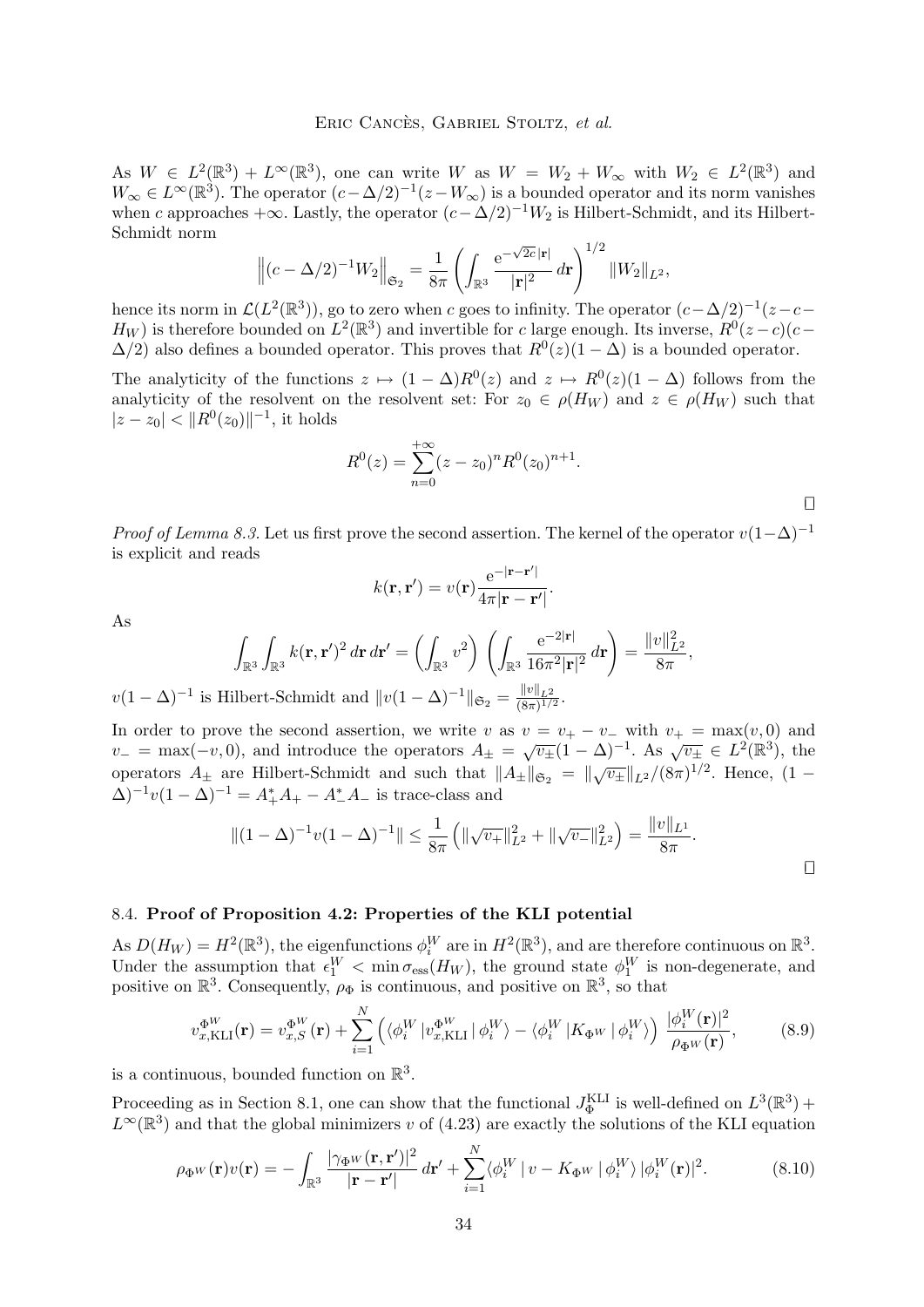As $W \in L^2(\mathbb{R}^3) + L^\infty(\mathbb{R}^3)$, one can write $W$ as $W = W_2 + W_\infty$ with $W_2 \in L^2(\mathbb{R}^3)$ and $W_\infty \in L^\infty(\mathbb{R}^3)$. The operator $(c-\Delta/2)^{-1}(z-W_\infty)$ is a bounded operator and its norm vanishes when $c$ approaches $+\infty$. Lastly, the operator $(c-\Delta/2)^{-1}W_2$ is Hilbert-Schmidt, and its Hilbert-Schmidt norm

$$\left\|(c-\Delta/2)^{-1}W_2\right\|_{\mathfrak{S}_2} = \frac{1}{8\pi}\left(\int_{\mathbb{R}^3} \frac{\mathrm{e}^{-\sqrt{2c}|\mathbf{r}|}}{|\mathbf{r}|^2}\,d\mathbf{r}\right)^{1/2}\|W_2\|_{L^2},$$

hence its norm in $\mathcal{L}(L^2(\mathbb{R}^3))$, go to zero when $c$ goes to infinity. The operator $(c-\Delta/2)^{-1}(z-c-H_W)$ is therefore bounded on $L^2(\mathbb{R}^3)$ and invertible for $c$ large enough. Its inverse, $R^0(z-c)(c-\Delta/2)$ also defines a bounded operator. This proves that $R^0(z)(1-\Delta)$ is a bounded operator.

The analyticity of the functions $z \mapsto (1-\Delta)R^0(z)$ and $z \mapsto R^0(z)(1-\Delta)$ follows from the analyticity of the resolvent on the resolvent set: For $z_0 \in \rho(H_W)$ and $z \in \rho(H_W)$ such that $|z-z_0| < \|R^0(z_0)\|^{-1}$, it holds

$$R^0(z) = \sum_{n=0}^{+\infty}(z-z_0)^n R^0(z_0)^{n+1}.$$

□

*Proof of Lemma 8.3.* Let us first prove the second assertion. The kernel of the operator $v(1-\Delta)^{-1}$ is explicit and reads

$$k(\mathbf{r},\mathbf{r}') = v(\mathbf{r})\frac{\mathrm{e}^{-|\mathbf{r}-\mathbf{r}'|}}{4\pi|\mathbf{r}-\mathbf{r}'|}.$$

As

$$\int_{\mathbb{R}^3}\int_{\mathbb{R}^3} k(\mathbf{r},\mathbf{r}')^2\,d\mathbf{r}\,d\mathbf{r}' = \left(\int_{\mathbb{R}^3} v^2\right)\left(\int_{\mathbb{R}^3}\frac{\mathrm{e}^{-2|\mathbf{r}|}}{16\pi^2|\mathbf{r}|^2}\,d\mathbf{r}\right) = \frac{\|v\|_{L^2}^2}{8\pi},$$

$v(1-\Delta)^{-1}$ is Hilbert-Schmidt and $\|v(1-\Delta)^{-1}\|_{\mathfrak{S}_2} = \frac{\|v\|_{L^2}}{(8\pi)^{1/2}}$.

In order to prove the second assertion, we write $v$ as $v = v_+ - v_-$ with $v_+ = \max(v,0)$ and $v_- = \max(-v,0)$, and introduce the operators $A_\pm = \sqrt{v_\pm}(1-\Delta)^{-1}$. As $\sqrt{v_\pm} \in L^2(\mathbb{R}^3)$, the operators $A_\pm$ are Hilbert-Schmidt and such that $\|A_\pm\|_{\mathfrak{S}_2} = \|\sqrt{v_\pm}\|_{L^2}/(8\pi)^{1/2}$. Hence, $(1-\Delta)^{-1}v(1-\Delta)^{-1} = A_+^*A_+ - A_-^*A_-$ is trace-class and

$$\|(1-\Delta)^{-1}v(1-\Delta)^{-1}\| \le \frac{1}{8\pi}\left(\|\sqrt{v_+}\|_{L^2}^2 + \|\sqrt{v_-}\|_{L^2}^2\right) = \frac{\|v\|_{L^1}}{8\pi}.$$

□

### 8.4. Proof of Proposition 4.2: Properties of the KLI potential

As $D(H_W) = H^2(\mathbb{R}^3)$, the eigenfunctions $\phi_i^W$ are in $H^2(\mathbb{R}^3)$, and are therefore continuous on $\mathbb{R}^3$. Under the assumption that $\epsilon_1^W < \min\sigma_{\rm ess}(H_W)$, the ground state $\phi_1^W$ is non-degenerate, and positive on $\mathbb{R}^3$. Consequently, $\rho_\Phi$ is continuous, and positive on $\mathbb{R}^3$, so that

$$v_{x,{\rm KLI}}^{\Phi^W}(\mathbf{r}) = v_{x,S}^{\Phi^W}(\mathbf{r}) + \sum_{i=1}^N\left(\langle\phi_i^W\,|v_{x,{\rm KLI}}^{\Phi^W}|\,\phi_i^W\rangle - \langle\phi_i^W\,|K_{\Phi^W}\,|\,\phi_i^W\rangle\right)\frac{|\phi_i^W(\mathbf{r})|^2}{\rho_{\Phi^W}(\mathbf{r})}, \tag{8.9}$$

is a continuous, bounded function on $\mathbb{R}^3$.

Proceeding as in Section 8.1, one can show that the functional $J_\Phi^{\rm KLI}$ is well-defined on $L^3(\mathbb{R}^3) + L^\infty(\mathbb{R}^3)$ and that the global minimizers $v$ of (4.23) are exactly the solutions of the KLI equation

$$\rho_{\Phi^W}(\mathbf{r})v(\mathbf{r}) = -\int_{\mathbb{R}^3}\frac{|\gamma_{\Phi^W}(\mathbf{r},\mathbf{r}')|^2}{|\mathbf{r}-\mathbf{r}'|}\,d\mathbf{r}' + \sum_{i=1}^N\langle\phi_i^W\,|\,v - K_{\Phi^W}\,|\,\phi_i^W\rangle\,|\phi_i^W(\mathbf{r})|^2. \tag{8.10}$$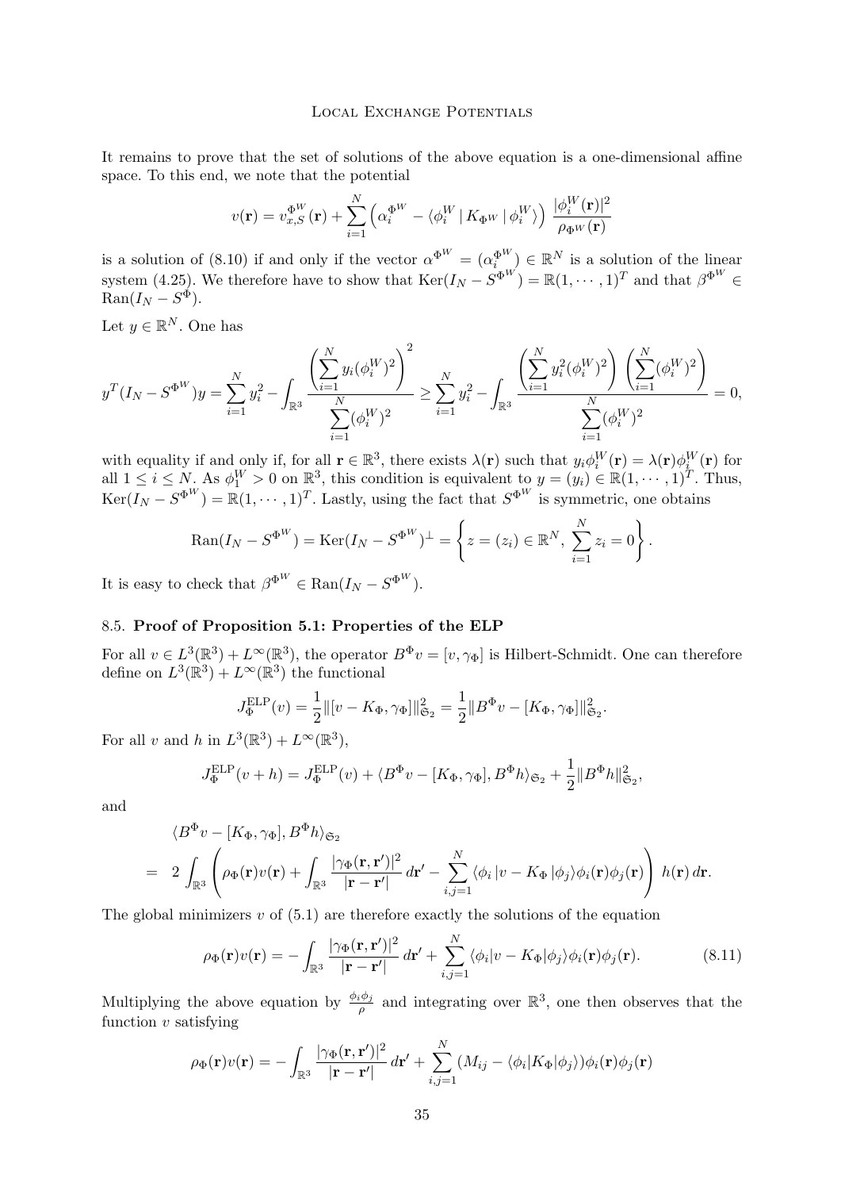It remains to prove that the set of solutions of the above equation is a one-dimensional affine space. To this end, we note that the potential

$$v(\mathbf{r}) = v_{x,S}^{\Phi^W}(\mathbf{r}) + \sum_{i=1}^N \left( \alpha_i^{\Phi^W} - \langle \phi_i^W \,|\, K_{\Phi^W} \,|\, \phi_i^W \rangle \right) \frac{|\phi_i^W(\mathbf{r})|^2}{\rho_{\Phi^W}(\mathbf{r})}$$

is a solution of (8.10) if and only if the vector $\alpha^{\Phi^W} = (\alpha_i^{\Phi^W}) \in \mathbb{R}^N$ is a solution of the linear system (4.25). We therefore have to show that $\mathrm{Ker}(I_N - S^{\Phi^W}) = \mathbb{R}(1, \cdots, 1)^T$ and that $\beta^{\Phi^W} \in \mathrm{Ran}(I_N - S^{\Phi})$.

Let $y \in \mathbb{R}^N$. One has

$$y^T (I_N - S^{\Phi^W}) y = \sum_{i=1}^N y_i^2 - \int_{\mathbb{R}^3} \frac{\left( \displaystyle\sum_{i=1}^N y_i (\phi_i^W)^2 \right)^2}{\displaystyle\sum_{i=1}^N (\phi_i^W)^2} \geq \sum_{i=1}^N y_i^2 - \int_{\mathbb{R}^3} \frac{\left( \displaystyle\sum_{i=1}^N y_i^2 (\phi_i^W)^2 \right) \left( \displaystyle\sum_{i=1}^N (\phi_i^W)^2 \right)}{\displaystyle\sum_{i=1}^N (\phi_i^W)^2} = 0,$$

with equality if and only if, for all $\mathbf{r} \in \mathbb{R}^3$, there exists $\lambda(\mathbf{r})$ such that $y_i \phi_i^W(\mathbf{r}) = \lambda(\mathbf{r}) \phi_i^W(\mathbf{r})$ for all $1 \leq i \leq N$. As $\phi_1^W > 0$ on $\mathbb{R}^3$, this condition is equivalent to $y = (y_i) \in \mathbb{R}(1, \cdots, 1)^T$. Thus, $\mathrm{Ker}(I_N - S^{\Phi^W}) = \mathbb{R}(1, \cdots, 1)^T$. Lastly, using the fact that $S^{\Phi^W}$ is symmetric, one obtains

$$\mathrm{Ran}(I_N - S^{\Phi^W}) = \mathrm{Ker}(I_N - S^{\Phi^W})^\perp = \left\{ z = (z_i) \in \mathbb{R}^N, \ \sum_{i=1}^N z_i = 0 \right\}.$$

It is easy to check that $\beta^{\Phi^W} \in \mathrm{Ran}(I_N - S^{\Phi^W})$.

### 8.5. Proof of Proposition 5.1: Properties of the ELP

For all $v \in L^3(\mathbb{R}^3) + L^\infty(\mathbb{R}^3)$, the operator $B^\Phi v = [v, \gamma_\Phi]$ is Hilbert-Schmidt. One can therefore define on $L^3(\mathbb{R}^3) + L^\infty(\mathbb{R}^3)$ the functional

$$J_\Phi^{\mathrm{ELP}}(v) = \frac{1}{2} \| [v - K_\Phi, \gamma_\Phi] \|_{\mathfrak{S}_2}^2 = \frac{1}{2} \| B^\Phi v - [K_\Phi, \gamma_\Phi] \|_{\mathfrak{S}_2}^2.$$

For all $v$ and $h$ in $L^3(\mathbb{R}^3) + L^\infty(\mathbb{R}^3)$,

$$J_\Phi^{\mathrm{ELP}}(v + h) = J_\Phi^{\mathrm{ELP}}(v) + \langle B^\Phi v - [K_\Phi, \gamma_\Phi], B^\Phi h \rangle_{\mathfrak{S}_2} + \frac{1}{2} \| B^\Phi h \|_{\mathfrak{S}_2}^2,$$

and

$$\begin{aligned}
&\langle B^\Phi v - [K_\Phi, \gamma_\Phi], B^\Phi h \rangle_{\mathfrak{S}_2} \\
= \ & 2 \int_{\mathbb{R}^3} \left( \rho_\Phi(\mathbf{r}) v(\mathbf{r}) + \int_{\mathbb{R}^3} \frac{|\gamma_\Phi(\mathbf{r}, \mathbf{r}')|^2}{|\mathbf{r} - \mathbf{r}'|} \, d\mathbf{r}' - \sum_{i,j=1}^N \langle \phi_i \,| v - K_\Phi \,| \phi_j \rangle \phi_i(\mathbf{r}) \phi_j(\mathbf{r}) \right) h(\mathbf{r}) \, d\mathbf{r}.
\end{aligned}$$

The global minimizers $v$ of (5.1) are therefore exactly the solutions of the equation

$$\rho_\Phi(\mathbf{r}) v(\mathbf{r}) = - \int_{\mathbb{R}^3} \frac{|\gamma_\Phi(\mathbf{r}, \mathbf{r}')|^2}{|\mathbf{r} - \mathbf{r}'|} \, d\mathbf{r}' + \sum_{i,j=1}^N \langle \phi_i | v - K_\Phi | \phi_j \rangle \phi_i(\mathbf{r}) \phi_j(\mathbf{r}). \tag{8.11}$$

Multiplying the above equation by $\frac{\phi_i \phi_j}{\rho}$ and integrating over $\mathbb{R}^3$, one then observes that the function $v$ satisfying

$$\rho_\Phi(\mathbf{r}) v(\mathbf{r}) = - \int_{\mathbb{R}^3} \frac{|\gamma_\Phi(\mathbf{r}, \mathbf{r}')|^2}{|\mathbf{r} - \mathbf{r}'|} \, d\mathbf{r}' + \sum_{i,j=1}^N (M_{ij} - \langle \phi_i | K_\Phi | \phi_j \rangle) \phi_i(\mathbf{r}) \phi_j(\mathbf{r})$$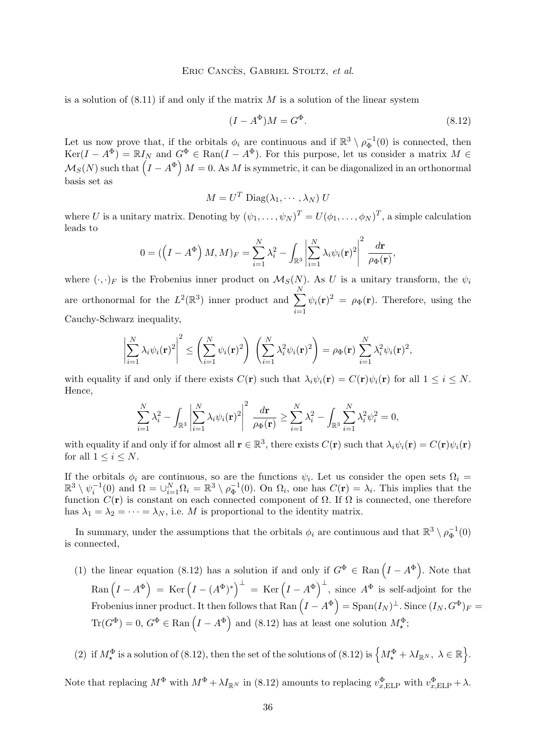is a solution of (8.11) if and only if the matrix $M$ is a solution of the linear system

$$(I - A^{\Phi})M = G^{\Phi}. \tag{8.12}$$

Let us now prove that, if the orbitals $\phi_i$ are continuous and if $\mathbb{R}^3 \setminus \rho_\Phi^{-1}(0)$ is connected, then $\mathrm{Ker}(I - A^\Phi) = \mathbb{R}I_N$ and $G^\Phi \in \mathrm{Ran}(I - A^\Phi)$. For this purpose, let us consider a matrix $M \in \mathcal{M}_S(N)$ such that $\left(I - A^\Phi\right) M = 0$. As $M$ is symmetric, it can be diagonalized in an orthonormal basis set as

$$M = U^T \, \mathrm{Diag}(\lambda_1, \cdots, \lambda_N) \, U$$

where $U$ is a unitary matrix. Denoting by $(\psi_1, \ldots, \psi_N)^T = U(\phi_1, \ldots, \phi_N)^T$, a simple calculation leads to

$$0 = (\left(I - A^\Phi\right) M, M)_F = \sum_{i=1}^N \lambda_i^2 - \int_{\mathbb{R}^3} \left| \sum_{i=1}^N \lambda_i \psi_i(\mathbf{r})^2 \right|^2 \frac{d\mathbf{r}}{\rho_\Phi(\mathbf{r})},$$

where $(\cdot, \cdot)_F$ is the Frobenius inner product on $\mathcal{M}_S(N)$. As $U$ is a unitary transform, the $\psi_i$ are orthonormal for the $L^2(\mathbb{R}^3)$ inner product and $\sum_{i=1}^N \psi_i(\mathbf{r})^2 = \rho_\Phi(\mathbf{r})$. Therefore, using the Cauchy-Schwarz inequality,

$$\left| \sum_{i=1}^N \lambda_i \psi_i(\mathbf{r})^2 \right|^2 \leq \left( \sum_{i=1}^N \psi_i(\mathbf{r})^2 \right) \left( \sum_{i=1}^N \lambda_i^2 \psi_i(\mathbf{r})^2 \right) = \rho_\Phi(\mathbf{r}) \sum_{i=1}^N \lambda_i^2 \psi_i(\mathbf{r})^2,$$

with equality if and only if there exists $C(\mathbf{r})$ such that $\lambda_i \psi_i(\mathbf{r}) = C(\mathbf{r}) \psi_i(\mathbf{r})$ for all $1 \leq i \leq N$. Hence,

$$\sum_{i=1}^N \lambda_i^2 - \int_{\mathbb{R}^3} \left| \sum_{i=1}^N \lambda_i \psi_i(\mathbf{r})^2 \right|^2 \frac{d\mathbf{r}}{\rho_\Phi(\mathbf{r})} \geq \sum_{i=1}^N \lambda_i^2 - \int_{\mathbb{R}^3} \sum_{i=1}^N \lambda_i^2 \psi_i^2 = 0,$$

with equality if and only if for almost all $\mathbf{r} \in \mathbb{R}^3$, there exists $C(\mathbf{r})$ such that $\lambda_i \psi_i(\mathbf{r}) = C(\mathbf{r}) \psi_i(\mathbf{r})$ for all $1 \leq i \leq N$.

If the orbitals $\phi_i$ are continuous, so are the functions $\psi_i$. Let us consider the open sets $\Omega_i = \mathbb{R}^3 \setminus \psi_i^{-1}(0)$ and $\Omega = \cup_{i=1}^N \Omega_i = \mathbb{R}^3 \setminus \rho_\Phi^{-1}(0)$. On $\Omega_i$, one has $C(\mathbf{r}) = \lambda_i$. This implies that the function $C(\mathbf{r})$ is constant on each connected component of $\Omega$. If $\Omega$ is connected, one therefore has $\lambda_1 = \lambda_2 = \cdots = \lambda_N$, i.e. $M$ is proportional to the identity matrix.

In summary, under the assumptions that the orbitals $\phi_i$ are continuous and that $\mathbb{R}^3 \setminus \rho_\Phi^{-1}(0)$ is connected,

(1) the linear equation (8.12) has a solution if and only if $G^\Phi \in \mathrm{Ran}\left(I - A^\Phi\right)$. Note that $\mathrm{Ran}\left(I - A^\Phi\right) = \mathrm{Ker}\left(I - (A^\Phi)^*\right)^\perp = \mathrm{Ker}\left(I - A^\Phi\right)^\perp$, since $A^\Phi$ is self-adjoint for the Frobenius inner product. It then follows that $\mathrm{Ran}\left(I - A^\Phi\right) = \mathrm{Span}(I_N)^\perp$. Since $(I_N, G^\Phi)_F = \mathrm{Tr}(G^\Phi) = 0$, $G^\Phi \in \mathrm{Ran}\left(I - A^\Phi\right)$ and (8.12) has at least one solution $M_\star^\Phi$;

(2) if $M_\star^\Phi$ is a solution of (8.12), then the set of the solutions of (8.12) is $\left\{ M_\star^\Phi + \lambda I_{\mathbb{R}^N}, \ \lambda \in \mathbb{R} \right\}$.

Note that replacing $M^\Phi$ with $M^\Phi + \lambda I_{\mathbb{R}^N}$ in (8.12) amounts to replacing $v_{x,\mathrm{ELP}}^\Phi$ with $v_{x,\mathrm{ELP}}^\Phi + \lambda$.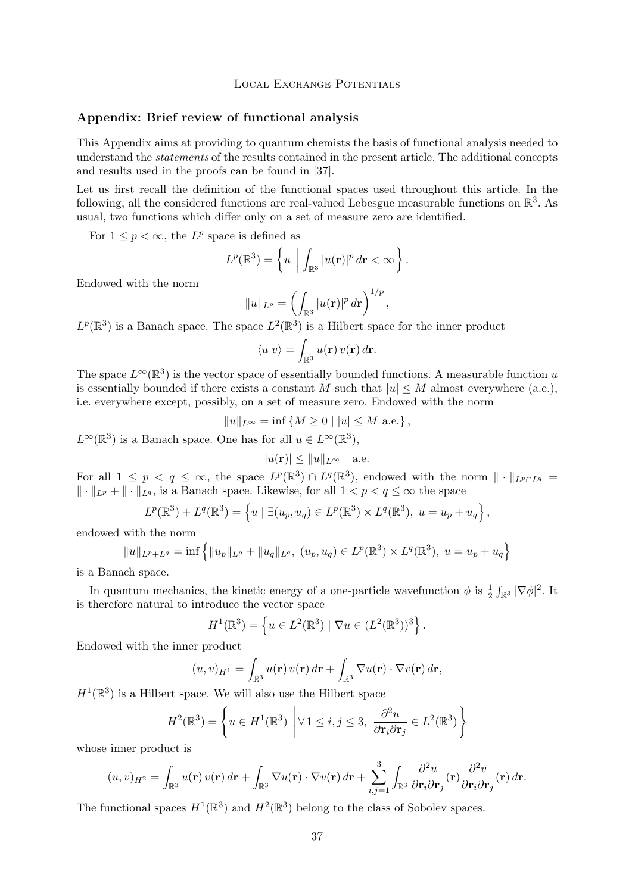## Appendix: Brief review of functional analysis

This Appendix aims at providing to quantum chemists the basis of functional analysis needed to understand the *statements* of the results contained in the present article. The additional concepts and results used in the proofs can be found in [37].

Let us first recall the definition of the functional spaces used throughout this article. In the following, all the considered functions are real-valued Lebesgue measurable functions on $\mathbb{R}^3$. As usual, two functions which differ only on a set of measure zero are identified.

For $1 \leq p < \infty$, the $L^p$ space is defined as

$$L^p(\mathbb{R}^3) = \left\{ u \;\middle|\; \int_{\mathbb{R}^3} |u(\mathbf{r})|^p \, d\mathbf{r} < \infty \right\}.$$

Endowed with the norm

$$\|u\|_{L^p} = \left( \int_{\mathbb{R}^3} |u(\mathbf{r})|^p \, d\mathbf{r} \right)^{1/p},$$

$L^p(\mathbb{R}^3)$ is a Banach space. The space $L^2(\mathbb{R}^3)$ is a Hilbert space for the inner product

$$\langle u|v \rangle = \int_{\mathbb{R}^3} u(\mathbf{r}) \, v(\mathbf{r}) \, d\mathbf{r}.$$

The space $L^\infty(\mathbb{R}^3)$ is the vector space of essentially bounded functions. A measurable function $u$ is essentially bounded if there exists a constant $M$ such that $|u| \leq M$ almost everywhere (a.e.), i.e. everywhere except, possibly, on a set of measure zero. Endowed with the norm

$$\|u\|_{L^\infty} = \inf \left\{ M \geq 0 \mid |u| \leq M \text{ a.e.} \right\},$$

$L^\infty(\mathbb{R}^3)$ is a Banach space. One has for all $u \in L^\infty(\mathbb{R}^3)$,

$$|u(\mathbf{r})| \leq \|u\|_{L^\infty} \quad \text{a.e.}$$

For all $1 \leq p < q \leq \infty$, the space $L^p(\mathbb{R}^3) \cap L^q(\mathbb{R}^3)$, endowed with the norm $\| \cdot \|_{L^p \cap L^q} = \| \cdot \|_{L^p} + \| \cdot \|_{L^q}$, is a Banach space. Likewise, for all $1 < p < q \leq \infty$ the space

$$L^p(\mathbb{R}^3) + L^q(\mathbb{R}^3) = \left\{ u \mid \exists (u_p, u_q) \in L^p(\mathbb{R}^3) \times L^q(\mathbb{R}^3), \ u = u_p + u_q \right\},$$

endowed with the norm

$$\|u\|_{L^p + L^q} = \inf \left\{ \|u_p\|_{L^p} + \|u_q\|_{L^q}, \ (u_p, u_q) \in L^p(\mathbb{R}^3) \times L^q(\mathbb{R}^3), \ u = u_p + u_q \right\}$$

is a Banach space.

In quantum mechanics, the kinetic energy of a one-particle wavefunction $\phi$ is $\frac{1}{2} \int_{\mathbb{R}^3} |\nabla \phi|^2$. It is therefore natural to introduce the vector space

$$H^1(\mathbb{R}^3) = \left\{ u \in L^2(\mathbb{R}^3) \mid \nabla u \in (L^2(\mathbb{R}^3))^3 \right\}.$$

Endowed with the inner product

$$(u, v)_{H^1} = \int_{\mathbb{R}^3} u(\mathbf{r}) \, v(\mathbf{r}) \, d\mathbf{r} + \int_{\mathbb{R}^3} \nabla u(\mathbf{r}) \cdot \nabla v(\mathbf{r}) \, d\mathbf{r},$$

$H^1(\mathbb{R}^3)$ is a Hilbert space. We will also use the Hilbert space

$$H^2(\mathbb{R}^3) = \left\{ u \in H^1(\mathbb{R}^3) \;\middle|\; \forall \, 1 \leq i,j \leq 3, \ \frac{\partial^2 u}{\partial \mathbf{r}_i \partial \mathbf{r}_j} \in L^2(\mathbb{R}^3) \right\}$$

whose inner product is

$$(u, v)_{H^2} = \int_{\mathbb{R}^3} u(\mathbf{r}) \, v(\mathbf{r}) \, d\mathbf{r} + \int_{\mathbb{R}^3} \nabla u(\mathbf{r}) \cdot \nabla v(\mathbf{r}) \, d\mathbf{r} + \sum_{i,j=1}^{3} \int_{\mathbb{R}^3} \frac{\partial^2 u}{\partial \mathbf{r}_i \partial \mathbf{r}_j}(\mathbf{r}) \frac{\partial^2 v}{\partial \mathbf{r}_i \partial \mathbf{r}_j}(\mathbf{r}) \, d\mathbf{r}.$$

The functional spaces $H^1(\mathbb{R}^3)$ and $H^2(\mathbb{R}^3)$ belong to the class of Sobolev spaces.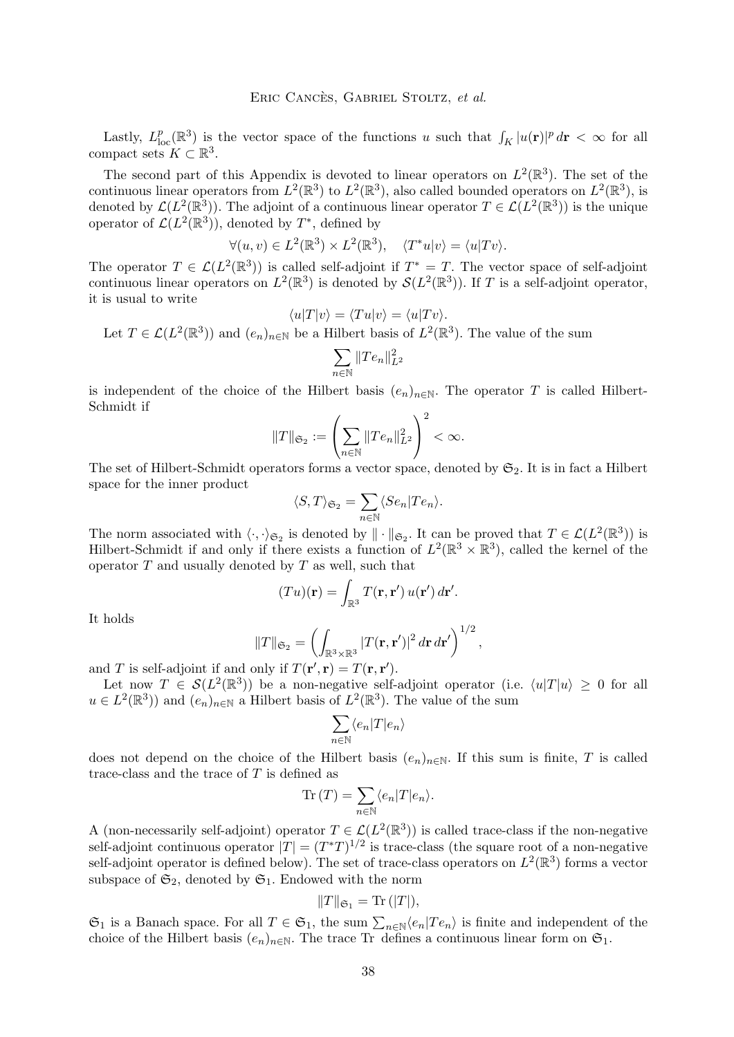Lastly, $L^p_{\rm loc}(\mathbb{R}^3)$ is the vector space of the functions $u$ such that $\int_K |u(\mathbf{r})|^p \, d\mathbf{r} < \infty$ for all compact sets $K \subset \mathbb{R}^3$.

The second part of this Appendix is devoted to linear operators on $L^2(\mathbb{R}^3)$. The set of the continuous linear operators from $L^2(\mathbb{R}^3)$ to $L^2(\mathbb{R}^3)$, also called bounded operators on $L^2(\mathbb{R}^3)$, is denoted by $\mathcal{L}(L^2(\mathbb{R}^3))$. The adjoint of a continuous linear operator $T \in \mathcal{L}(L^2(\mathbb{R}^3))$ is the unique operator of $\mathcal{L}(L^2(\mathbb{R}^3))$, denoted by $T^*$, defined by

$$\forall (u,v) \in L^2(\mathbb{R}^3) \times L^2(\mathbb{R}^3), \quad \langle T^* u | v \rangle = \langle u | Tv \rangle.$$

The operator $T \in \mathcal{L}(L^2(\mathbb{R}^3))$ is called self-adjoint if $T^* = T$. The vector space of self-adjoint continuous linear operators on $L^2(\mathbb{R}^3)$ is denoted by $\mathcal{S}(L^2(\mathbb{R}^3))$. If $T$ is a self-adjoint operator, it is usual to write

$$\langle u | T | v \rangle = \langle Tu | v \rangle = \langle u | Tv \rangle.$$

Let $T \in \mathcal{L}(L^2(\mathbb{R}^3))$ and $(e_n)_{n \in \mathbb{N}}$ be a Hilbert basis of $L^2(\mathbb{R}^3)$. The value of the sum

$$\sum_{n \in \mathbb{N}} \|Te_n\|_{L^2}^2$$

is independent of the choice of the Hilbert basis $(e_n)_{n \in \mathbb{N}}$. The operator $T$ is called Hilbert-Schmidt if

$$\|T\|_{\mathfrak{S}_2} := \left( \sum_{n \in \mathbb{N}} \|Te_n\|_{L^2}^2 \right)^2 < \infty.$$

The set of Hilbert-Schmidt operators forms a vector space, denoted by $\mathfrak{S}_2$. It is in fact a Hilbert space for the inner product

$$\langle S, T \rangle_{\mathfrak{S}_2} = \sum_{n \in \mathbb{N}} \langle Se_n | Te_n \rangle.$$

The norm associated with $\langle \cdot, \cdot \rangle_{\mathfrak{S}_2}$ is denoted by $\| \cdot \|_{\mathfrak{S}_2}$. It can be proved that $T \in \mathcal{L}(L^2(\mathbb{R}^3))$ is Hilbert-Schmidt if and only if there exists a function of $L^2(\mathbb{R}^3 \times \mathbb{R}^3)$, called the kernel of the operator $T$ and usually denoted by $T$ as well, such that

$$(Tu)(\mathbf{r}) = \int_{\mathbb{R}^3} T(\mathbf{r}, \mathbf{r}') \, u(\mathbf{r}') \, d\mathbf{r}'.$$

It holds

$$\|T\|_{\mathfrak{S}_2} = \left( \int_{\mathbb{R}^3 \times \mathbb{R}^3} |T(\mathbf{r}, \mathbf{r}')|^2 \, d\mathbf{r} \, d\mathbf{r}' \right)^{1/2},$$

and $T$ is self-adjoint if and only if $T(\mathbf{r}', \mathbf{r}) = \overline{T(\mathbf{r}, \mathbf{r}')}$.

Let now $T \in \mathcal{S}(L^2(\mathbb{R}^3))$ be a non-negative self-adjoint operator (i.e. $\langle u | T | u \rangle \geq 0$ for all $u \in L^2(\mathbb{R}^3)$) and $(e_n)_{n \in \mathbb{N}}$ a Hilbert basis of $L^2(\mathbb{R}^3)$. The value of the sum

$$\sum_{n \in \mathbb{N}} \langle e_n | T | e_n \rangle$$

does not depend on the choice of the Hilbert basis $(e_n)_{n \in \mathbb{N}}$. If this sum is finite, $T$ is called trace-class and the trace of $T$ is defined as

$$\mathrm{Tr}\,(T) = \sum_{n \in \mathbb{N}} \langle e_n | T | e_n \rangle.$$

A (non-necessarily self-adjoint) operator $T \in \mathcal{L}(L^2(\mathbb{R}^3))$ is called trace-class if the non-negative self-adjoint continuous operator $|T| = (T^* T)^{1/2}$ is trace-class (the square root of a non-negative self-adjoint operator is defined below). The set of trace-class operators on $L^2(\mathbb{R}^3)$ forms a vector subspace of $\mathfrak{S}_2$, denoted by $\mathfrak{S}_1$. Endowed with the norm

$$\|T\|_{\mathfrak{S}_1} = \mathrm{Tr}\,(|T|),$$

$\mathfrak{S}_1$ is a Banach space. For all $T \in \mathfrak{S}_1$, the sum $\sum_{n \in \mathbb{N}} \langle e_n | Te_n \rangle$ is finite and independent of the choice of the Hilbert basis $(e_n)_{n \in \mathbb{N}}$. The trace Tr defines a continuous linear form on $\mathfrak{S}_1$.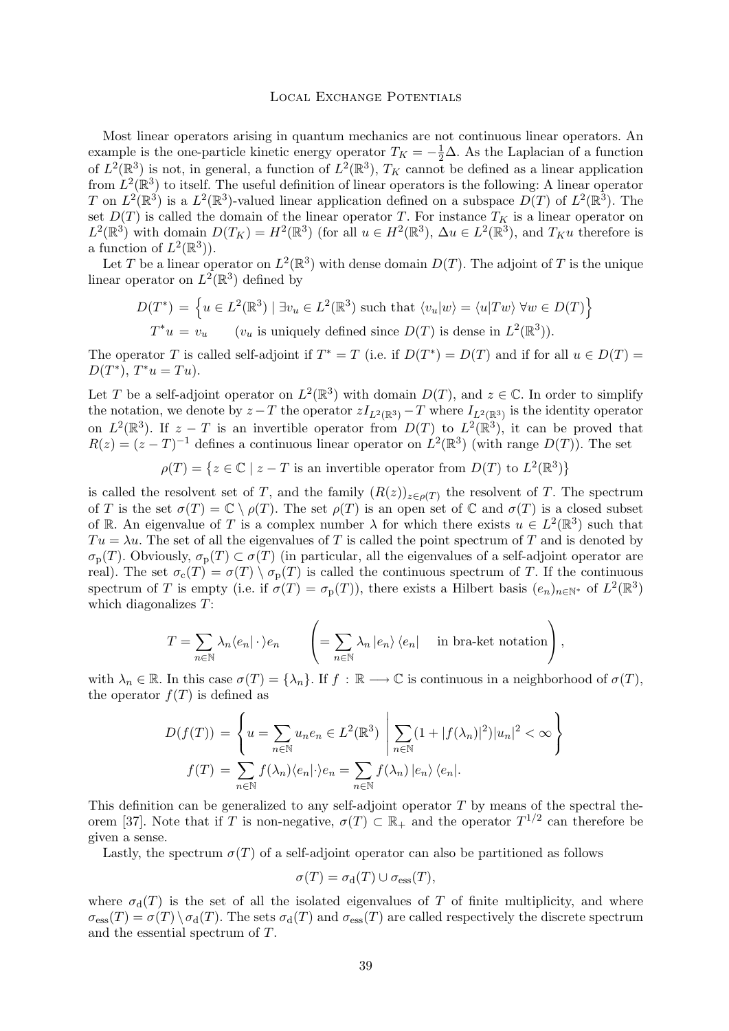Most linear operators arising in quantum mechanics are not continuous linear operators. An example is the one-particle kinetic energy operator $T_K = -\frac{1}{2}\Delta$. As the Laplacian of a function of $L^2(\mathbb{R}^3)$ is not, in general, a function of $L^2(\mathbb{R}^3)$, $T_K$ cannot be defined as a linear application from $L^2(\mathbb{R}^3)$ to itself. The useful definition of linear operators is the following: A linear operator $T$ on $L^2(\mathbb{R}^3)$ is a $L^2(\mathbb{R}^3)$-valued linear application defined on a subspace $D(T)$ of $L^2(\mathbb{R}^3)$. The set $D(T)$ is called the domain of the linear operator $T$. For instance $T_K$ is a linear operator on $L^2(\mathbb{R}^3)$ with domain $D(T_K) = H^2(\mathbb{R}^3)$ (for all $u \in H^2(\mathbb{R}^3)$, $\Delta u \in L^2(\mathbb{R}^3)$, and $T_K u$ therefore is a function of $L^2(\mathbb{R}^3)$).

Let $T$ be a linear operator on $L^2(\mathbb{R}^3)$ with dense domain $D(T)$. The adjoint of $T$ is the unique linear operator on $L^2(\mathbb{R}^3)$ defined by

$$D(T^*) = \left\{ u \in L^2(\mathbb{R}^3) \mid \exists v_u \in L^2(\mathbb{R}^3) \text{ such that } \langle v_u | w \rangle = \langle u | T w \rangle \ \forall w \in D(T) \right\}$$

$$T^* u = v_u \qquad (v_u \text{ is uniquely defined since } D(T) \text{ is dense in } L^2(\mathbb{R}^3)).$$

The operator $T$ is called self-adjoint if $T^* = T$ (i.e. if $D(T^*) = D(T)$ and if for all $u \in D(T) = D(T^*)$, $T^* u = Tu$).

Let $T$ be a self-adjoint operator on $L^2(\mathbb{R}^3)$ with domain $D(T)$, and $z \in \mathbb{C}$. In order to simplify the notation, we denote by $z - T$ the operator $zI_{L^2(\mathbb{R}^3)} - T$ where $I_{L^2(\mathbb{R}^3)}$ is the identity operator on $L^2(\mathbb{R}^3)$. If $z - T$ is an invertible operator from $D(T)$ to $L^2(\mathbb{R}^3)$, it can be proved that $R(z) = (z - T)^{-1}$ defines a continuous linear operator on $L^2(\mathbb{R}^3)$ (with range $D(T)$). The set

$$\rho(T) = \left\{ z \in \mathbb{C} \mid z - T \text{ is an invertible operator from } D(T) \text{ to } L^2(\mathbb{R}^3) \right\}$$

is called the resolvent set of $T$, and the family $(R(z))_{z \in \rho(T)}$ the resolvent of $T$. The spectrum of $T$ is the set $\sigma(T) = \mathbb{C} \setminus \rho(T)$. The set $\rho(T)$ is an open set of $\mathbb{C}$ and $\sigma(T)$ is a closed subset of $\mathbb{R}$. An eigenvalue of $T$ is a complex number $\lambda$ for which there exists $u \in L^2(\mathbb{R}^3)$ such that $Tu = \lambda u$. The set of all the eigenvalues of $T$ is called the point spectrum of $T$ and is denoted by $\sigma_{\mathrm{p}}(T)$. Obviously, $\sigma_{\mathrm{p}}(T) \subset \sigma(T)$ (in particular, all the eigenvalues of a self-adjoint operator are real). The set $\sigma_{\mathrm{c}}(T) = \sigma(T) \setminus \sigma_{\mathrm{p}}(T)$ is called the continuous spectrum of $T$. If the continuous spectrum of $T$ is empty (i.e. if $\sigma(T) = \sigma_{\mathrm{p}}(T)$), there exists a Hilbert basis $(e_n)_{n \in \mathbb{N}^*}$ of $L^2(\mathbb{R}^3)$ which diagonalizes $T$:

$$T = \sum_{n \in \mathbb{N}} \lambda_n \langle e_n | \cdot \rangle e_n \qquad \left( = \sum_{n \in \mathbb{N}} \lambda_n \, |e_n\rangle \, \langle e_n| \quad \text{in bra-ket notation} \right),$$

with $\lambda_n \in \mathbb{R}$. In this case $\sigma(T) = \{\lambda_n\}$. If $f : \mathbb{R} \longrightarrow \mathbb{C}$ is continuous in a neighborhood of $\sigma(T)$, the operator $f(T)$ is defined as

$$D(f(T)) = \left\{ u = \sum_{n \in \mathbb{N}} u_n e_n \in L^2(\mathbb{R}^3) \;\middle|\; \sum_{n \in \mathbb{N}} (1 + |f(\lambda_n)|^2) |u_n|^2 < \infty \right\}$$

$$f(T) = \sum_{n \in \mathbb{N}} f(\lambda_n) \langle e_n | \cdot \rangle e_n = \sum_{n \in \mathbb{N}} f(\lambda_n) \, |e_n\rangle \, \langle e_n|.$$

This definition can be generalized to any self-adjoint operator $T$ by means of the spectral theorem [37]. Note that if $T$ is non-negative, $\sigma(T) \subset \mathbb{R}_+$ and the operator $T^{1/2}$ can therefore be given a sense.

Lastly, the spectrum $\sigma(T)$ of a self-adjoint operator can also be partitioned as follows

$$\sigma(T) = \sigma_{\mathrm{d}}(T) \cup \sigma_{\mathrm{ess}}(T),$$

where $\sigma_{\mathrm{d}}(T)$ is the set of all the isolated eigenvalues of $T$ of finite multiplicity, and where $\sigma_{\mathrm{ess}}(T) = \sigma(T) \setminus \sigma_{\mathrm{d}}(T)$. The sets $\sigma_{\mathrm{d}}(T)$ and $\sigma_{\mathrm{ess}}(T)$ are called respectively the discrete spectrum and the essential spectrum of $T$.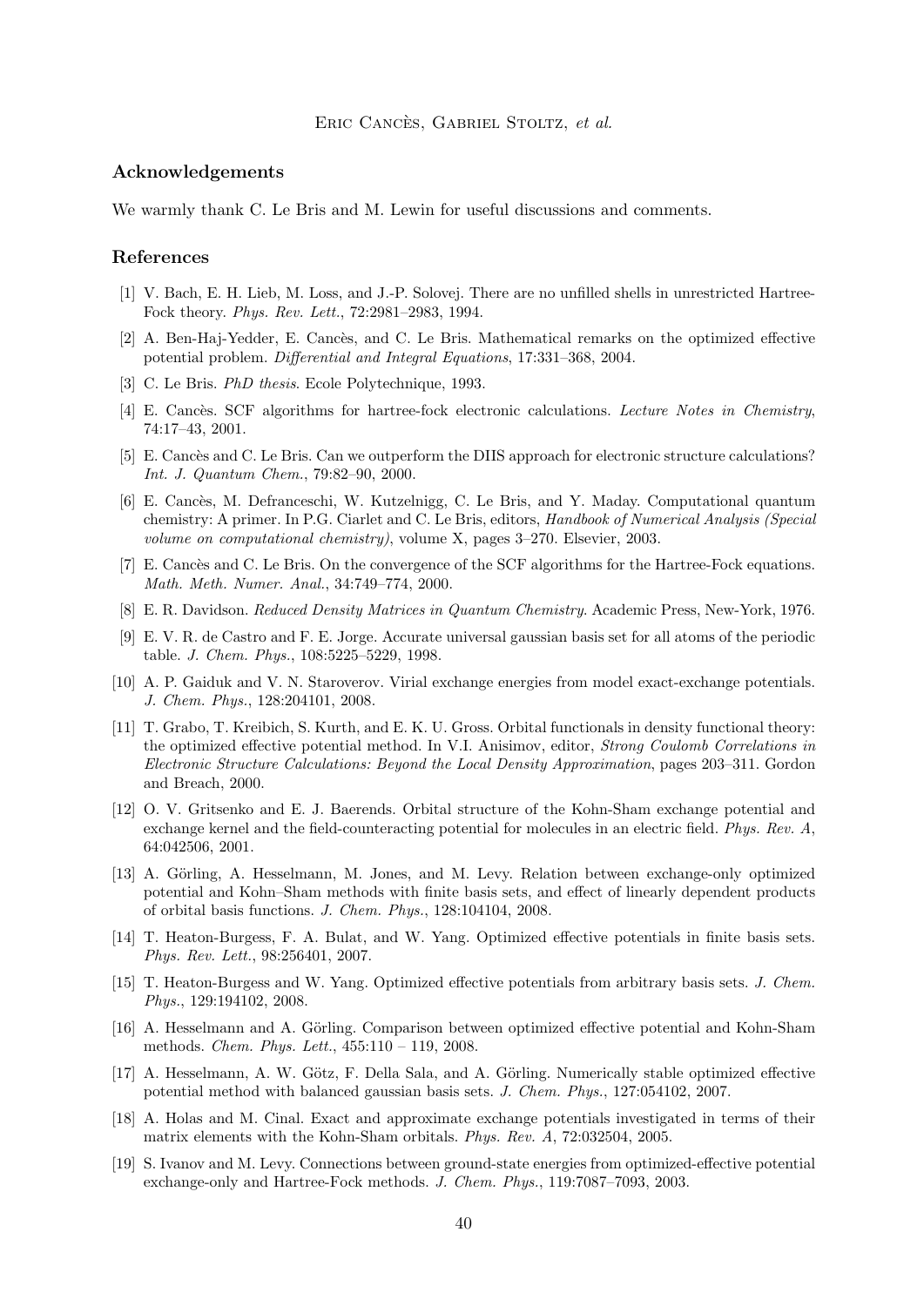## Acknowledgements

We warmly thank C. Le Bris and M. Lewin for useful discussions and comments.

## References

[1] V. Bach, E. H. Lieb, M. Loss, and J.-P. Solovej. There are no unfilled shells in unrestricted Hartree-Fock theory. *Phys. Rev. Lett.*, 72:2981–2983, 1994.

[2] A. Ben-Haj-Yedder, E. Cancès, and C. Le Bris. Mathematical remarks on the optimized effective potential problem. *Differential and Integral Equations*, 17:331–368, 2004.

[3] C. Le Bris. *PhD thesis*. Ecole Polytechnique, 1993.

[4] E. Cancès. SCF algorithms for hartree-fock electronic calculations. *Lecture Notes in Chemistry*, 74:17–43, 2001.

[5] E. Cancès and C. Le Bris. Can we outperform the DIIS approach for electronic structure calculations? *Int. J. Quantum Chem.*, 79:82–90, 2000.

[6] E. Cancès, M. Defranceschi, W. Kutzelnigg, C. Le Bris, and Y. Maday. Computational quantum chemistry: A primer. In P.G. Ciarlet and C. Le Bris, editors, *Handbook of Numerical Analysis (Special volume on computational chemistry)*, volume X, pages 3–270. Elsevier, 2003.

[7] E. Cancès and C. Le Bris. On the convergence of the SCF algorithms for the Hartree-Fock equations. *Math. Meth. Numer. Anal.*, 34:749–774, 2000.

[8] E. R. Davidson. *Reduced Density Matrices in Quantum Chemistry*. Academic Press, New-York, 1976.

[9] E. V. R. de Castro and F. E. Jorge. Accurate universal gaussian basis set for all atoms of the periodic table. *J. Chem. Phys.*, 108:5225–5229, 1998.

[10] A. P. Gaiduk and V. N. Staroverov. Virial exchange energies from model exact-exchange potentials. *J. Chem. Phys.*, 128:204101, 2008.

[11] T. Grabo, T. Kreibich, S. Kurth, and E. K. U. Gross. Orbital functionals in density functional theory: the optimized effective potential method. In V.I. Anisimov, editor, *Strong Coulomb Correlations in Electronic Structure Calculations: Beyond the Local Density Approximation*, pages 203–311. Gordon and Breach, 2000.

[12] O. V. Gritsenko and E. J. Baerends. Orbital structure of the Kohn-Sham exchange potential and exchange kernel and the field-counteracting potential for molecules in an electric field. *Phys. Rev. A*, 64:042506, 2001.

[13] A. Görling, A. Hesselmann, M. Jones, and M. Levy. Relation between exchange-only optimized potential and Kohn–Sham methods with finite basis sets, and effect of linearly dependent products of orbital basis functions. *J. Chem. Phys.*, 128:104104, 2008.

[14] T. Heaton-Burgess, F. A. Bulat, and W. Yang. Optimized effective potentials in finite basis sets. *Phys. Rev. Lett.*, 98:256401, 2007.

[15] T. Heaton-Burgess and W. Yang. Optimized effective potentials from arbitrary basis sets. *J. Chem. Phys.*, 129:194102, 2008.

[16] A. Hesselmann and A. Görling. Comparison between optimized effective potential and Kohn-Sham methods. *Chem. Phys. Lett.*, 455:110 – 119, 2008.

[17] A. Hesselmann, A. W. Götz, F. Della Sala, and A. Görling. Numerically stable optimized effective potential method with balanced gaussian basis sets. *J. Chem. Phys.*, 127:054102, 2007.

[18] A. Holas and M. Cinal. Exact and approximate exchange potentials investigated in terms of their matrix elements with the Kohn-Sham orbitals. *Phys. Rev. A*, 72:032504, 2005.

[19] S. Ivanov and M. Levy. Connections between ground-state energies from optimized-effective potential exchange-only and Hartree-Fock methods. *J. Chem. Phys.*, 119:7087–7093, 2003.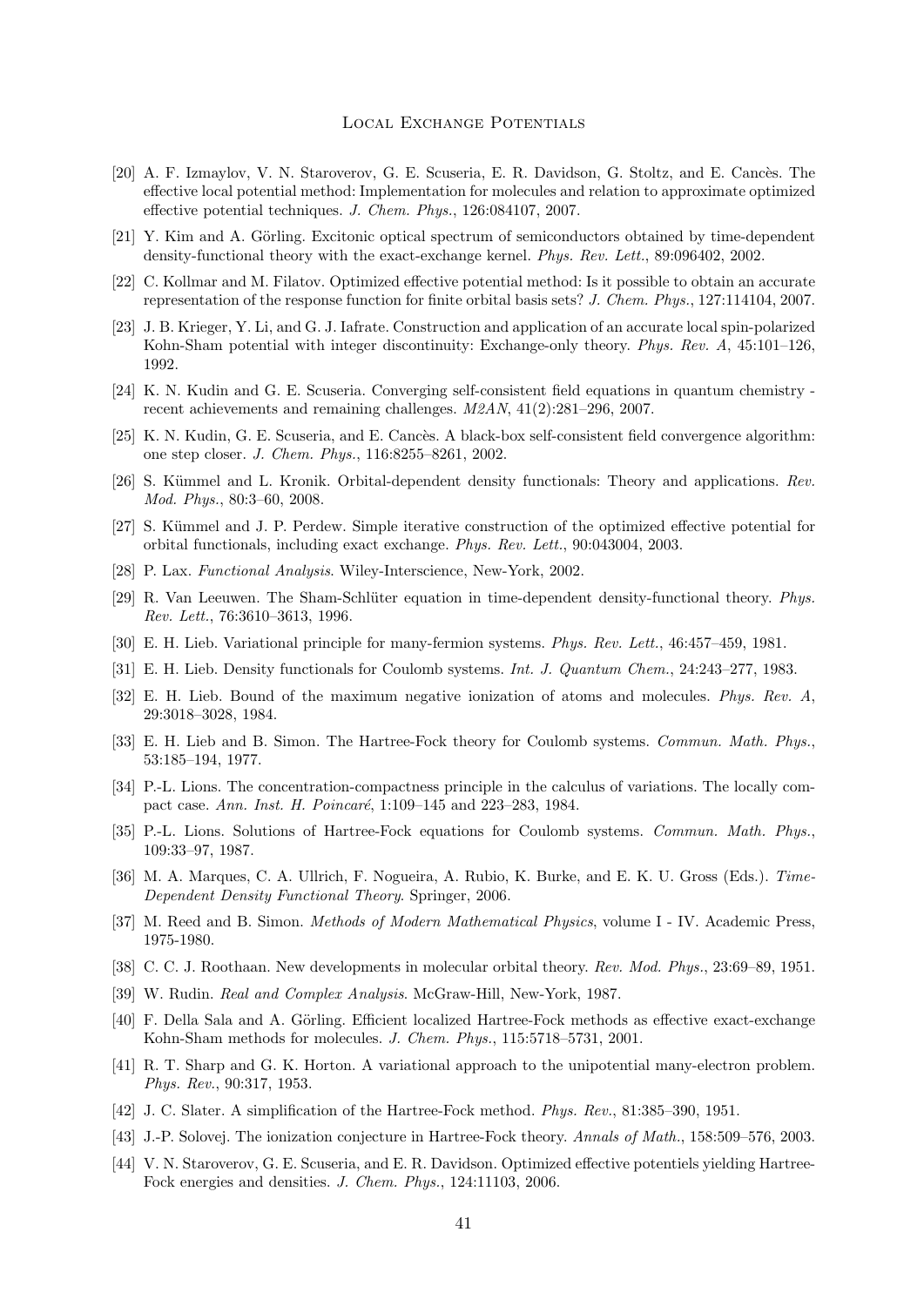[20] A. F. Izmaylov, V. N. Staroverov, G. E. Scuseria, E. R. Davidson, G. Stoltz, and E. Cancès. The effective local potential method: Implementation for molecules and relation to approximate optimized effective potential techniques. *J. Chem. Phys.*, 126:084107, 2007.

[21] Y. Kim and A. Görling. Excitonic optical spectrum of semiconductors obtained by time-dependent density-functional theory with the exact-exchange kernel. *Phys. Rev. Lett.*, 89:096402, 2002.

[22] C. Kollmar and M. Filatov. Optimized effective potential method: Is it possible to obtain an accurate representation of the response function for finite orbital basis sets? *J. Chem. Phys.*, 127:114104, 2007.

[23] J. B. Krieger, Y. Li, and G. J. Iafrate. Construction and application of an accurate local spin-polarized Kohn-Sham potential with integer discontinuity: Exchange-only theory. *Phys. Rev. A*, 45:101–126, 1992.

[24] K. N. Kudin and G. E. Scuseria. Converging self-consistent field equations in quantum chemistry - recent achievements and remaining challenges. *M2AN*, 41(2):281–296, 2007.

[25] K. N. Kudin, G. E. Scuseria, and E. Cancès. A black-box self-consistent field convergence algorithm: one step closer. *J. Chem. Phys.*, 116:8255–8261, 2002.

[26] S. Kümmel and L. Kronik. Orbital-dependent density functionals: Theory and applications. *Rev. Mod. Phys.*, 80:3–60, 2008.

[27] S. Kümmel and J. P. Perdew. Simple iterative construction of the optimized effective potential for orbital functionals, including exact exchange. *Phys. Rev. Lett.*, 90:043004, 2003.

[28] P. Lax. *Functional Analysis*. Wiley-Interscience, New-York, 2002.

[29] R. Van Leeuwen. The Sham-Schlüter equation in time-dependent density-functional theory. *Phys. Rev. Lett.*, 76:3610–3613, 1996.

[30] E. H. Lieb. Variational principle for many-fermion systems. *Phys. Rev. Lett.*, 46:457–459, 1981.

[31] E. H. Lieb. Density functionals for Coulomb systems. *Int. J. Quantum Chem.*, 24:243–277, 1983.

[32] E. H. Lieb. Bound of the maximum negative ionization of atoms and molecules. *Phys. Rev. A*, 29:3018–3028, 1984.

[33] E. H. Lieb and B. Simon. The Hartree-Fock theory for Coulomb systems. *Commun. Math. Phys.*, 53:185–194, 1977.

[34] P.-L. Lions. The concentration-compactness principle in the calculus of variations. The locally compact case. *Ann. Inst. H. Poincaré*, 1:109–145 and 223–283, 1984.

[35] P.-L. Lions. Solutions of Hartree-Fock equations for Coulomb systems. *Commun. Math. Phys.*, 109:33–97, 1987.

[36] M. A. Marques, C. A. Ullrich, F. Nogueira, A. Rubio, K. Burke, and E. K. U. Gross (Eds.). *Time-Dependent Density Functional Theory*. Springer, 2006.

[37] M. Reed and B. Simon. *Methods of Modern Mathematical Physics*, volume I - IV. Academic Press, 1975-1980.

[38] C. C. J. Roothaan. New developments in molecular orbital theory. *Rev. Mod. Phys.*, 23:69–89, 1951.

[39] W. Rudin. *Real and Complex Analysis*. McGraw-Hill, New-York, 1987.

[40] F. Della Sala and A. Görling. Efficient localized Hartree-Fock methods as effective exact-exchange Kohn-Sham methods for molecules. *J. Chem. Phys.*, 115:5718–5731, 2001.

[41] R. T. Sharp and G. K. Horton. A variational approach to the unipotential many-electron problem. *Phys. Rev.*, 90:317, 1953.

[42] J. C. Slater. A simplification of the Hartree-Fock method. *Phys. Rev.*, 81:385–390, 1951.

[43] J.-P. Solovej. The ionization conjecture in Hartree-Fock theory. *Annals of Math.*, 158:509–576, 2003.

[44] V. N. Staroverov, G. E. Scuseria, and E. R. Davidson. Optimized effective potentiels yielding Hartree-Fock energies and densities. *J. Chem. Phys.*, 124:11103, 2006.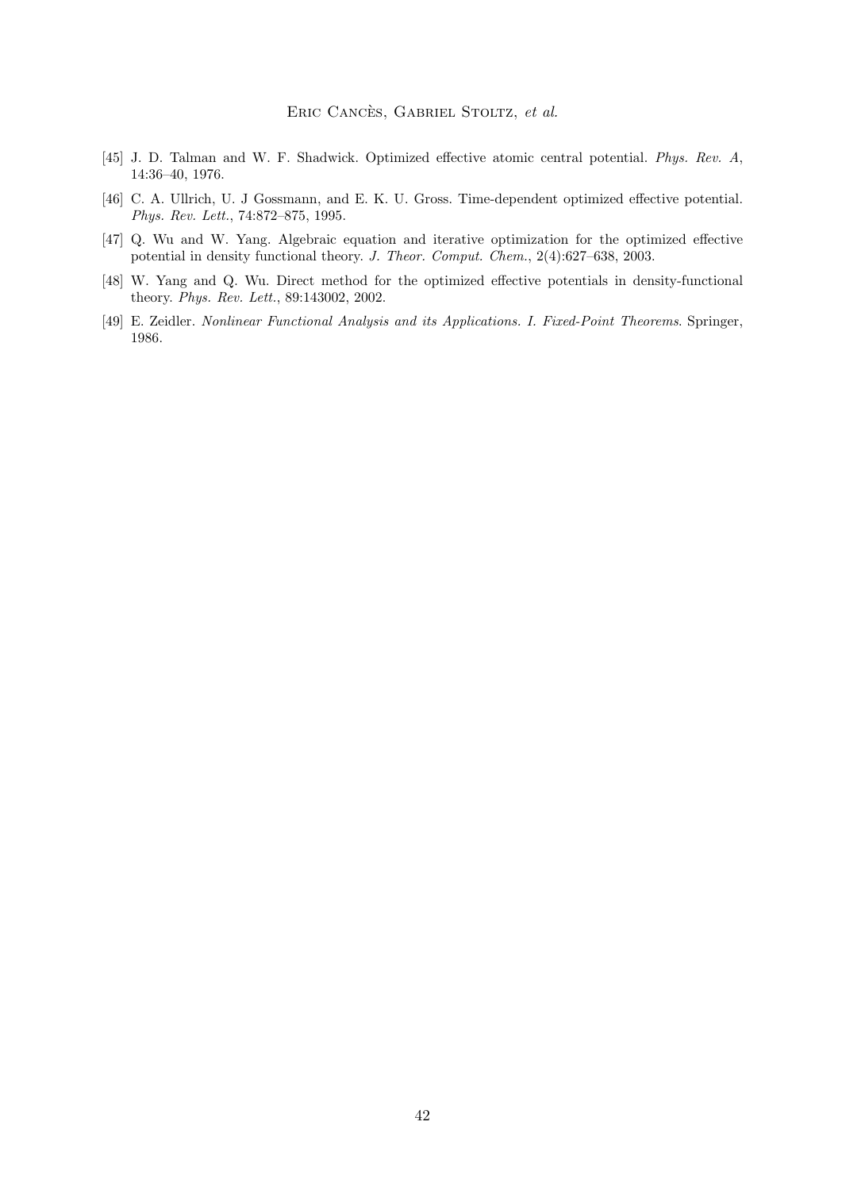[45] J. D. Talman and W. F. Shadwick. Optimized effective atomic central potential. *Phys. Rev. A*, 14:36–40, 1976.

[46] C. A. Ullrich, U. J Gossmann, and E. K. U. Gross. Time-dependent optimized effective potential. *Phys. Rev. Lett.*, 74:872–875, 1995.

[47] Q. Wu and W. Yang. Algebraic equation and iterative optimization for the optimized effective potential in density functional theory. *J. Theor. Comput. Chem.*, 2(4):627–638, 2003.

[48] W. Yang and Q. Wu. Direct method for the optimized effective potentials in density-functional theory. *Phys. Rev. Lett.*, 89:143002, 2002.

[49] E. Zeidler. *Nonlinear Functional Analysis and its Applications. I. Fixed-Point Theorems*. Springer, 1986.